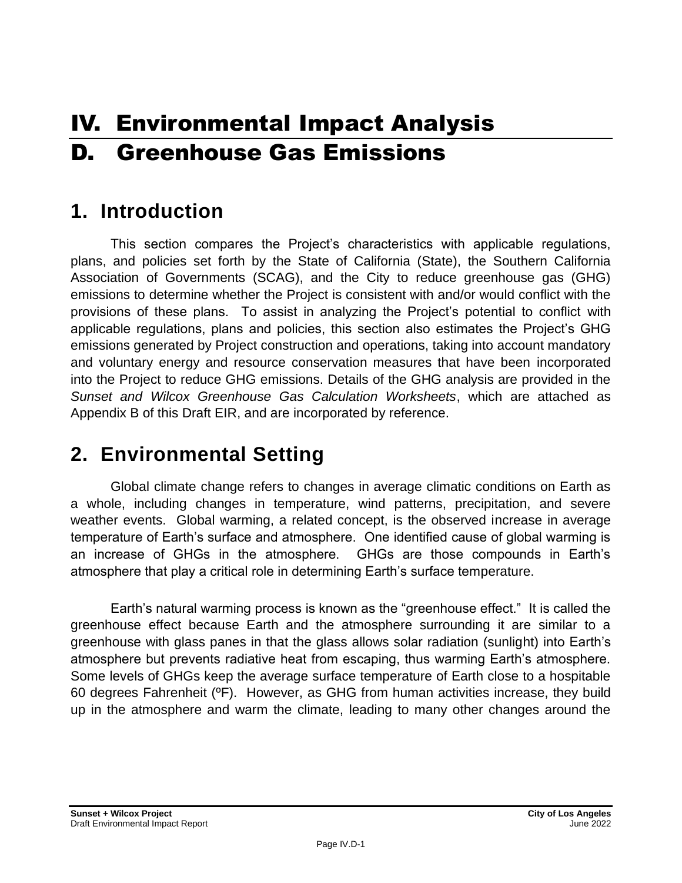# IV. Environmental Impact Analysis

# D. Greenhouse Gas Emissions

## 1. Introduction

This section compares the Project's characteristics with applicable regulations, plans, and policies set forth by the State of California (State), the Southern California Association of Governments (SCAG), and the City to reduce greenhouse gas (GHG) emissions to determine whether the Project is consistent with and/or would conflict with the provisions of these plans. To assist in analyzing the Project's potential to conflict with applicable regulations, plans and policies, this section also estimates the Project's GHG emissions generated by Project construction and operations, taking into account mandatory and voluntary energy and resource conservation measures that have been incorporated into the Project to reduce GHG emissions. Details of the GHG analysis are provided in the *Sunset and Wilcox Greenhouse Gas Calculation Worksheets*, which are attached as Appendix B of this Draft EIR, and are incorporated by reference.

## 2. Environmental Setting

Global climate change refers to changes in average climatic conditions on Earth as a whole, including changes in temperature, wind patterns, precipitation, and severe weather events. Global warming, a related concept, is the observed increase in average temperature of Earth's surface and atmosphere. One identified cause of global warming is an increase of GHGs in the atmosphere. GHGs are those compounds in Earth's atmosphere that play a critical role in determining Earth's surface temperature.

Earth's natural warming process is known as the "greenhouse effect." It is called the greenhouse effect because Earth and the atmosphere surrounding it are similar to a greenhouse with glass panes in that the glass allows solar radiation (sunlight) into Earth's atmosphere but prevents radiative heat from escaping, thus warming Earth's atmosphere. Some levels of GHGs keep the average surface temperature of Earth close to a hospitable 60 degrees Fahrenheit (ºF). However, as GHG from human activities increase, they build up in the atmosphere and warm the climate, leading to many other changes around the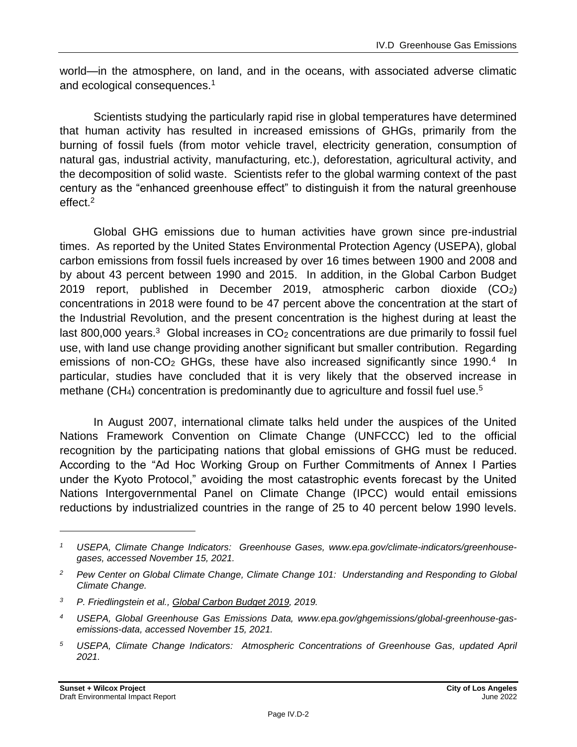world—in the atmosphere, on land, and in the oceans, with associated adverse climatic and ecological consequences.[1]

Scientists studying the particularly rapid rise in global temperatures have determined that human activity has resulted in increased emissions of GHGs, primarily from the burning of fossil fuels (from motor vehicle travel, electricity generation, consumption of natural gas, industrial activity, manufacturing, etc.), deforestation, agricultural activity, and the decomposition of solid waste. Scientists refer to the global warming context of the past century as the "enhanced greenhouse effect" to distinguish it from the natural greenhouse effect.[2]

Global GHG emissions due to human activities have grown since pre-industrial times. As reported by the United States Environmental Protection Agency (USEPA), global carbon emissions from fossil fuels increased by over 16 times between 1900 and 2008 and by about 43 percent between 1990 and 2015. In addition, in the Global Carbon Budget 2019 report, published in December 2019, atmospheric carbon dioxide ($CO_2$) concentrations in 2018 were found to be 47 percent above the concentration at the start of the Industrial Revolution, and the present concentration is the highest during at least the last 800,000 years.[3] Global increases in $CO_2$ concentrations are due primarily to fossil fuel use, with land use change providing another significant but smaller contribution. Regarding emissions of non-$CO_2$ GHGs, these have also increased significantly since 1990.[4] In particular, studies have concluded that it is very likely that the observed increase in methane ($CH_4$) concentration is predominantly due to agriculture and fossil fuel use.[5]

In August 2007, international climate talks held under the auspices of the United Nations Framework Convention on Climate Change (UNFCCC) led to the official recognition by the participating nations that global emissions of GHG must be reduced. According to the "Ad Hoc Working Group on Further Commitments of Annex I Parties under the Kyoto Protocol," avoiding the most catastrophic events forecast by the United Nations Intergovernmental Panel on Climate Change (IPCC) would entail emissions reductions by industrialized countries in the range of 25 to 40 percent below 1990 levels.

---

[1] *USEPA, Climate Change Indicators: Greenhouse Gases, www.epa.gov/climate-indicators/greenhouse-gases, accessed November 15, 2021.*

[2] *Pew Center on Global Climate Change, Climate Change 101: Understanding and Responding to Global Climate Change.*

[3] *P. Friedlingstein et al., Global Carbon Budget 2019, 2019.*

[4] *USEPA, Global Greenhouse Gas Emissions Data, www.epa.gov/ghgemissions/global-greenhouse-gas-emissions-data, accessed November 15, 2021.*

[5] *USEPA, Climate Change Indicators: Atmospheric Concentrations of Greenhouse Gas, updated April 2021.*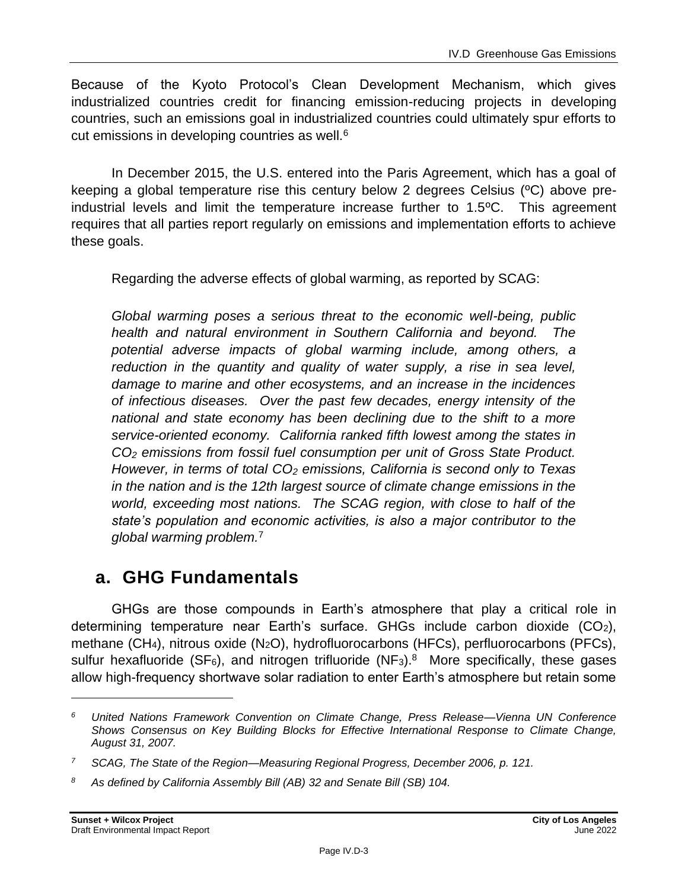Because of the Kyoto Protocol's Clean Development Mechanism, which gives industrialized countries credit for financing emission-reducing projects in developing countries, such an emissions goal in industrialized countries could ultimately spur efforts to cut emissions in developing countries as well.[6]

In December 2015, the U.S. entered into the Paris Agreement, which has a goal of keeping a global temperature rise this century below 2 degrees Celsius (ºC) above pre-industrial levels and limit the temperature increase further to 1.5ºC. This agreement requires that all parties report regularly on emissions and implementation efforts to achieve these goals.

Regarding the adverse effects of global warming, as reported by SCAG:

> *Global warming poses a serious threat to the economic well-being, public health and natural environment in Southern California and beyond. The potential adverse impacts of global warming include, among others, a reduction in the quantity and quality of water supply, a rise in sea level, damage to marine and other ecosystems, and an increase in the incidences of infectious diseases. Over the past few decades, energy intensity of the national and state economy has been declining due to the shift to a more service-oriented economy. California ranked fifth lowest among the states in $CO_2$ emissions from fossil fuel consumption per unit of Gross State Product. However, in terms of total $CO_2$ emissions, California is second only to Texas in the nation and is the 12th largest source of climate change emissions in the world, exceeding most nations. The SCAG region, with close to half of the state's population and economic activities, is also a major contributor to the global warming problem.*[7]

## a. GHG Fundamentals

GHGs are those compounds in Earth's atmosphere that play a critical role in determining temperature near Earth's surface. GHGs include carbon dioxide ($CO_2$), methane ($CH_4$), nitrous oxide ($N_2O$), hydrofluorocarbons (HFCs), perfluorocarbons (PFCs), sulfur hexafluoride ($SF_6$), and nitrogen trifluoride ($NF_3$).[8] More specifically, these gases allow high-frequency shortwave solar radiation to enter Earth's atmosphere but retain some

---

*[6] United Nations Framework Convention on Climate Change, Press Release—Vienna UN Conference Shows Consensus on Key Building Blocks for Effective International Response to Climate Change, August 31, 2007.*

*[7] SCAG, The State of the Region—Measuring Regional Progress, December 2006, p. 121.*

*[8] As defined by California Assembly Bill (AB) 32 and Senate Bill (SB) 104.*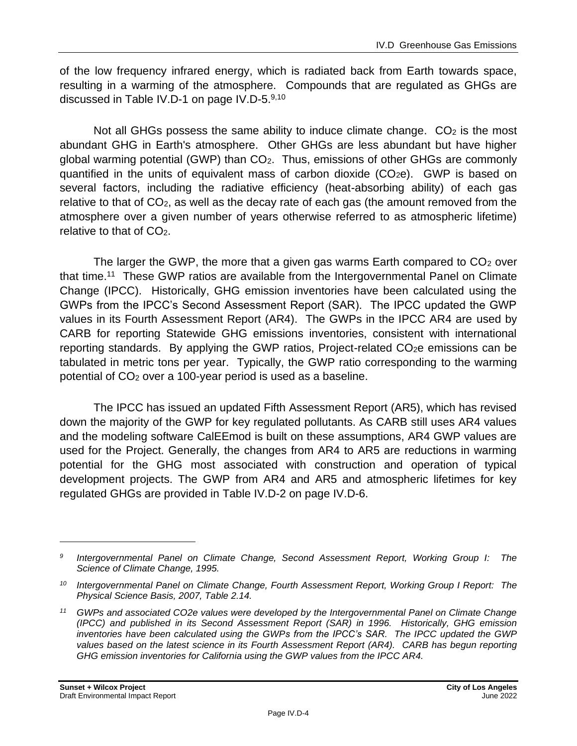of the low frequency infrared energy, which is radiated back from Earth towards space, resulting in a warming of the atmosphere. Compounds that are regulated as GHGs are discussed in Table IV.D-1 on page IV.D-5.[9,10]

Not all GHGs possess the same ability to induce climate change. $CO_2$ is the most abundant GHG in Earth's atmosphere. Other GHGs are less abundant but have higher global warming potential (GWP) than $CO_2$. Thus, emissions of other GHGs are commonly quantified in the units of equivalent mass of carbon dioxide ($CO_2e$). GWP is based on several factors, including the radiative efficiency (heat-absorbing ability) of each gas relative to that of $CO_2$, as well as the decay rate of each gas (the amount removed from the atmosphere over a given number of years otherwise referred to as atmospheric lifetime) relative to that of $CO_2$.

The larger the GWP, the more that a given gas warms Earth compared to $CO_2$ over that time.[11] These GWP ratios are available from the Intergovernmental Panel on Climate Change (IPCC). Historically, GHG emission inventories have been calculated using the GWPs from the IPCC's Second Assessment Report (SAR). The IPCC updated the GWP values in its Fourth Assessment Report (AR4). The GWPs in the IPCC AR4 are used by CARB for reporting Statewide GHG emissions inventories, consistent with international reporting standards. By applying the GWP ratios, Project-related $CO_2e$ emissions can be tabulated in metric tons per year. Typically, the GWP ratio corresponding to the warming potential of $CO_2$ over a 100-year period is used as a baseline.

The IPCC has issued an updated Fifth Assessment Report (AR5), which has revised down the majority of the GWP for key regulated pollutants. As CARB still uses AR4 values and the modeling software CalEEmod is built on these assumptions, AR4 GWP values are used for the Project. Generally, the changes from AR4 to AR5 are reductions in warming potential for the GHG most associated with construction and operation of typical development projects. The GWP from AR4 and AR5 and atmospheric lifetimes for key regulated GHGs are provided in Table IV.D-2 on page IV.D-6.

---

[9] *Intergovernmental Panel on Climate Change, Second Assessment Report, Working Group I: The Science of Climate Change, 1995.*

[10] *Intergovernmental Panel on Climate Change, Fourth Assessment Report, Working Group I Report: The Physical Science Basis, 2007, Table 2.14.*

[11] *GWPs and associated CO2e values were developed by the Intergovernmental Panel on Climate Change (IPCC) and published in its Second Assessment Report (SAR) in 1996. Historically, GHG emission inventories have been calculated using the GWPs from the IPCC's SAR. The IPCC updated the GWP values based on the latest science in its Fourth Assessment Report (AR4). CARB has begun reporting GHG emission inventories for California using the GWP values from the IPCC AR4.*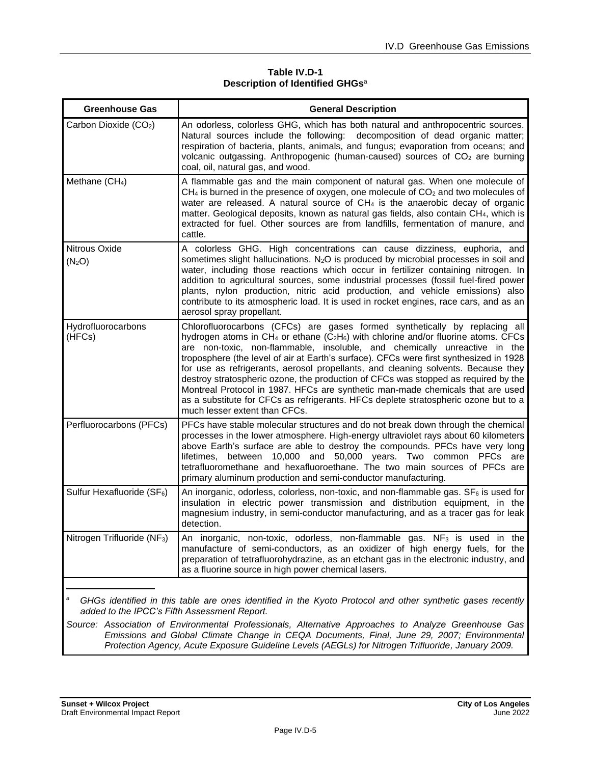**Table IV.D-1**
**Description of Identified GHGs**[a]

| Greenhouse Gas | General Description |
|---|---|
| Carbon Dioxide ($CO_2$) | An odorless, colorless GHG, which has both natural and anthropocentric sources. Natural sources include the following: decomposition of dead organic matter; respiration of bacteria, plants, animals, and fungus; evaporation from oceans; and volcanic outgassing. Anthropogenic (human-caused) sources of $CO_2$ are burning coal, oil, natural gas, and wood. |
| Methane ($CH_4$) | A flammable gas and the main component of natural gas. When one molecule of $CH_4$ is burned in the presence of oxygen, one molecule of $CO_2$ and two molecules of water are released. A natural source of $CH_4$ is the anaerobic decay of organic matter. Geological deposits, known as natural gas fields, also contain $CH_4$, which is extracted for fuel. Other sources are from landfills, fermentation of manure, and cattle. |
| Nitrous Oxide ($N_2O$) | A colorless GHG. High concentrations can cause dizziness, euphoria, and sometimes slight hallucinations. $N_2O$ is produced by microbial processes in soil and water, including those reactions which occur in fertilizer containing nitrogen. In addition to agricultural sources, some industrial processes (fossil fuel-fired power plants, nylon production, nitric acid production, and vehicle emissions) also contribute to its atmospheric load. It is used in rocket engines, race cars, and as an aerosol spray propellant. |
| Hydrofluorocarbons (HFCs) | Chlorofluorocarbons (CFCs) are gases formed synthetically by replacing all hydrogen atoms in $CH_4$ or ethane ($C_2H_6$) with chlorine and/or fluorine atoms. CFCs are non-toxic, non-flammable, insoluble, and chemically unreactive in the troposphere (the level of air at Earth's surface). CFCs were first synthesized in 1928 for use as refrigerants, aerosol propellants, and cleaning solvents. Because they destroy stratospheric ozone, the production of CFCs was stopped as required by the Montreal Protocol in 1987. HFCs are synthetic man-made chemicals that are used as a substitute for CFCs as refrigerants. HFCs deplete stratospheric ozone but to a much lesser extent than CFCs. |
| Perfluorocarbons (PFCs) | PFCs have stable molecular structures and do not break down through the chemical processes in the lower atmosphere. High-energy ultraviolet rays about 60 kilometers above Earth's surface are able to destroy the compounds. PFCs have very long lifetimes, between 10,000 and 50,000 years. Two common PFCs are tetrafluoromethane and hexafluoroethane. The two main sources of PFCs are primary aluminum production and semi-conductor manufacturing. |
| Sulfur Hexafluoride ($SF_6$) | An inorganic, odorless, colorless, non-toxic, and non-flammable gas. $SF_6$ is used for insulation in electric power transmission and distribution equipment, in the magnesium industry, in semi-conductor manufacturing, and as a tracer gas for leak detection. |
| Nitrogen Trifluoride ($NF_3$) | An inorganic, non-toxic, odorless, non-flammable gas. $NF_3$ is used in the manufacture of semi-conductors, as an oxidizer of high energy fuels, for the preparation of tetrafluorohydrazine, as an etchant gas in the electronic industry, and as a fluorine source in high power chemical lasers. |

*[a] GHGs identified in this table are ones identified in the Kyoto Protocol and other synthetic gases recently added to the IPCC's Fifth Assessment Report.*

*Source: Association of Environmental Professionals, Alternative Approaches to Analyze Greenhouse Gas Emissions and Global Climate Change in CEQA Documents, Final, June 29, 2007; Environmental Protection Agency, Acute Exposure Guideline Levels (AEGLs) for Nitrogen Trifluoride, January 2009.*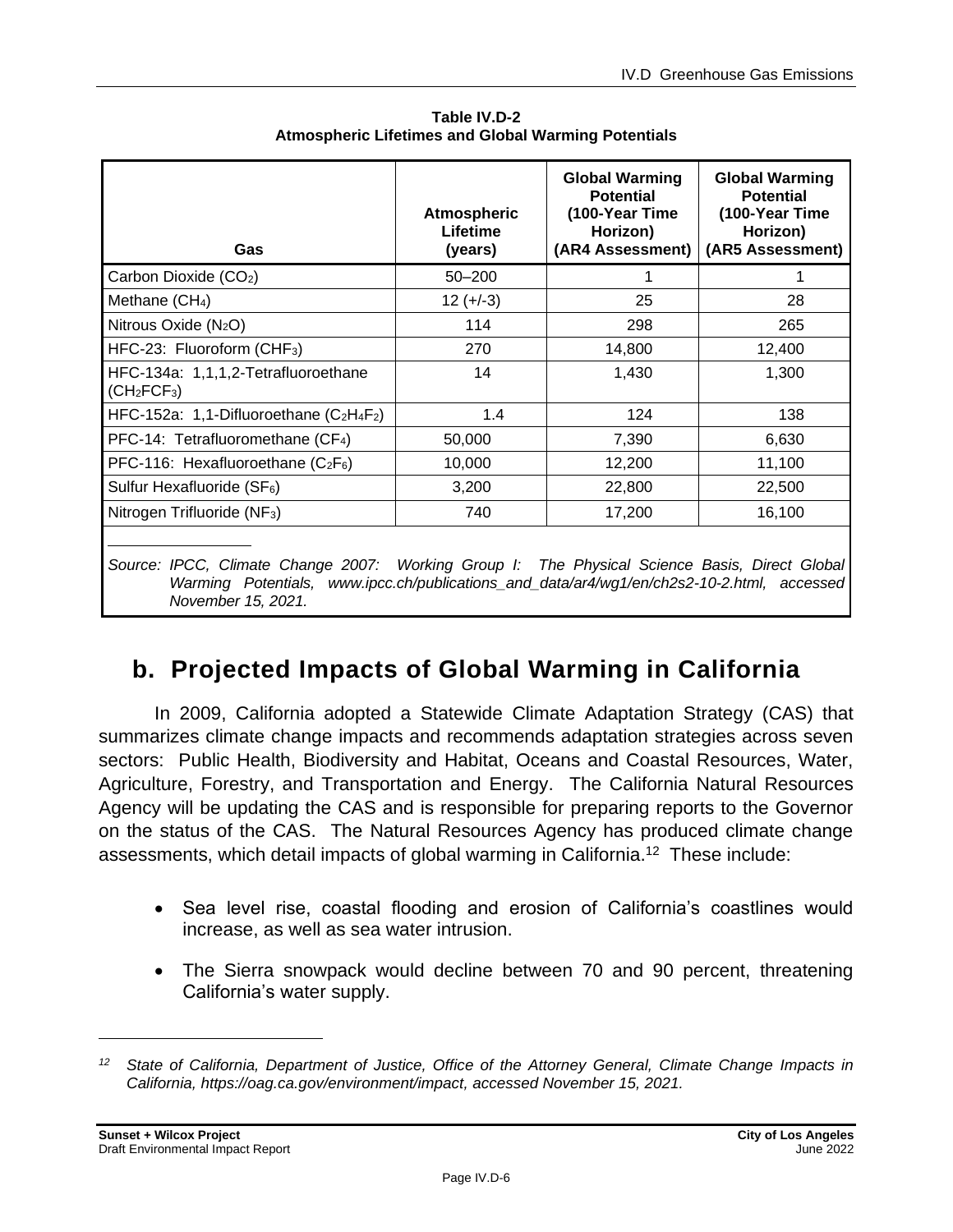**Table IV.D-2**
**Atmospheric Lifetimes and Global Warming Potentials**

| Gas | Atmospheric Lifetime (years) | Global Warming Potential (100-Year Time Horizon) (AR4 Assessment) | Global Warming Potential (100-Year Time Horizon) (AR5 Assessment) |
|---|---|---|---|
| Carbon Dioxide ($CO_2$) | 50–200 | 1 | 1 |
| Methane ($CH_4$) | 12 (+/-3) | 25 | 28 |
| Nitrous Oxide ($N_2O$) | 114 | 298 | 265 |
| HFC-23: Fluoroform ($CHF_3$) | 270 | 14,800 | 12,400 |
| HFC-134a: 1,1,1,2-Tetrafluoroethane ($CH_2FCF_3$) | 14 | 1,430 | 1,300 |
| HFC-152a: 1,1-Difluoroethane ($C_2H_4F_2$) | 1.4 | 124 | 138 |
| PFC-14: Tetrafluoromethane ($CF_4$) | 50,000 | 7,390 | 6,630 |
| PFC-116: Hexafluoroethane ($C_2F_6$) | 10,000 | 12,200 | 11,100 |
| Sulfur Hexafluoride ($SF_6$) | 3,200 | 22,800 | 22,500 |
| Nitrogen Trifluoride ($NF_3$) | 740 | 17,200 | 16,100 |

*Source: IPCC, Climate Change 2007: Working Group I: The Physical Science Basis, Direct Global Warming Potentials, www.ipcc.ch/publications_and_data/ar4/wg1/en/ch2s2-10-2.html, accessed November 15, 2021.*

## b. Projected Impacts of Global Warming in California

In 2009, California adopted a Statewide Climate Adaptation Strategy (CAS) that summarizes climate change impacts and recommends adaptation strategies across seven sectors: Public Health, Biodiversity and Habitat, Oceans and Coastal Resources, Water, Agriculture, Forestry, and Transportation and Energy. The California Natural Resources Agency will be updating the CAS and is responsible for preparing reports to the Governor on the status of the CAS. The Natural Resources Agency has produced climate change assessments, which detail impacts of global warming in California.[12] These include:

- Sea level rise, coastal flooding and erosion of California's coastlines would increase, as well as sea water intrusion.
- The Sierra snowpack would decline between 70 and 90 percent, threatening California's water supply.

---

[12] *State of California, Department of Justice, Office of the Attorney General, Climate Change Impacts in California, https://oag.ca.gov/environment/impact, accessed November 15, 2021.*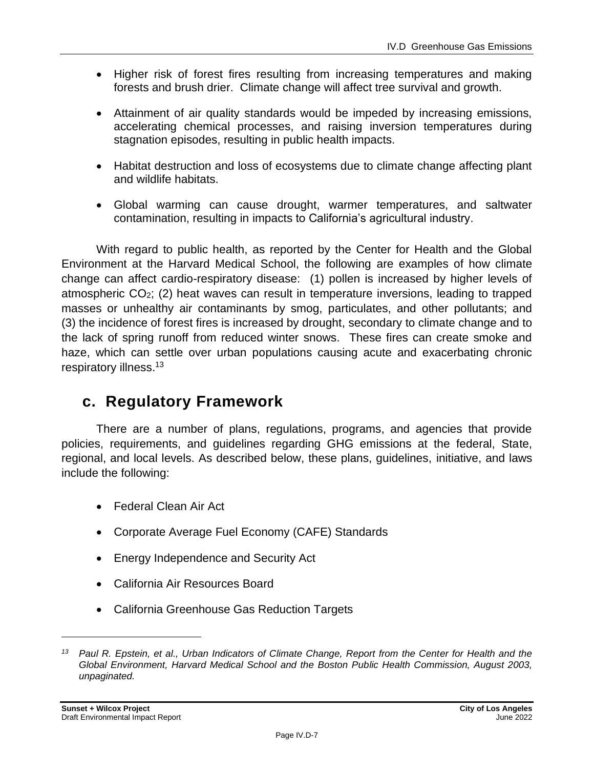- Higher risk of forest fires resulting from increasing temperatures and making forests and brush drier. Climate change will affect tree survival and growth.
- Attainment of air quality standards would be impeded by increasing emissions, accelerating chemical processes, and raising inversion temperatures during stagnation episodes, resulting in public health impacts.
- Habitat destruction and loss of ecosystems due to climate change affecting plant and wildlife habitats.
- Global warming can cause drought, warmer temperatures, and saltwater contamination, resulting in impacts to California's agricultural industry.

With regard to public health, as reported by the Center for Health and the Global Environment at the Harvard Medical School, the following are examples of how climate change can affect cardio-respiratory disease: (1) pollen is increased by higher levels of atmospheric $CO_2$; (2) heat waves can result in temperature inversions, leading to trapped masses or unhealthy air contaminants by smog, particulates, and other pollutants; and (3) the incidence of forest fires is increased by drought, secondary to climate change and to the lack of spring runoff from reduced winter snows. These fires can create smoke and haze, which can settle over urban populations causing acute and exacerbating chronic respiratory illness.[13]

## c. Regulatory Framework

There are a number of plans, regulations, programs, and agencies that provide policies, requirements, and guidelines regarding GHG emissions at the federal, State, regional, and local levels. As described below, these plans, guidelines, initiative, and laws include the following:

- Federal Clean Air Act
- Corporate Average Fuel Economy (CAFE) Standards
- Energy Independence and Security Act
- California Air Resources Board
- California Greenhouse Gas Reduction Targets

[13] *Paul R. Epstein, et al., Urban Indicators of Climate Change, Report from the Center for Health and the Global Environment, Harvard Medical School and the Boston Public Health Commission, August 2003, unpaginated.*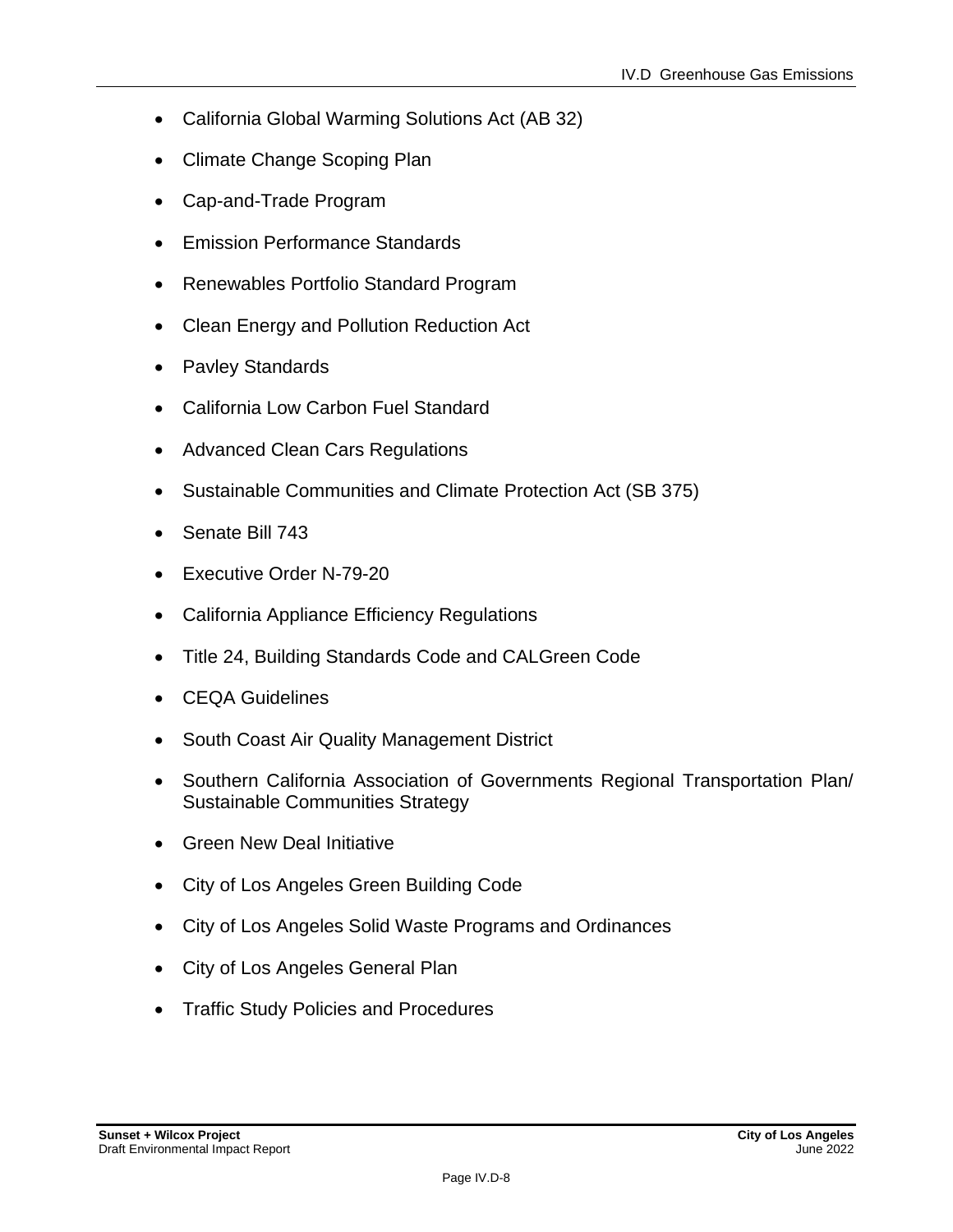- California Global Warming Solutions Act (AB 32)
- Climate Change Scoping Plan
- Cap-and-Trade Program
- Emission Performance Standards
- Renewables Portfolio Standard Program
- Clean Energy and Pollution Reduction Act
- Pavley Standards
- California Low Carbon Fuel Standard
- Advanced Clean Cars Regulations
- Sustainable Communities and Climate Protection Act (SB 375)
- Senate Bill 743
- Executive Order N-79-20
- California Appliance Efficiency Regulations
- Title 24, Building Standards Code and CALGreen Code
- CEQA Guidelines
- South Coast Air Quality Management District
- Southern California Association of Governments Regional Transportation Plan/ Sustainable Communities Strategy
- Green New Deal Initiative
- City of Los Angeles Green Building Code
- City of Los Angeles Solid Waste Programs and Ordinances
- City of Los Angeles General Plan
- Traffic Study Policies and Procedures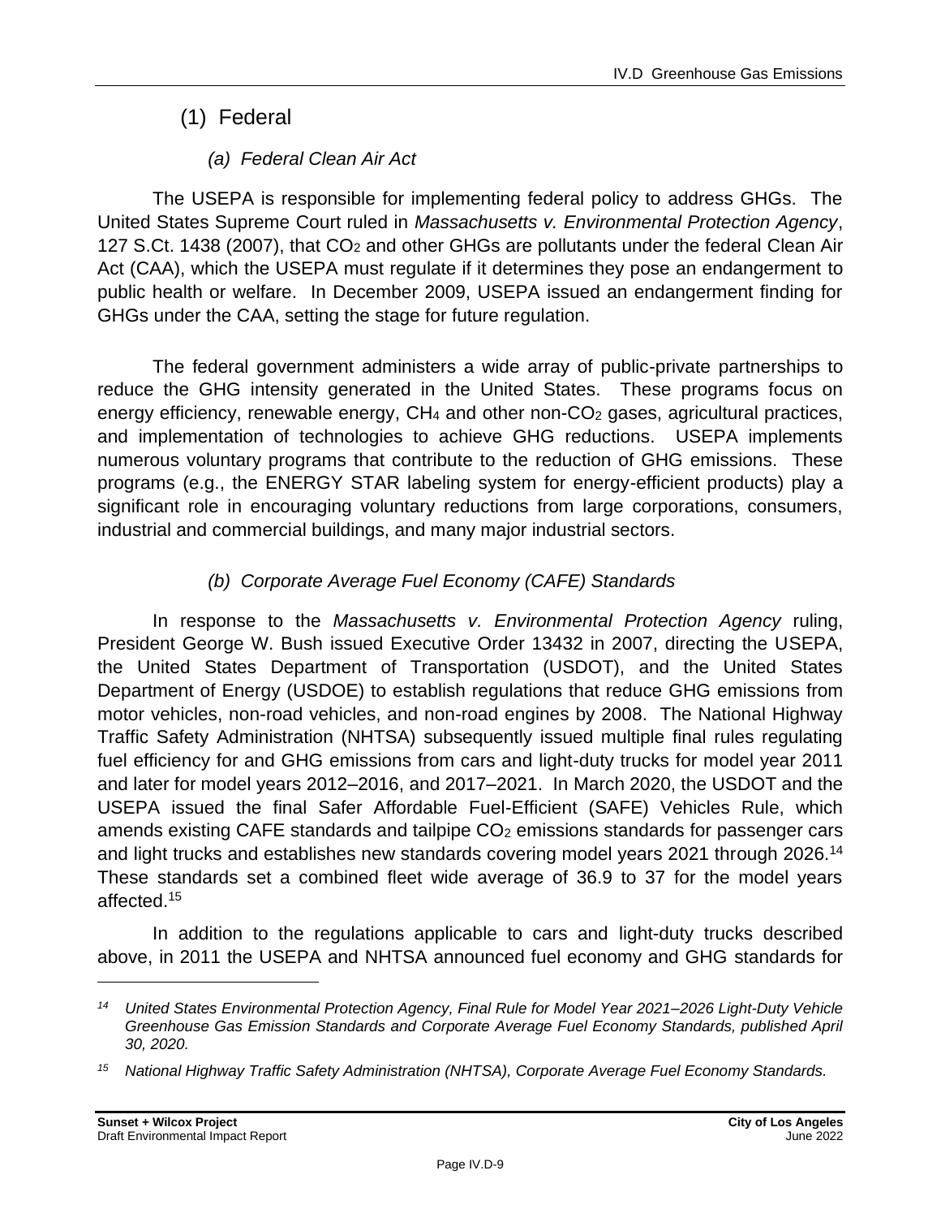## (1) Federal

### *(a) Federal Clean Air Act*

The USEPA is responsible for implementing federal policy to address GHGs. The United States Supreme Court ruled in *Massachusetts v. Environmental Protection Agency*, 127 S.Ct. 1438 (2007), that $CO_2$ and other GHGs are pollutants under the federal Clean Air Act (CAA), which the USEPA must regulate if it determines they pose an endangerment to public health or welfare. In December 2009, USEPA issued an endangerment finding for GHGs under the CAA, setting the stage for future regulation.

The federal government administers a wide array of public-private partnerships to reduce the GHG intensity generated in the United States. These programs focus on energy efficiency, renewable energy, $CH_4$ and other non-$CO_2$ gases, agricultural practices, and implementation of technologies to achieve GHG reductions. USEPA implements numerous voluntary programs that contribute to the reduction of GHG emissions. These programs (e.g., the ENERGY STAR labeling system for energy-efficient products) play a significant role in encouraging voluntary reductions from large corporations, consumers, industrial and commercial buildings, and many major industrial sectors.

### *(b) Corporate Average Fuel Economy (CAFE) Standards*

In response to the *Massachusetts v. Environmental Protection Agency* ruling, President George W. Bush issued Executive Order 13432 in 2007, directing the USEPA, the United States Department of Transportation (USDOT), and the United States Department of Energy (USDOE) to establish regulations that reduce GHG emissions from motor vehicles, non-road vehicles, and non-road engines by 2008. The National Highway Traffic Safety Administration (NHTSA) subsequently issued multiple final rules regulating fuel efficiency for and GHG emissions from cars and light-duty trucks for model year 2011 and later for model years 2012–2016, and 2017–2021. In March 2020, the USDOT and the USEPA issued the final Safer Affordable Fuel-Efficient (SAFE) Vehicles Rule, which amends existing CAFE standards and tailpipe $CO_2$ emissions standards for passenger cars and light trucks and establishes new standards covering model years 2021 through 2026.[14] These standards set a combined fleet wide average of 36.9 to 37 for the model years affected.[15]

In addition to the regulations applicable to cars and light-duty trucks described above, in 2011 the USEPA and NHTSA announced fuel economy and GHG standards for

---

[14] *United States Environmental Protection Agency, Final Rule for Model Year 2021–2026 Light-Duty Vehicle Greenhouse Gas Emission Standards and Corporate Average Fuel Economy Standards, published April 30, 2020.*

[15] *National Highway Traffic Safety Administration (NHTSA), Corporate Average Fuel Economy Standards.*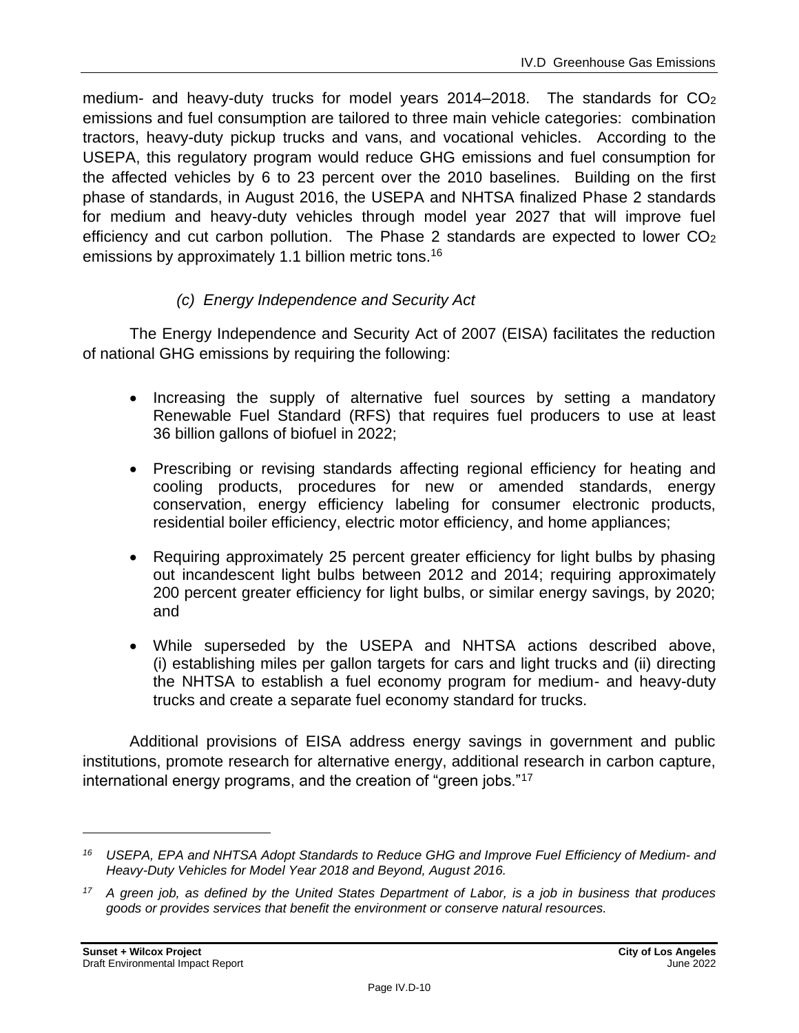medium- and heavy-duty trucks for model years 2014–2018. The standards for $CO_2$ emissions and fuel consumption are tailored to three main vehicle categories: combination tractors, heavy-duty pickup trucks and vans, and vocational vehicles. According to the USEPA, this regulatory program would reduce GHG emissions and fuel consumption for the affected vehicles by 6 to 23 percent over the 2010 baselines. Building on the first phase of standards, in August 2016, the USEPA and NHTSA finalized Phase 2 standards for medium and heavy-duty vehicles through model year 2027 that will improve fuel efficiency and cut carbon pollution. The Phase 2 standards are expected to lower $CO_2$ emissions by approximately 1.1 billion metric tons.[16]

#### *(c) Energy Independence and Security Act*

The Energy Independence and Security Act of 2007 (EISA) facilitates the reduction of national GHG emissions by requiring the following:

- Increasing the supply of alternative fuel sources by setting a mandatory Renewable Fuel Standard (RFS) that requires fuel producers to use at least 36 billion gallons of biofuel in 2022;
- Prescribing or revising standards affecting regional efficiency for heating and cooling products, procedures for new or amended standards, energy conservation, energy efficiency labeling for consumer electronic products, residential boiler efficiency, electric motor efficiency, and home appliances;
- Requiring approximately 25 percent greater efficiency for light bulbs by phasing out incandescent light bulbs between 2012 and 2014; requiring approximately 200 percent greater efficiency for light bulbs, or similar energy savings, by 2020; and
- While superseded by the USEPA and NHTSA actions described above, (i) establishing miles per gallon targets for cars and light trucks and (ii) directing the NHTSA to establish a fuel economy program for medium- and heavy-duty trucks and create a separate fuel economy standard for trucks.

Additional provisions of EISA address energy savings in government and public institutions, promote research for alternative energy, additional research in carbon capture, international energy programs, and the creation of "green jobs."[17]

---

*[16] USEPA, EPA and NHTSA Adopt Standards to Reduce GHG and Improve Fuel Efficiency of Medium- and Heavy-Duty Vehicles for Model Year 2018 and Beyond, August 2016.*

*[17] A green job, as defined by the United States Department of Labor, is a job in business that produces goods or provides services that benefit the environment or conserve natural resources.*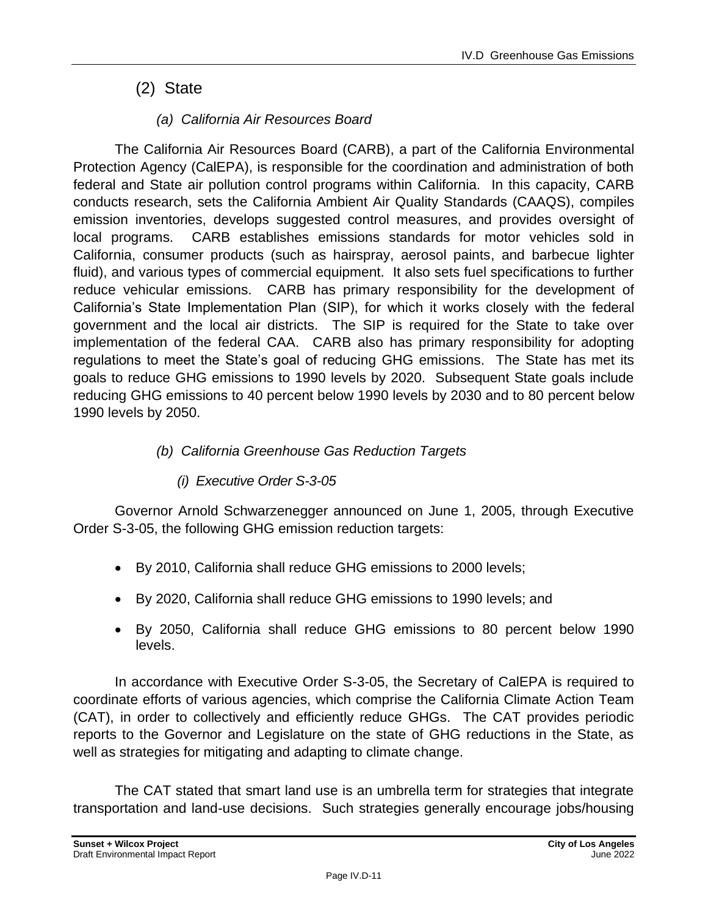## (2) State

### *(a) California Air Resources Board*

The California Air Resources Board (CARB), a part of the California Environmental Protection Agency (CalEPA), is responsible for the coordination and administration of both federal and State air pollution control programs within California. In this capacity, CARB conducts research, sets the California Ambient Air Quality Standards (CAAQS), compiles emission inventories, develops suggested control measures, and provides oversight of local programs. CARB establishes emissions standards for motor vehicles sold in California, consumer products (such as hairspray, aerosol paints, and barbecue lighter fluid), and various types of commercial equipment. It also sets fuel specifications to further reduce vehicular emissions. CARB has primary responsibility for the development of California's State Implementation Plan (SIP), for which it works closely with the federal government and the local air districts. The SIP is required for the State to take over implementation of the federal CAA. CARB also has primary responsibility for adopting regulations to meet the State's goal of reducing GHG emissions. The State has met its goals to reduce GHG emissions to 1990 levels by 2020. Subsequent State goals include reducing GHG emissions to 40 percent below 1990 levels by 2030 and to 80 percent below 1990 levels by 2050.

### *(b) California Greenhouse Gas Reduction Targets*

#### *(i) Executive Order S-3-05*

Governor Arnold Schwarzenegger announced on June 1, 2005, through Executive Order S-3-05, the following GHG emission reduction targets:

- By 2010, California shall reduce GHG emissions to 2000 levels;
- By 2020, California shall reduce GHG emissions to 1990 levels; and
- By 2050, California shall reduce GHG emissions to 80 percent below 1990 levels.

In accordance with Executive Order S-3-05, the Secretary of CalEPA is required to coordinate efforts of various agencies, which comprise the California Climate Action Team (CAT), in order to collectively and efficiently reduce GHGs. The CAT provides periodic reports to the Governor and Legislature on the state of GHG reductions in the State, as well as strategies for mitigating and adapting to climate change.

The CAT stated that smart land use is an umbrella term for strategies that integrate transportation and land-use decisions. Such strategies generally encourage jobs/housing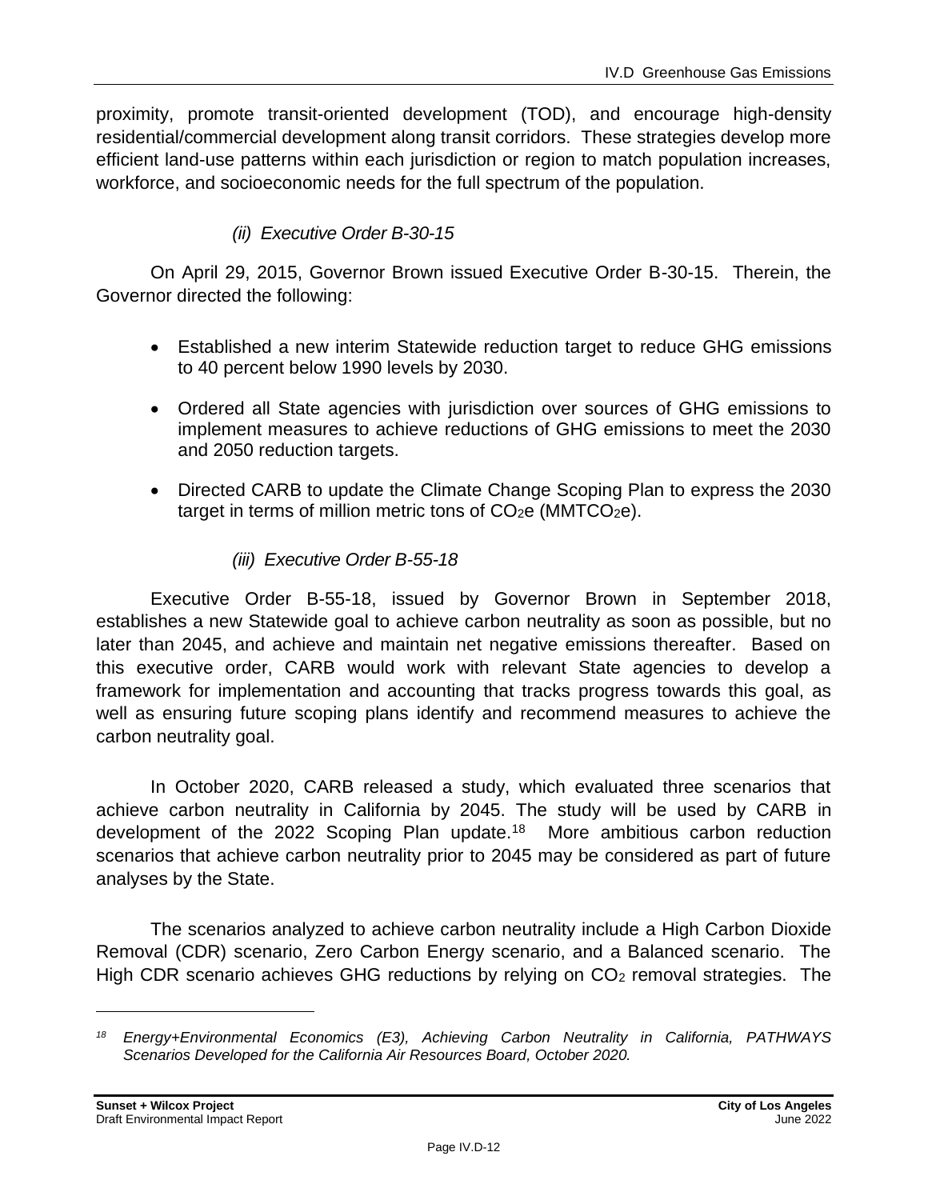proximity, promote transit-oriented development (TOD), and encourage high-density residential/commercial development along transit corridors. These strategies develop more efficient land-use patterns within each jurisdiction or region to match population increases, workforce, and socioeconomic needs for the full spectrum of the population.

#### *(ii) Executive Order B-30-15*

On April 29, 2015, Governor Brown issued Executive Order B-30-15. Therein, the Governor directed the following:

- Established a new interim Statewide reduction target to reduce GHG emissions to 40 percent below 1990 levels by 2030.
- Ordered all State agencies with jurisdiction over sources of GHG emissions to implement measures to achieve reductions of GHG emissions to meet the 2030 and 2050 reduction targets.
- Directed CARB to update the Climate Change Scoping Plan to express the 2030 target in terms of million metric tons of $CO_2e$ ($MMTCO_2e$).

#### *(iii) Executive Order B-55-18*

Executive Order B-55-18, issued by Governor Brown in September 2018, establishes a new Statewide goal to achieve carbon neutrality as soon as possible, but no later than 2045, and achieve and maintain net negative emissions thereafter. Based on this executive order, CARB would work with relevant State agencies to develop a framework for implementation and accounting that tracks progress towards this goal, as well as ensuring future scoping plans identify and recommend measures to achieve the carbon neutrality goal.

In October 2020, CARB released a study, which evaluated three scenarios that achieve carbon neutrality in California by 2045. The study will be used by CARB in development of the 2022 Scoping Plan update.[18] More ambitious carbon reduction scenarios that achieve carbon neutrality prior to 2045 may be considered as part of future analyses by the State.

The scenarios analyzed to achieve carbon neutrality include a High Carbon Dioxide Removal (CDR) scenario, Zero Carbon Energy scenario, and a Balanced scenario. The High CDR scenario achieves GHG reductions by relying on $CO_2$ removal strategies. The

---

[18] *Energy+Environmental Economics (E3), Achieving Carbon Neutrality in California, PATHWAYS Scenarios Developed for the California Air Resources Board, October 2020.*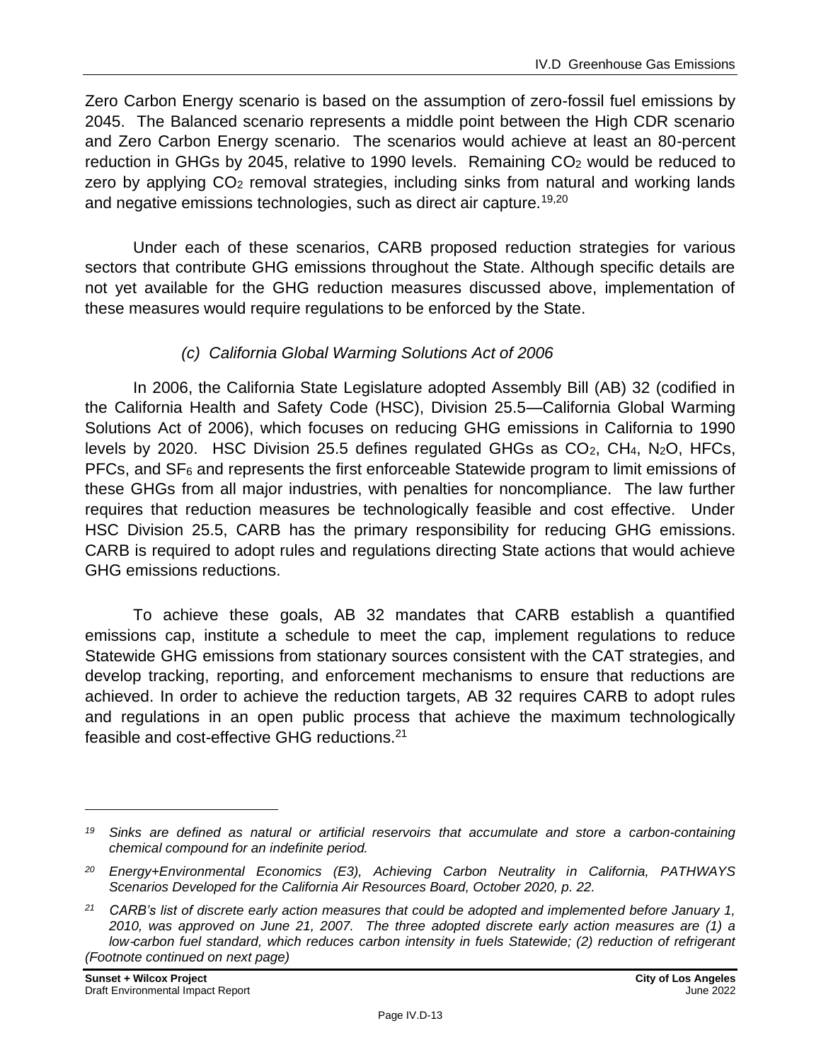Zero Carbon Energy scenario is based on the assumption of zero-fossil fuel emissions by 2045. The Balanced scenario represents a middle point between the High CDR scenario and Zero Carbon Energy scenario. The scenarios would achieve at least an 80-percent reduction in GHGs by 2045, relative to 1990 levels. Remaining $CO_2$ would be reduced to zero by applying $CO_2$ removal strategies, including sinks from natural and working lands and negative emissions technologies, such as direct air capture.[19,20]

Under each of these scenarios, CARB proposed reduction strategies for various sectors that contribute GHG emissions throughout the State. Although specific details are not yet available for the GHG reduction measures discussed above, implementation of these measures would require regulations to be enforced by the State.

*(c) California Global Warming Solutions Act of 2006*

In 2006, the California State Legislature adopted Assembly Bill (AB) 32 (codified in the California Health and Safety Code (HSC), Division 25.5—California Global Warming Solutions Act of 2006), which focuses on reducing GHG emissions in California to 1990 levels by 2020. HSC Division 25.5 defines regulated GHGs as $CO_2$, $CH_4$, $N_2O$, HFCs, PFCs, and $SF_6$ and represents the first enforceable Statewide program to limit emissions of these GHGs from all major industries, with penalties for noncompliance. The law further requires that reduction measures be technologically feasible and cost effective. Under HSC Division 25.5, CARB has the primary responsibility for reducing GHG emissions. CARB is required to adopt rules and regulations directing State actions that would achieve GHG emissions reductions.

To achieve these goals, AB 32 mandates that CARB establish a quantified emissions cap, institute a schedule to meet the cap, implement regulations to reduce Statewide GHG emissions from stationary sources consistent with the CAT strategies, and develop tracking, reporting, and enforcement mechanisms to ensure that reductions are achieved. In order to achieve the reduction targets, AB 32 requires CARB to adopt rules and regulations in an open public process that achieve the maximum technologically feasible and cost-effective GHG reductions.[21]

---

*[19] Sinks are defined as natural or artificial reservoirs that accumulate and store a carbon-containing chemical compound for an indefinite period.*

*[20] Energy+Environmental Economics (E3), Achieving Carbon Neutrality in California, PATHWAYS Scenarios Developed for the California Air Resources Board, October 2020, p. 22.*

*[21] CARB's list of discrete early action measures that could be adopted and implemented before January 1, 2010, was approved on June 21, 2007. The three adopted discrete early action measures are (1) a low-carbon fuel standard, which reduces carbon intensity in fuels Statewide; (2) reduction of refrigerant*

*(Footnote continued on next page)*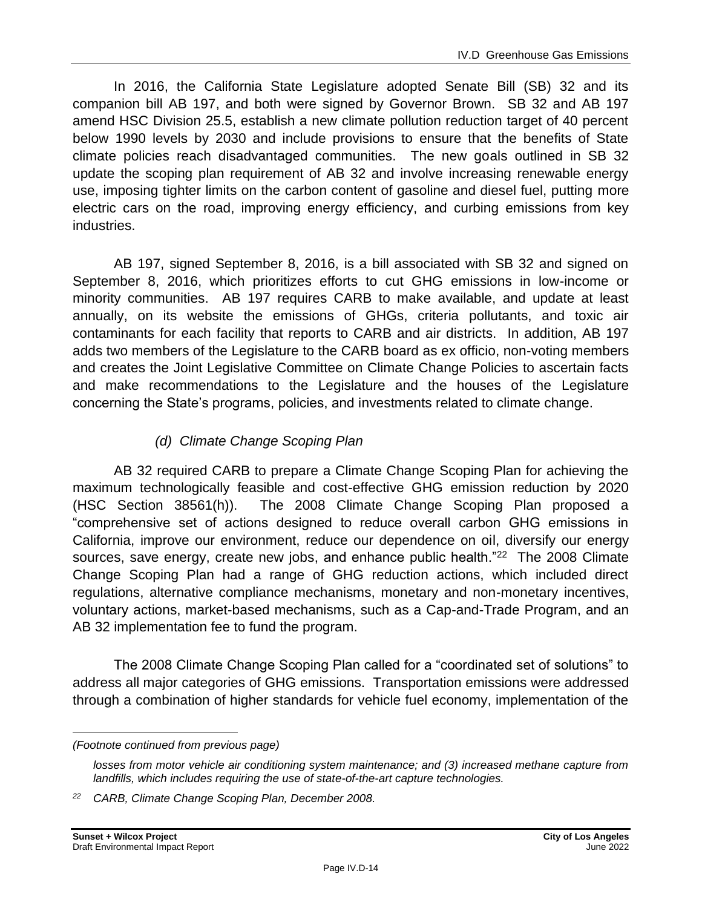In 2016, the California State Legislature adopted Senate Bill (SB) 32 and its companion bill AB 197, and both were signed by Governor Brown. SB 32 and AB 197 amend HSC Division 25.5, establish a new climate pollution reduction target of 40 percent below 1990 levels by 2030 and include provisions to ensure that the benefits of State climate policies reach disadvantaged communities. The new goals outlined in SB 32 update the scoping plan requirement of AB 32 and involve increasing renewable energy use, imposing tighter limits on the carbon content of gasoline and diesel fuel, putting more electric cars on the road, improving energy efficiency, and curbing emissions from key industries.

AB 197, signed September 8, 2016, is a bill associated with SB 32 and signed on September 8, 2016, which prioritizes efforts to cut GHG emissions in low-income or minority communities. AB 197 requires CARB to make available, and update at least annually, on its website the emissions of GHGs, criteria pollutants, and toxic air contaminants for each facility that reports to CARB and air districts. In addition, AB 197 adds two members of the Legislature to the CARB board as ex officio, non-voting members and creates the Joint Legislative Committee on Climate Change Policies to ascertain facts and make recommendations to the Legislature and the houses of the Legislature concerning the State's programs, policies, and investments related to climate change.

#### *(d) Climate Change Scoping Plan*

AB 32 required CARB to prepare a Climate Change Scoping Plan for achieving the maximum technologically feasible and cost-effective GHG emission reduction by 2020 (HSC Section 38561(h)). The 2008 Climate Change Scoping Plan proposed a "comprehensive set of actions designed to reduce overall carbon GHG emissions in California, improve our environment, reduce our dependence on oil, diversify our energy sources, save energy, create new jobs, and enhance public health."[22] The 2008 Climate Change Scoping Plan had a range of GHG reduction actions, which included direct regulations, alternative compliance mechanisms, monetary and non-monetary incentives, voluntary actions, market-based mechanisms, such as a Cap-and-Trade Program, and an AB 32 implementation fee to fund the program.

The 2008 Climate Change Scoping Plan called for a "coordinated set of solutions" to address all major categories of GHG emissions. Transportation emissions were addressed through a combination of higher standards for vehicle fuel economy, implementation of the

---

*(Footnote continued from previous page)*

*losses from motor vehicle air conditioning system maintenance; and (3) increased methane capture from landfills, which includes requiring the use of state-of-the-art capture technologies.*

[22] *CARB, Climate Change Scoping Plan, December 2008.*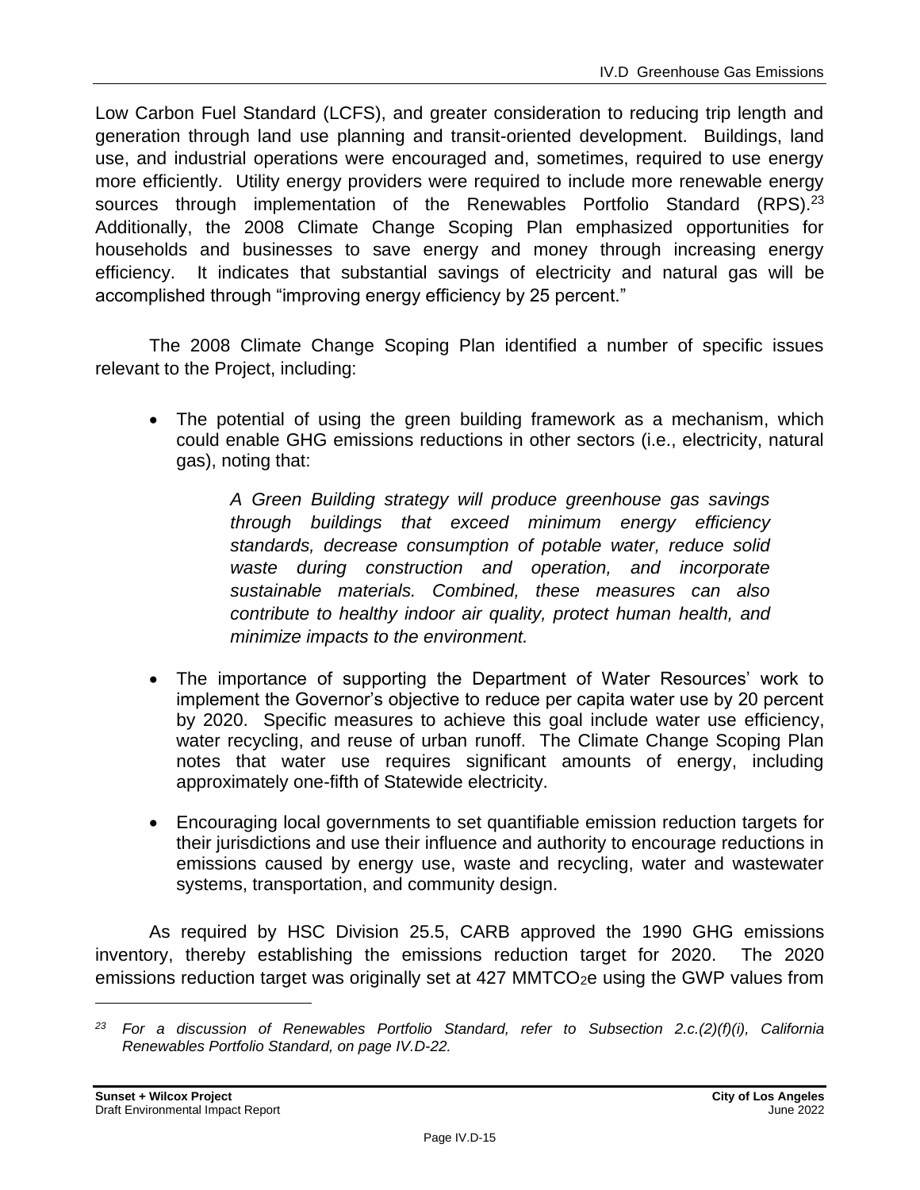Low Carbon Fuel Standard (LCFS), and greater consideration to reducing trip length and generation through land use planning and transit-oriented development. Buildings, land use, and industrial operations were encouraged and, sometimes, required to use energy more efficiently. Utility energy providers were required to include more renewable energy sources through implementation of the Renewables Portfolio Standard (RPS).[23] Additionally, the 2008 Climate Change Scoping Plan emphasized opportunities for households and businesses to save energy and money through increasing energy efficiency. It indicates that substantial savings of electricity and natural gas will be accomplished through "improving energy efficiency by 25 percent."

The 2008 Climate Change Scoping Plan identified a number of specific issues relevant to the Project, including:

- The potential of using the green building framework as a mechanism, which could enable GHG emissions reductions in other sectors (i.e., electricity, natural gas), noting that:

  > *A Green Building strategy will produce greenhouse gas savings through buildings that exceed minimum energy efficiency standards, decrease consumption of potable water, reduce solid waste during construction and operation, and incorporate sustainable materials. Combined, these measures can also contribute to healthy indoor air quality, protect human health, and minimize impacts to the environment.*

- The importance of supporting the Department of Water Resources' work to implement the Governor's objective to reduce per capita water use by 20 percent by 2020. Specific measures to achieve this goal include water use efficiency, water recycling, and reuse of urban runoff. The Climate Change Scoping Plan notes that water use requires significant amounts of energy, including approximately one-fifth of Statewide electricity.

- Encouraging local governments to set quantifiable emission reduction targets for their jurisdictions and use their influence and authority to encourage reductions in emissions caused by energy use, waste and recycling, water and wastewater systems, transportation, and community design.

As required by HSC Division 25.5, CARB approved the 1990 GHG emissions inventory, thereby establishing the emissions reduction target for 2020. The 2020 emissions reduction target was originally set at 427 $MMTCO_2e$ using the GWP values from

---

[23] *For a discussion of Renewables Portfolio Standard, refer to Subsection 2.c.(2)(f)(i), California Renewables Portfolio Standard, on page IV.D-22.*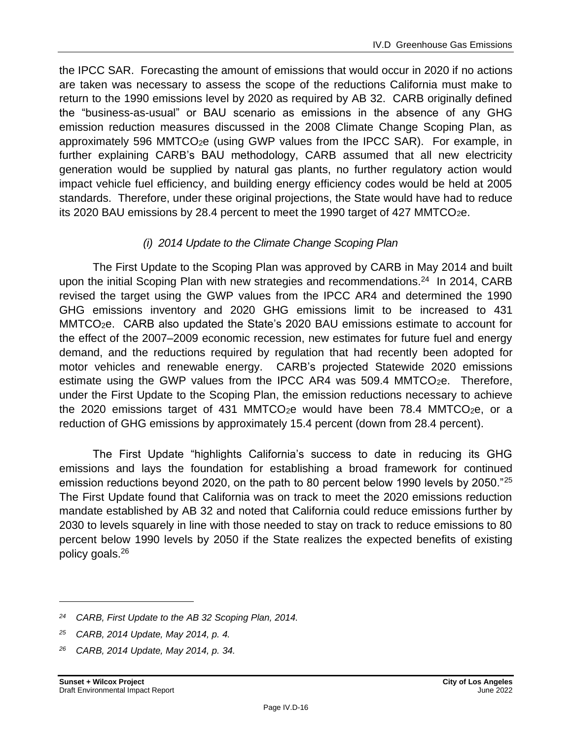the IPCC SAR. Forecasting the amount of emissions that would occur in 2020 if no actions are taken was necessary to assess the scope of the reductions California must make to return to the 1990 emissions level by 2020 as required by AB 32. CARB originally defined the "business-as-usual" or BAU scenario as emissions in the absence of any GHG emission reduction measures discussed in the 2008 Climate Change Scoping Plan, as approximately 596 $MMTCO_2e$ (using GWP values from the IPCC SAR). For example, in further explaining CARB's BAU methodology, CARB assumed that all new electricity generation would be supplied by natural gas plants, no further regulatory action would impact vehicle fuel efficiency, and building energy efficiency codes would be held at 2005 standards. Therefore, under these original projections, the State would have had to reduce its 2020 BAU emissions by 28.4 percent to meet the 1990 target of 427 $MMTCO_2e$.

*(i) 2014 Update to the Climate Change Scoping Plan*

The First Update to the Scoping Plan was approved by CARB in May 2014 and built upon the initial Scoping Plan with new strategies and recommendations.[24] In 2014, CARB revised the target using the GWP values from the IPCC AR4 and determined the 1990 GHG emissions inventory and 2020 GHG emissions limit to be increased to 431 $MMTCO_2e$. CARB also updated the State's 2020 BAU emissions estimate to account for the effect of the 2007–2009 economic recession, new estimates for future fuel and energy demand, and the reductions required by regulation that had recently been adopted for motor vehicles and renewable energy. CARB's projected Statewide 2020 emissions estimate using the GWP values from the IPCC AR4 was 509.4 $MMTCO_2e$. Therefore, under the First Update to the Scoping Plan, the emission reductions necessary to achieve the 2020 emissions target of 431 $MMTCO_2e$ would have been 78.4 $MMTCO_2e$, or a reduction of GHG emissions by approximately 15.4 percent (down from 28.4 percent).

The First Update "highlights California's success to date in reducing its GHG emissions and lays the foundation for establishing a broad framework for continued emission reductions beyond 2020, on the path to 80 percent below 1990 levels by 2050."[25] The First Update found that California was on track to meet the 2020 emissions reduction mandate established by AB 32 and noted that California could reduce emissions further by 2030 to levels squarely in line with those needed to stay on track to reduce emissions to 80 percent below 1990 levels by 2050 if the State realizes the expected benefits of existing policy goals.[26]

---

[24] *CARB, First Update to the AB 32 Scoping Plan, 2014.*

[25] *CARB, 2014 Update, May 2014, p. 4.*

[26] *CARB, 2014 Update, May 2014, p. 34.*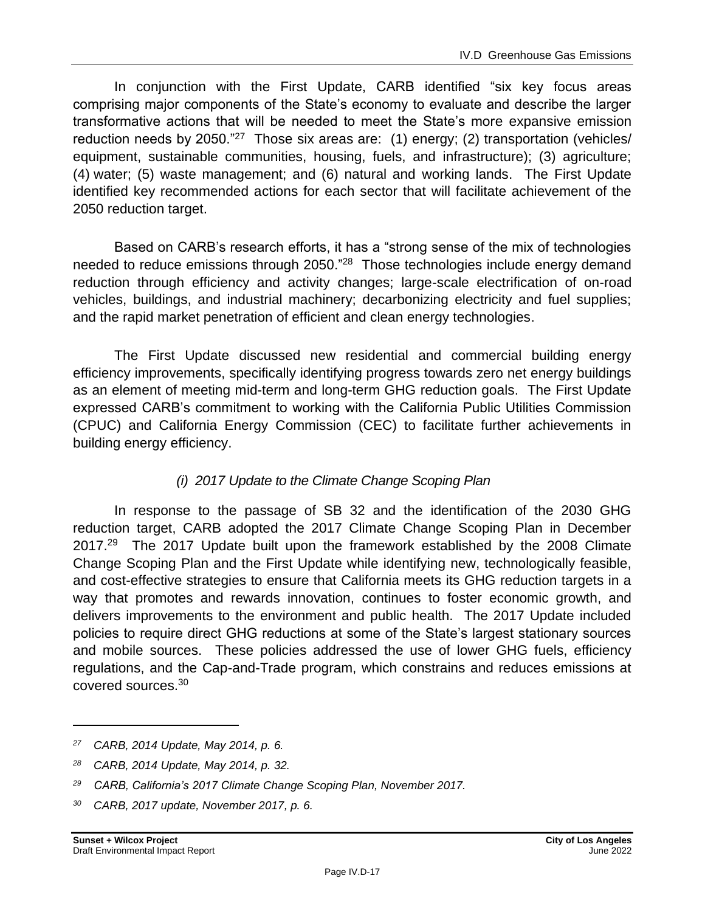In conjunction with the First Update, CARB identified "six key focus areas comprising major components of the State's economy to evaluate and describe the larger transformative actions that will be needed to meet the State's more expansive emission reduction needs by 2050."[27] Those six areas are: (1) energy; (2) transportation (vehicles/ equipment, sustainable communities, housing, fuels, and infrastructure); (3) agriculture; (4) water; (5) waste management; and (6) natural and working lands. The First Update identified key recommended actions for each sector that will facilitate achievement of the 2050 reduction target.

Based on CARB's research efforts, it has a "strong sense of the mix of technologies needed to reduce emissions through 2050."[28] Those technologies include energy demand reduction through efficiency and activity changes; large-scale electrification of on-road vehicles, buildings, and industrial machinery; decarbonizing electricity and fuel supplies; and the rapid market penetration of efficient and clean energy technologies.

The First Update discussed new residential and commercial building energy efficiency improvements, specifically identifying progress towards zero net energy buildings as an element of meeting mid-term and long-term GHG reduction goals. The First Update expressed CARB's commitment to working with the California Public Utilities Commission (CPUC) and California Energy Commission (CEC) to facilitate further achievements in building energy efficiency.

*(i) 2017 Update to the Climate Change Scoping Plan*

In response to the passage of SB 32 and the identification of the 2030 GHG reduction target, CARB adopted the 2017 Climate Change Scoping Plan in December 2017.[29] The 2017 Update built upon the framework established by the 2008 Climate Change Scoping Plan and the First Update while identifying new, technologically feasible, and cost-effective strategies to ensure that California meets its GHG reduction targets in a way that promotes and rewards innovation, continues to foster economic growth, and delivers improvements to the environment and public health. The 2017 Update included policies to require direct GHG reductions at some of the State's largest stationary sources and mobile sources. These policies addressed the use of lower GHG fuels, efficiency regulations, and the Cap-and-Trade program, which constrains and reduces emissions at covered sources.[30]

---

*[27] CARB, 2014 Update, May 2014, p. 6.*

*[28] CARB, 2014 Update, May 2014, p. 32.*

*[29] CARB, California's 2017 Climate Change Scoping Plan, November 2017.*

*[30] CARB, 2017 update, November 2017, p. 6.*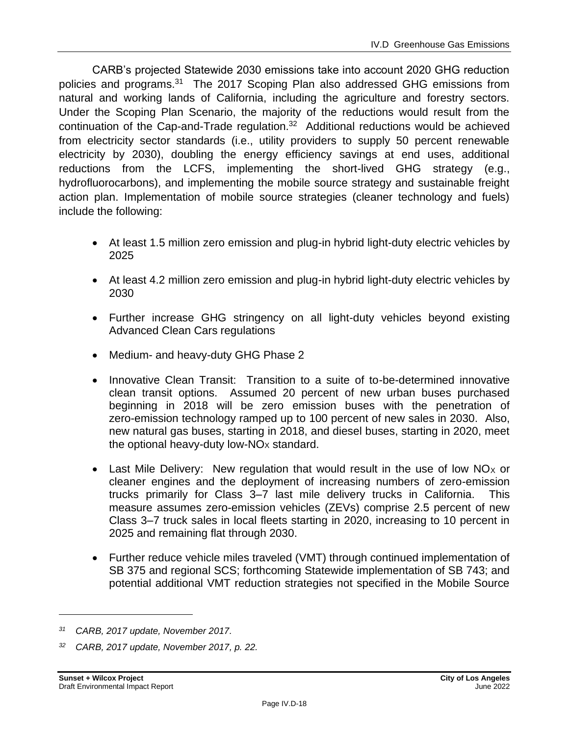CARB's projected Statewide 2030 emissions take into account 2020 GHG reduction policies and programs.[31] The 2017 Scoping Plan also addressed GHG emissions from natural and working lands of California, including the agriculture and forestry sectors. Under the Scoping Plan Scenario, the majority of the reductions would result from the continuation of the Cap-and-Trade regulation.[32] Additional reductions would be achieved from electricity sector standards (i.e., utility providers to supply 50 percent renewable electricity by 2030), doubling the energy efficiency savings at end uses, additional reductions from the LCFS, implementing the short-lived GHG strategy (e.g., hydrofluorocarbons), and implementing the mobile source strategy and sustainable freight action plan. Implementation of mobile source strategies (cleaner technology and fuels) include the following:

- At least 1.5 million zero emission and plug-in hybrid light-duty electric vehicles by 2025
- At least 4.2 million zero emission and plug-in hybrid light-duty electric vehicles by 2030
- Further increase GHG stringency on all light-duty vehicles beyond existing Advanced Clean Cars regulations
- Medium- and heavy-duty GHG Phase 2
- Innovative Clean Transit: Transition to a suite of to-be-determined innovative clean transit options. Assumed 20 percent of new urban buses purchased beginning in 2018 will be zero emission buses with the penetration of zero-emission technology ramped up to 100 percent of new sales in 2030. Also, new natural gas buses, starting in 2018, and diesel buses, starting in 2020, meet the optional heavy-duty low-$NO_X$ standard.
- Last Mile Delivery: New regulation that would result in the use of low $NO_X$ or cleaner engines and the deployment of increasing numbers of zero-emission trucks primarily for Class 3–7 last mile delivery trucks in California. This measure assumes zero-emission vehicles (ZEVs) comprise 2.5 percent of new Class 3–7 truck sales in local fleets starting in 2020, increasing to 10 percent in 2025 and remaining flat through 2030.
- Further reduce vehicle miles traveled (VMT) through continued implementation of SB 375 and regional SCS; forthcoming Statewide implementation of SB 743; and potential additional VMT reduction strategies not specified in the Mobile Source

---

[31] *CARB, 2017 update, November 2017.*

[32] *CARB, 2017 update, November 2017, p. 22.*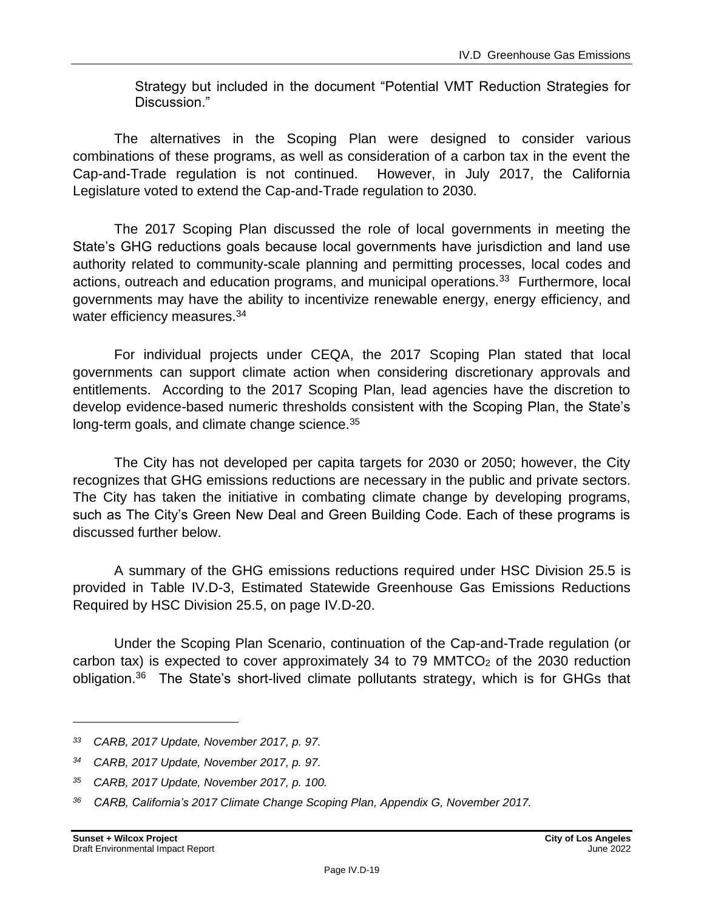Strategy but included in the document "Potential VMT Reduction Strategies for Discussion."

The alternatives in the Scoping Plan were designed to consider various combinations of these programs, as well as consideration of a carbon tax in the event the Cap-and-Trade regulation is not continued. However, in July 2017, the California Legislature voted to extend the Cap-and-Trade regulation to 2030.

The 2017 Scoping Plan discussed the role of local governments in meeting the State's GHG reductions goals because local governments have jurisdiction and land use authority related to community-scale planning and permitting processes, local codes and actions, outreach and education programs, and municipal operations.[33] Furthermore, local governments may have the ability to incentivize renewable energy, energy efficiency, and water efficiency measures.[34]

For individual projects under CEQA, the 2017 Scoping Plan stated that local governments can support climate action when considering discretionary approvals and entitlements. According to the 2017 Scoping Plan, lead agencies have the discretion to develop evidence-based numeric thresholds consistent with the Scoping Plan, the State's long-term goals, and climate change science.[35]

The City has not developed per capita targets for 2030 or 2050; however, the City recognizes that GHG emissions reductions are necessary in the public and private sectors. The City has taken the initiative in combating climate change by developing programs, such as The City's Green New Deal and Green Building Code. Each of these programs is discussed further below.

A summary of the GHG emissions reductions required under HSC Division 25.5 is provided in Table IV.D-3, Estimated Statewide Greenhouse Gas Emissions Reductions Required by HSC Division 25.5, on page IV.D-20.

Under the Scoping Plan Scenario, continuation of the Cap-and-Trade regulation (or carbon tax) is expected to cover approximately 34 to 79 $MMTCO_2$ of the 2030 reduction obligation.[36] The State's short-lived climate pollutants strategy, which is for GHGs that

---

[33] *CARB, 2017 Update, November 2017, p. 97.*

[34] *CARB, 2017 Update, November 2017, p. 97.*

[35] *CARB, 2017 Update, November 2017, p. 100.*

[36] *CARB, California's 2017 Climate Change Scoping Plan, Appendix G, November 2017.*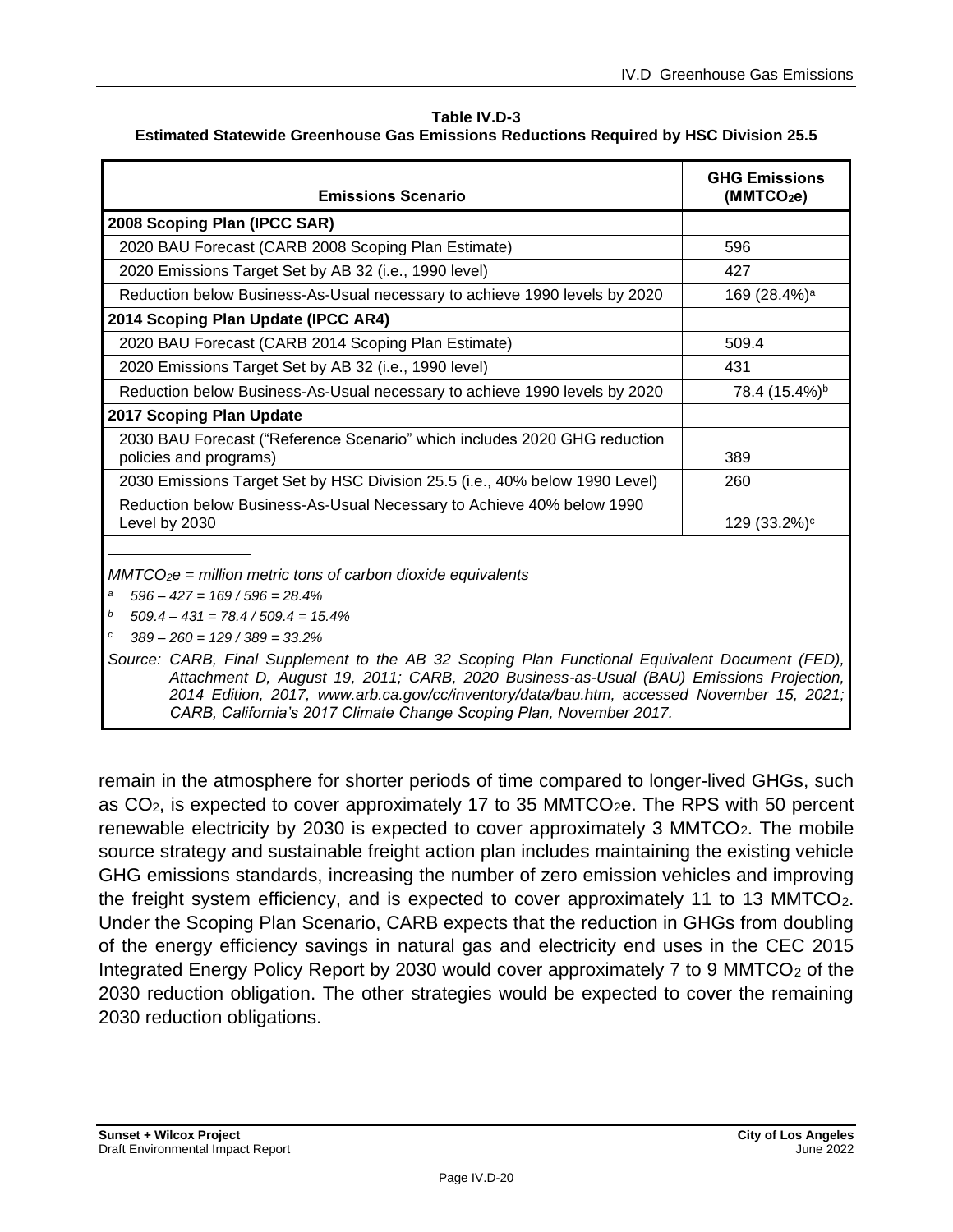**Table IV.D-3**
**Estimated Statewide Greenhouse Gas Emissions Reductions Required by HSC Division 25.5**

| Emissions Scenario | GHG Emissions ($MMTCO_2e$) |
|---|---|
| **2008 Scoping Plan (IPCC SAR)** | |
| 2020 BAU Forecast (CARB 2008 Scoping Plan Estimate) | 596 |
| 2020 Emissions Target Set by AB 32 (i.e., 1990 level) | 427 |
| Reduction below Business-As-Usual necessary to achieve 1990 levels by 2020 | 169 (28.4%)[a] |
| **2014 Scoping Plan Update (IPCC AR4)** | |
| 2020 BAU Forecast (CARB 2014 Scoping Plan Estimate) | 509.4 |
| 2020 Emissions Target Set by AB 32 (i.e., 1990 level) | 431 |
| Reduction below Business-As-Usual necessary to achieve 1990 levels by 2020 | 78.4 (15.4%)[b] |
| **2017 Scoping Plan Update** | |
| 2030 BAU Forecast ("Reference Scenario" which includes 2020 GHG reduction policies and programs) | 389 |
| 2030 Emissions Target Set by HSC Division 25.5 (i.e., 40% below 1990 Level) | 260 |
| Reduction below Business-As-Usual Necessary to Achieve 40% below 1990 Level by 2030 | 129 (33.2%)[c] |

*$MMTCO_2e$ = million metric tons of carbon dioxide equivalents*

[a] *596 – 427 = 169 / 596 = 28.4%*

[b] *509.4 – 431 = 78.4 / 509.4 = 15.4%*

[c] *389 – 260 = 129 / 389 = 33.2%*

*Source: CARB, Final Supplement to the AB 32 Scoping Plan Functional Equivalent Document (FED), Attachment D, August 19, 2011; CARB, 2020 Business-as-Usual (BAU) Emissions Projection, 2014 Edition, 2017, www.arb.ca.gov/cc/inventory/data/bau.htm, accessed November 15, 2021; CARB, California's 2017 Climate Change Scoping Plan, November 2017.*

remain in the atmosphere for shorter periods of time compared to longer-lived GHGs, such as $CO_2$, is expected to cover approximately 17 to 35 $MMTCO_2e$. The RPS with 50 percent renewable electricity by 2030 is expected to cover approximately 3 $MMTCO_2$. The mobile source strategy and sustainable freight action plan includes maintaining the existing vehicle GHG emissions standards, increasing the number of zero emission vehicles and improving the freight system efficiency, and is expected to cover approximately 11 to 13 $MMTCO_2$. Under the Scoping Plan Scenario, CARB expects that the reduction in GHGs from doubling of the energy efficiency savings in natural gas and electricity end uses in the CEC 2015 Integrated Energy Policy Report by 2030 would cover approximately 7 to 9 $MMTCO_2$ of the 2030 reduction obligation. The other strategies would be expected to cover the remaining 2030 reduction obligations.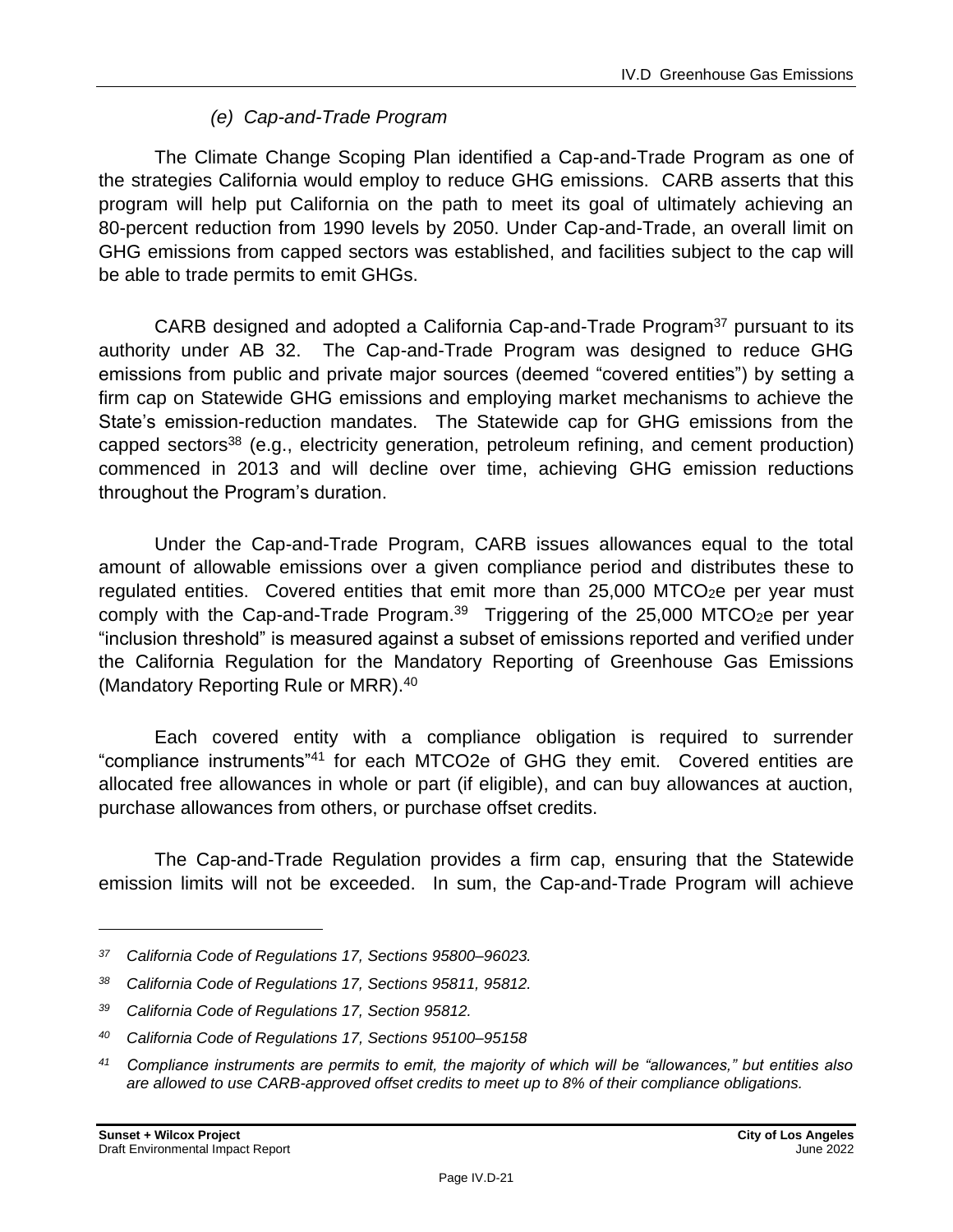#### *(e) Cap-and-Trade Program*

The Climate Change Scoping Plan identified a Cap-and-Trade Program as one of the strategies California would employ to reduce GHG emissions. CARB asserts that this program will help put California on the path to meet its goal of ultimately achieving an 80-percent reduction from 1990 levels by 2050. Under Cap-and-Trade, an overall limit on GHG emissions from capped sectors was established, and facilities subject to the cap will be able to trade permits to emit GHGs.

CARB designed and adopted a California Cap-and-Trade Program[37] pursuant to its authority under AB 32. The Cap-and-Trade Program was designed to reduce GHG emissions from public and private major sources (deemed "covered entities") by setting a firm cap on Statewide GHG emissions and employing market mechanisms to achieve the State's emission-reduction mandates. The Statewide cap for GHG emissions from the capped sectors[38] (e.g., electricity generation, petroleum refining, and cement production) commenced in 2013 and will decline over time, achieving GHG emission reductions throughout the Program's duration.

Under the Cap-and-Trade Program, CARB issues allowances equal to the total amount of allowable emissions over a given compliance period and distributes these to regulated entities. Covered entities that emit more than 25,000 $MTCO_2e$ per year must comply with the Cap-and-Trade Program.[39] Triggering of the 25,000 $MTCO_2e$ per year "inclusion threshold" is measured against a subset of emissions reported and verified under the California Regulation for the Mandatory Reporting of Greenhouse Gas Emissions (Mandatory Reporting Rule or MRR).[40]

Each covered entity with a compliance obligation is required to surrender "compliance instruments"[41] for each MTCO2e of GHG they emit. Covered entities are allocated free allowances in whole or part (if eligible), and can buy allowances at auction, purchase allowances from others, or purchase offset credits.

The Cap-and-Trade Regulation provides a firm cap, ensuring that the Statewide emission limits will not be exceeded. In sum, the Cap-and-Trade Program will achieve

---

*[37] California Code of Regulations 17, Sections 95800–96023.*

*[38] California Code of Regulations 17, Sections 95811, 95812.*

*[39] California Code of Regulations 17, Section 95812.*

*[40] California Code of Regulations 17, Sections 95100–95158*

*[41] Compliance instruments are permits to emit, the majority of which will be "allowances," but entities also are allowed to use CARB-approved offset credits to meet up to 8% of their compliance obligations.*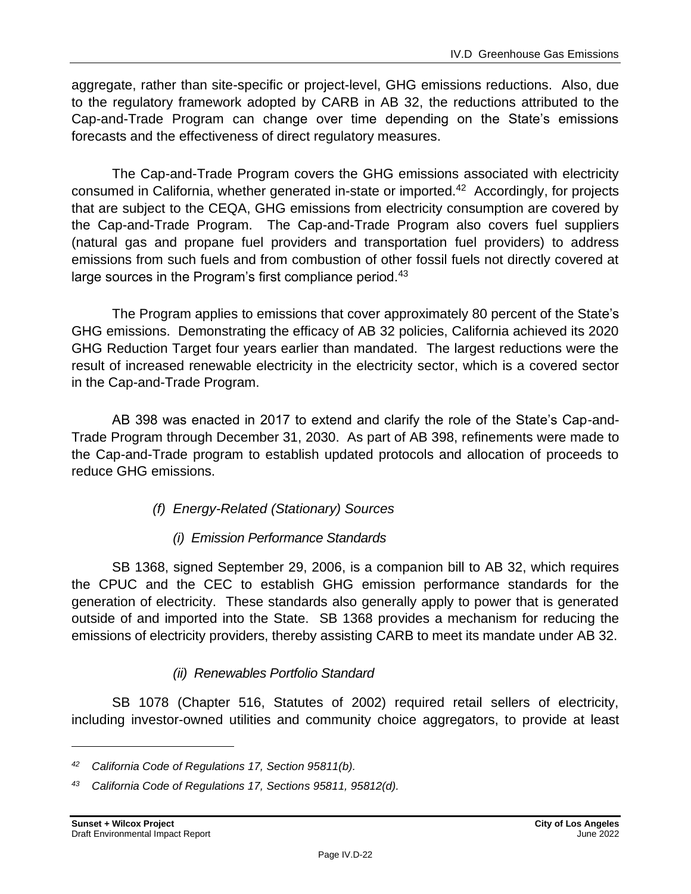aggregate, rather than site-specific or project-level, GHG emissions reductions. Also, due to the regulatory framework adopted by CARB in AB 32, the reductions attributed to the Cap-and-Trade Program can change over time depending on the State's emissions forecasts and the effectiveness of direct regulatory measures.

The Cap-and-Trade Program covers the GHG emissions associated with electricity consumed in California, whether generated in-state or imported.[42] Accordingly, for projects that are subject to the CEQA, GHG emissions from electricity consumption are covered by the Cap-and-Trade Program. The Cap-and-Trade Program also covers fuel suppliers (natural gas and propane fuel providers and transportation fuel providers) to address emissions from such fuels and from combustion of other fossil fuels not directly covered at large sources in the Program's first compliance period.[43]

The Program applies to emissions that cover approximately 80 percent of the State's GHG emissions. Demonstrating the efficacy of AB 32 policies, California achieved its 2020 GHG Reduction Target four years earlier than mandated. The largest reductions were the result of increased renewable electricity in the electricity sector, which is a covered sector in the Cap-and-Trade Program.

AB 398 was enacted in 2017 to extend and clarify the role of the State's Cap-and-Trade Program through December 31, 2030. As part of AB 398, refinements were made to the Cap-and-Trade program to establish updated protocols and allocation of proceeds to reduce GHG emissions.

#### *(f) Energy-Related (Stationary) Sources*

##### *(i) Emission Performance Standards*

SB 1368, signed September 29, 2006, is a companion bill to AB 32, which requires the CPUC and the CEC to establish GHG emission performance standards for the generation of electricity. These standards also generally apply to power that is generated outside of and imported into the State. SB 1368 provides a mechanism for reducing the emissions of electricity providers, thereby assisting CARB to meet its mandate under AB 32.

##### *(ii) Renewables Portfolio Standard*

SB 1078 (Chapter 516, Statutes of 2002) required retail sellers of electricity, including investor-owned utilities and community choice aggregators, to provide at least

---

*[42] California Code of Regulations 17, Section 95811(b).*

*[43] California Code of Regulations 17, Sections 95811, 95812(d).*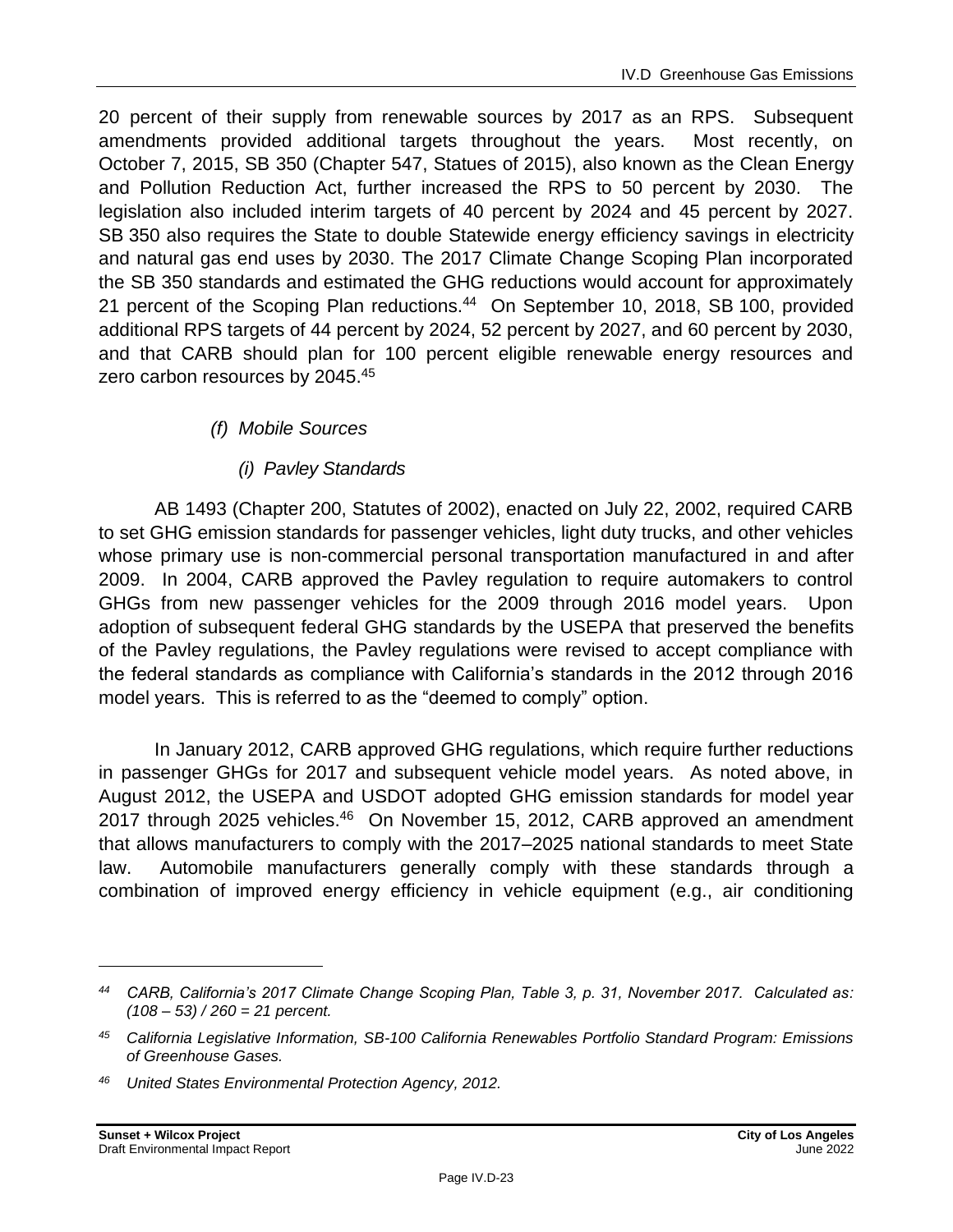20 percent of their supply from renewable sources by 2017 as an RPS. Subsequent amendments provided additional targets throughout the years. Most recently, on October 7, 2015, SB 350 (Chapter 547, Statues of 2015), also known as the Clean Energy and Pollution Reduction Act, further increased the RPS to 50 percent by 2030. The legislation also included interim targets of 40 percent by 2024 and 45 percent by 2027. SB 350 also requires the State to double Statewide energy efficiency savings in electricity and natural gas end uses by 2030. The 2017 Climate Change Scoping Plan incorporated the SB 350 standards and estimated the GHG reductions would account for approximately 21 percent of the Scoping Plan reductions.[44] On September 10, 2018, SB 100, provided additional RPS targets of 44 percent by 2024, 52 percent by 2027, and 60 percent by 2030, and that CARB should plan for 100 percent eligible renewable energy resources and zero carbon resources by 2045.[45]

*(f) Mobile Sources*

*(i) Pavley Standards*

AB 1493 (Chapter 200, Statutes of 2002), enacted on July 22, 2002, required CARB to set GHG emission standards for passenger vehicles, light duty trucks, and other vehicles whose primary use is non-commercial personal transportation manufactured in and after 2009. In 2004, CARB approved the Pavley regulation to require automakers to control GHGs from new passenger vehicles for the 2009 through 2016 model years. Upon adoption of subsequent federal GHG standards by the USEPA that preserved the benefits of the Pavley regulations, the Pavley regulations were revised to accept compliance with the federal standards as compliance with California's standards in the 2012 through 2016 model years. This is referred to as the "deemed to comply" option.

In January 2012, CARB approved GHG regulations, which require further reductions in passenger GHGs for 2017 and subsequent vehicle model years. As noted above, in August 2012, the USEPA and USDOT adopted GHG emission standards for model year 2017 through 2025 vehicles.[46] On November 15, 2012, CARB approved an amendment that allows manufacturers to comply with the 2017–2025 national standards to meet State law. Automobile manufacturers generally comply with these standards through a combination of improved energy efficiency in vehicle equipment (e.g., air conditioning

---

*[44] CARB, California's 2017 Climate Change Scoping Plan, Table 3, p. 31, November 2017. Calculated as: (108 – 53) / 260 = 21 percent.*

*[45] California Legislative Information, SB-100 California Renewables Portfolio Standard Program: Emissions of Greenhouse Gases.*

*[46] United States Environmental Protection Agency, 2012.*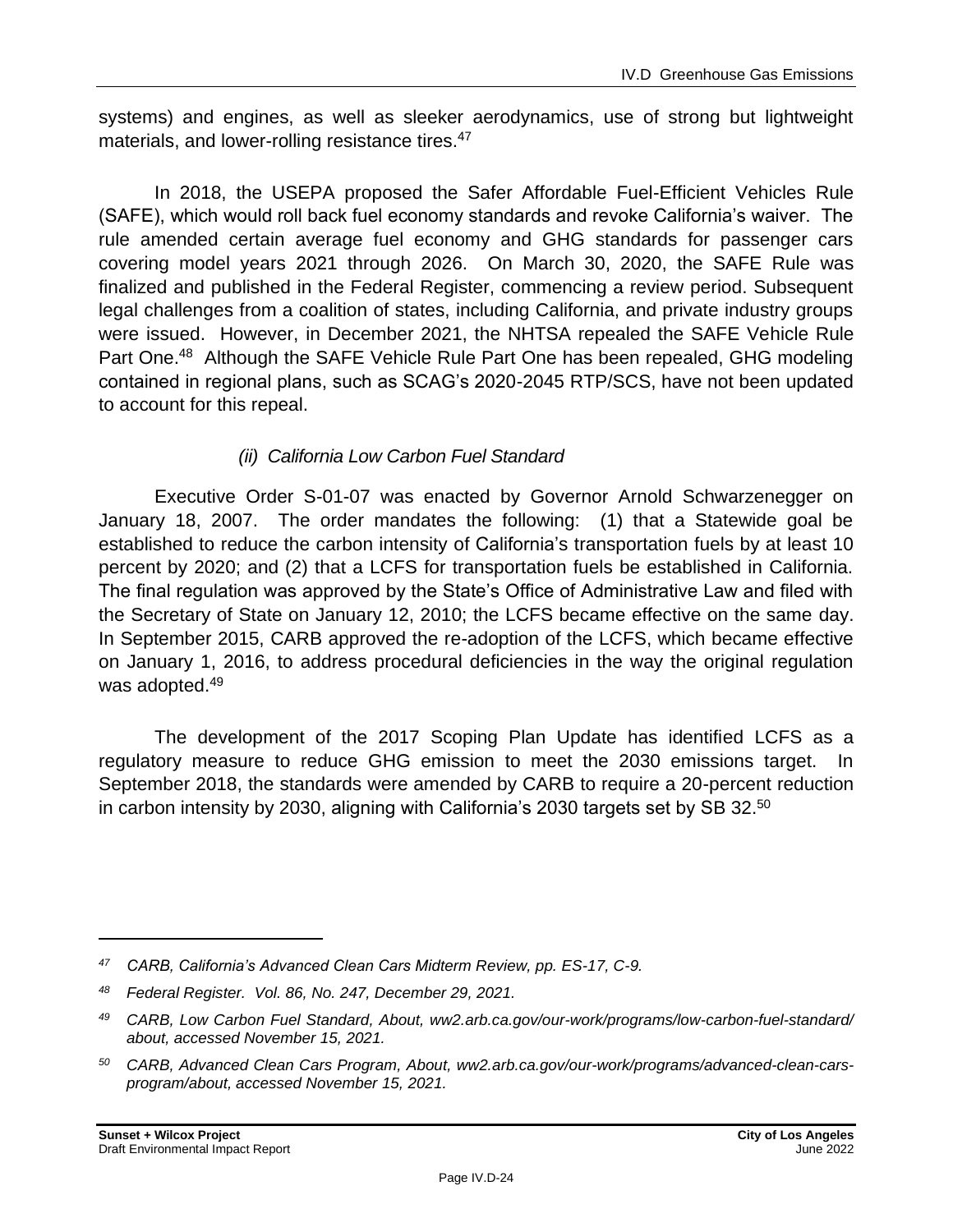systems) and engines, as well as sleeker aerodynamics, use of strong but lightweight materials, and lower-rolling resistance tires.[47]

In 2018, the USEPA proposed the Safer Affordable Fuel-Efficient Vehicles Rule (SAFE), which would roll back fuel economy standards and revoke California's waiver. The rule amended certain average fuel economy and GHG standards for passenger cars covering model years 2021 through 2026. On March 30, 2020, the SAFE Rule was finalized and published in the Federal Register, commencing a review period. Subsequent legal challenges from a coalition of states, including California, and private industry groups were issued. However, in December 2021, the NHTSA repealed the SAFE Vehicle Rule Part One.[48] Although the SAFE Vehicle Rule Part One has been repealed, GHG modeling contained in regional plans, such as SCAG's 2020-2045 RTP/SCS, have not been updated to account for this repeal.

*(ii) California Low Carbon Fuel Standard*

Executive Order S-01-07 was enacted by Governor Arnold Schwarzenegger on January 18, 2007. The order mandates the following: (1) that a Statewide goal be established to reduce the carbon intensity of California's transportation fuels by at least 10 percent by 2020; and (2) that a LCFS for transportation fuels be established in California. The final regulation was approved by the State's Office of Administrative Law and filed with the Secretary of State on January 12, 2010; the LCFS became effective on the same day. In September 2015, CARB approved the re-adoption of the LCFS, which became effective on January 1, 2016, to address procedural deficiencies in the way the original regulation was adopted.[49]

The development of the 2017 Scoping Plan Update has identified LCFS as a regulatory measure to reduce GHG emission to meet the 2030 emissions target. In September 2018, the standards were amended by CARB to require a 20-percent reduction in carbon intensity by 2030, aligning with California's 2030 targets set by SB 32.[50]

---

[47] *CARB, California's Advanced Clean Cars Midterm Review, pp. ES-17, C-9.*

[48] *Federal Register. Vol. 86, No. 247, December 29, 2021.*

[49] *CARB, Low Carbon Fuel Standard, About, ww2.arb.ca.gov/our-work/programs/low-carbon-fuel-standard/about, accessed November 15, 2021.*

[50] *CARB, Advanced Clean Cars Program, About, ww2.arb.ca.gov/our-work/programs/advanced-clean-cars-program/about, accessed November 15, 2021.*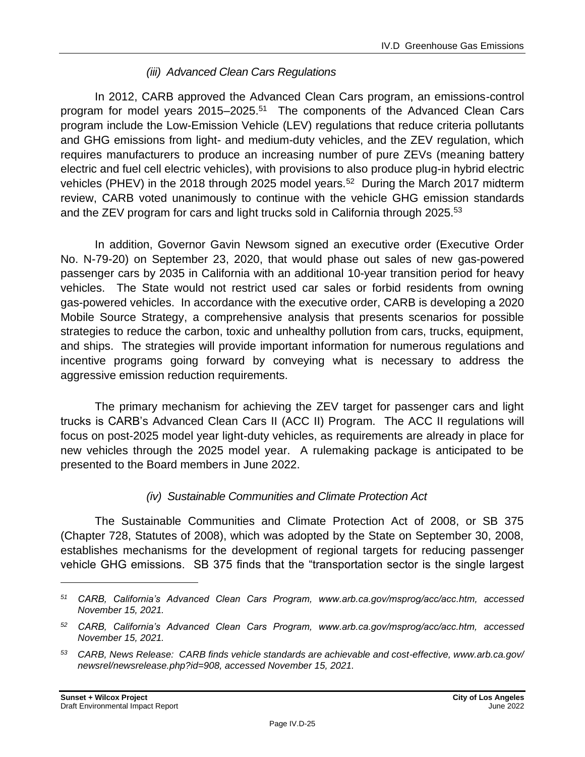#### *(iii) Advanced Clean Cars Regulations*

In 2012, CARB approved the Advanced Clean Cars program, an emissions-control program for model years 2015–2025.[51] The components of the Advanced Clean Cars program include the Low-Emission Vehicle (LEV) regulations that reduce criteria pollutants and GHG emissions from light- and medium-duty vehicles, and the ZEV regulation, which requires manufacturers to produce an increasing number of pure ZEVs (meaning battery electric and fuel cell electric vehicles), with provisions to also produce plug-in hybrid electric vehicles (PHEV) in the 2018 through 2025 model years.[52] During the March 2017 midterm review, CARB voted unanimously to continue with the vehicle GHG emission standards and the ZEV program for cars and light trucks sold in California through 2025.[53]

In addition, Governor Gavin Newsom signed an executive order (Executive Order No. N-79-20) on September 23, 2020, that would phase out sales of new gas-powered passenger cars by 2035 in California with an additional 10-year transition period for heavy vehicles. The State would not restrict used car sales or forbid residents from owning gas-powered vehicles. In accordance with the executive order, CARB is developing a 2020 Mobile Source Strategy, a comprehensive analysis that presents scenarios for possible strategies to reduce the carbon, toxic and unhealthy pollution from cars, trucks, equipment, and ships. The strategies will provide important information for numerous regulations and incentive programs going forward by conveying what is necessary to address the aggressive emission reduction requirements.

The primary mechanism for achieving the ZEV target for passenger cars and light trucks is CARB's Advanced Clean Cars II (ACC II) Program. The ACC II regulations will focus on post-2025 model year light-duty vehicles, as requirements are already in place for new vehicles through the 2025 model year. A rulemaking package is anticipated to be presented to the Board members in June 2022.

#### *(iv) Sustainable Communities and Climate Protection Act*

The Sustainable Communities and Climate Protection Act of 2008, or SB 375 (Chapter 728, Statutes of 2008), which was adopted by the State on September 30, 2008, establishes mechanisms for the development of regional targets for reducing passenger vehicle GHG emissions. SB 375 finds that the "transportation sector is the single largest

---

*[51] CARB, California's Advanced Clean Cars Program, www.arb.ca.gov/msprog/acc/acc.htm, accessed November 15, 2021.*

*[52] CARB, California's Advanced Clean Cars Program, www.arb.ca.gov/msprog/acc/acc.htm, accessed November 15, 2021.*

*[53] CARB, News Release: CARB finds vehicle standards are achievable and cost-effective, www.arb.ca.gov/newsrel/newsrelease.php?id=908, accessed November 15, 2021.*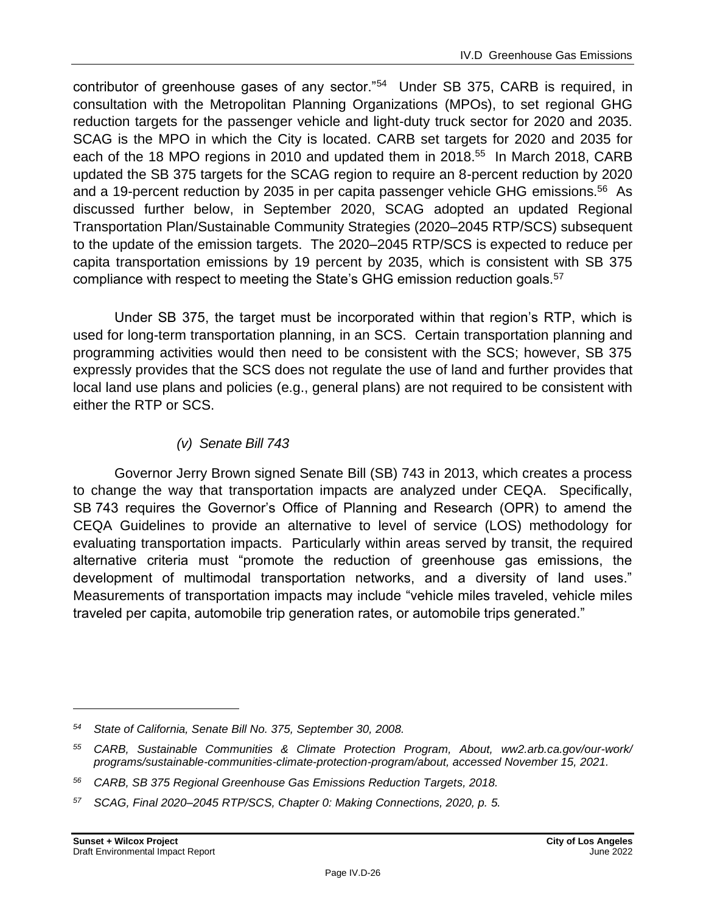contributor of greenhouse gases of any sector."[54] Under SB 375, CARB is required, in consultation with the Metropolitan Planning Organizations (MPOs), to set regional GHG reduction targets for the passenger vehicle and light-duty truck sector for 2020 and 2035. SCAG is the MPO in which the City is located. CARB set targets for 2020 and 2035 for each of the 18 MPO regions in 2010 and updated them in 2018.[55] In March 2018, CARB updated the SB 375 targets for the SCAG region to require an 8-percent reduction by 2020 and a 19-percent reduction by 2035 in per capita passenger vehicle GHG emissions.[56] As discussed further below, in September 2020, SCAG adopted an updated Regional Transportation Plan/Sustainable Community Strategies (2020–2045 RTP/SCS) subsequent to the update of the emission targets. The 2020–2045 RTP/SCS is expected to reduce per capita transportation emissions by 19 percent by 2035, which is consistent with SB 375 compliance with respect to meeting the State's GHG emission reduction goals.[57]

Under SB 375, the target must be incorporated within that region's RTP, which is used for long-term transportation planning, in an SCS. Certain transportation planning and programming activities would then need to be consistent with the SCS; however, SB 375 expressly provides that the SCS does not regulate the use of land and further provides that local land use plans and policies (e.g., general plans) are not required to be consistent with either the RTP or SCS.

*(v) Senate Bill 743*

Governor Jerry Brown signed Senate Bill (SB) 743 in 2013, which creates a process to change the way that transportation impacts are analyzed under CEQA. Specifically, SB 743 requires the Governor's Office of Planning and Research (OPR) to amend the CEQA Guidelines to provide an alternative to level of service (LOS) methodology for evaluating transportation impacts. Particularly within areas served by transit, the required alternative criteria must "promote the reduction of greenhouse gas emissions, the development of multimodal transportation networks, and a diversity of land uses." Measurements of transportation impacts may include "vehicle miles traveled, vehicle miles traveled per capita, automobile trip generation rates, or automobile trips generated."

---

*[54] State of California, Senate Bill No. 375, September 30, 2008.*

*[55] CARB, Sustainable Communities & Climate Protection Program, About, ww2.arb.ca.gov/our-work/programs/sustainable-communities-climate-protection-program/about, accessed November 15, 2021.*

*[56] CARB, SB 375 Regional Greenhouse Gas Emissions Reduction Targets, 2018.*

*[57] SCAG, Final 2020–2045 RTP/SCS, Chapter 0: Making Connections, 2020, p. 5.*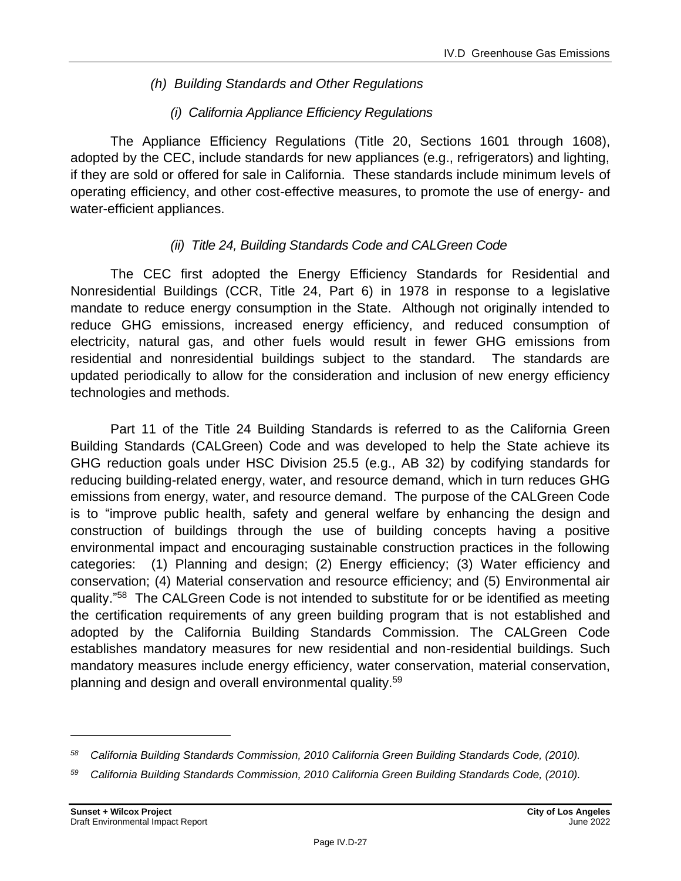#### *(h) Building Standards and Other Regulations*

##### *(i) California Appliance Efficiency Regulations*

The Appliance Efficiency Regulations (Title 20, Sections 1601 through 1608), adopted by the CEC, include standards for new appliances (e.g., refrigerators) and lighting, if they are sold or offered for sale in California. These standards include minimum levels of operating efficiency, and other cost-effective measures, to promote the use of energy- and water-efficient appliances.

##### *(ii) Title 24, Building Standards Code and CALGreen Code*

The CEC first adopted the Energy Efficiency Standards for Residential and Nonresidential Buildings (CCR, Title 24, Part 6) in 1978 in response to a legislative mandate to reduce energy consumption in the State. Although not originally intended to reduce GHG emissions, increased energy efficiency, and reduced consumption of electricity, natural gas, and other fuels would result in fewer GHG emissions from residential and nonresidential buildings subject to the standard. The standards are updated periodically to allow for the consideration and inclusion of new energy efficiency technologies and methods.

Part 11 of the Title 24 Building Standards is referred to as the California Green Building Standards (CALGreen) Code and was developed to help the State achieve its GHG reduction goals under HSC Division 25.5 (e.g., AB 32) by codifying standards for reducing building-related energy, water, and resource demand, which in turn reduces GHG emissions from energy, water, and resource demand. The purpose of the CALGreen Code is to "improve public health, safety and general welfare by enhancing the design and construction of buildings through the use of building concepts having a positive environmental impact and encouraging sustainable construction practices in the following categories: (1) Planning and design; (2) Energy efficiency; (3) Water efficiency and conservation; (4) Material conservation and resource efficiency; and (5) Environmental air quality."[58] The CALGreen Code is not intended to substitute for or be identified as meeting the certification requirements of any green building program that is not established and adopted by the California Building Standards Commission. The CALGreen Code establishes mandatory measures for new residential and non-residential buildings. Such mandatory measures include energy efficiency, water conservation, material conservation, planning and design and overall environmental quality.[59]

---

[58] *California Building Standards Commission, 2010 California Green Building Standards Code, (2010).*

[59] *California Building Standards Commission, 2010 California Green Building Standards Code, (2010).*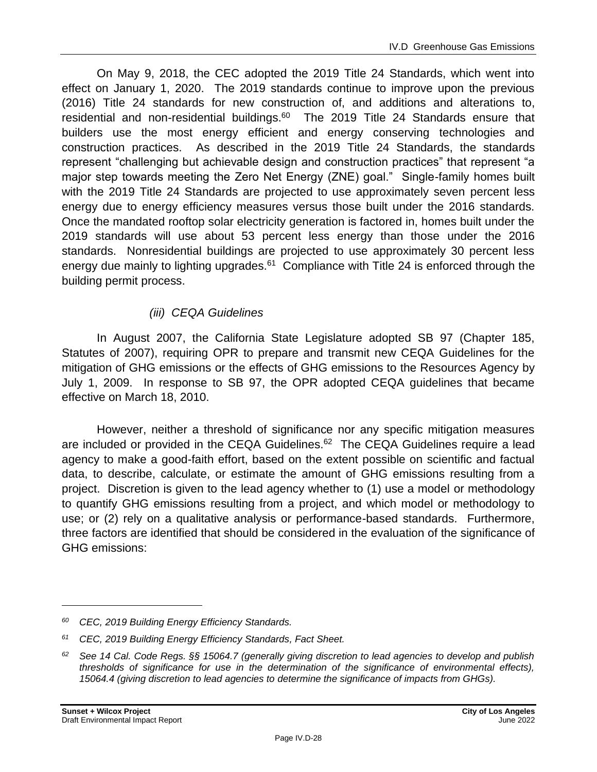On May 9, 2018, the CEC adopted the 2019 Title 24 Standards, which went into effect on January 1, 2020. The 2019 standards continue to improve upon the previous (2016) Title 24 standards for new construction of, and additions and alterations to, residential and non-residential buildings.[60] The 2019 Title 24 Standards ensure that builders use the most energy efficient and energy conserving technologies and construction practices. As described in the 2019 Title 24 Standards, the standards represent "challenging but achievable design and construction practices" that represent "a major step towards meeting the Zero Net Energy (ZNE) goal." Single-family homes built with the 2019 Title 24 Standards are projected to use approximately seven percent less energy due to energy efficiency measures versus those built under the 2016 standards. Once the mandated rooftop solar electricity generation is factored in, homes built under the 2019 standards will use about 53 percent less energy than those under the 2016 standards. Nonresidential buildings are projected to use approximately 30 percent less energy due mainly to lighting upgrades.[61] Compliance with Title 24 is enforced through the building permit process.

*(iii) CEQA Guidelines*

In August 2007, the California State Legislature adopted SB 97 (Chapter 185, Statutes of 2007), requiring OPR to prepare and transmit new CEQA Guidelines for the mitigation of GHG emissions or the effects of GHG emissions to the Resources Agency by July 1, 2009. In response to SB 97, the OPR adopted CEQA guidelines that became effective on March 18, 2010.

However, neither a threshold of significance nor any specific mitigation measures are included or provided in the CEQA Guidelines.[62] The CEQA Guidelines require a lead agency to make a good-faith effort, based on the extent possible on scientific and factual data, to describe, calculate, or estimate the amount of GHG emissions resulting from a project. Discretion is given to the lead agency whether to (1) use a model or methodology to quantify GHG emissions resulting from a project, and which model or methodology to use; or (2) rely on a qualitative analysis or performance-based standards. Furthermore, three factors are identified that should be considered in the evaluation of the significance of GHG emissions:

---

[60] *CEC, 2019 Building Energy Efficiency Standards.*

[61] *CEC, 2019 Building Energy Efficiency Standards, Fact Sheet.*

[62] *See 14 Cal. Code Regs. §§ 15064.7 (generally giving discretion to lead agencies to develop and publish thresholds of significance for use in the determination of the significance of environmental effects), 15064.4 (giving discretion to lead agencies to determine the significance of impacts from GHGs).*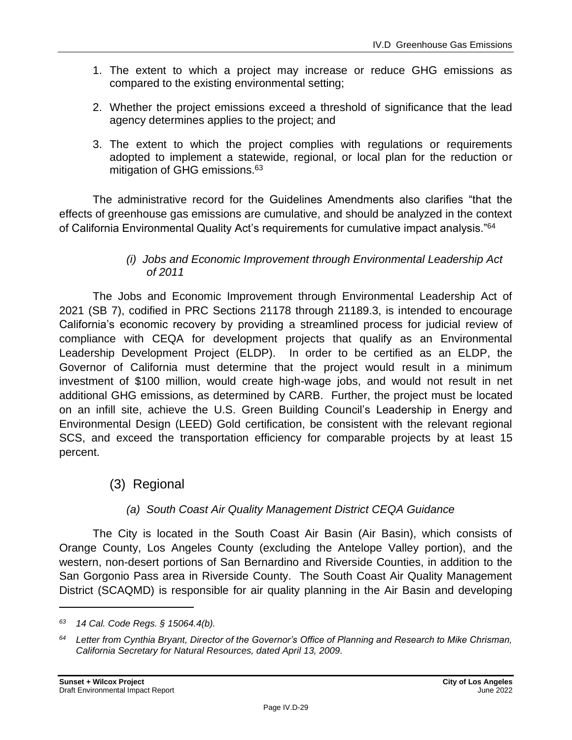1. The extent to which a project may increase or reduce GHG emissions as compared to the existing environmental setting;
2. Whether the project emissions exceed a threshold of significance that the lead agency determines applies to the project; and
3. The extent to which the project complies with regulations or requirements adopted to implement a statewide, regional, or local plan for the reduction or mitigation of GHG emissions.[63]

The administrative record for the Guidelines Amendments also clarifies "that the effects of greenhouse gas emissions are cumulative, and should be analyzed in the context of California Environmental Quality Act's requirements for cumulative impact analysis."[64]

*(i) Jobs and Economic Improvement through Environmental Leadership Act of 2011*

The Jobs and Economic Improvement through Environmental Leadership Act of 2021 (SB 7), codified in PRC Sections 21178 through 21189.3, is intended to encourage California's economic recovery by providing a streamlined process for judicial review of compliance with CEQA for development projects that qualify as an Environmental Leadership Development Project (ELDP). In order to be certified as an ELDP, the Governor of California must determine that the project would result in a minimum investment of $100 million, would create high-wage jobs, and would not result in net additional GHG emissions, as determined by CARB. Further, the project must be located on an infill site, achieve the U.S. Green Building Council's Leadership in Energy and Environmental Design (LEED) Gold certification, be consistent with the relevant regional SCS, and exceed the transportation efficiency for comparable projects by at least 15 percent.

## (3) Regional

*(a) South Coast Air Quality Management District CEQA Guidance*

The City is located in the South Coast Air Basin (Air Basin), which consists of Orange County, Los Angeles County (excluding the Antelope Valley portion), and the western, non-desert portions of San Bernardino and Riverside Counties, in addition to the San Gorgonio Pass area in Riverside County. The South Coast Air Quality Management District (SCAQMD) is responsible for air quality planning in the Air Basin and developing

---

*[63] 14 Cal. Code Regs. § 15064.4(b).*

*[64] Letter from Cynthia Bryant, Director of the Governor's Office of Planning and Research to Mike Chrisman, California Secretary for Natural Resources, dated April 13, 2009.*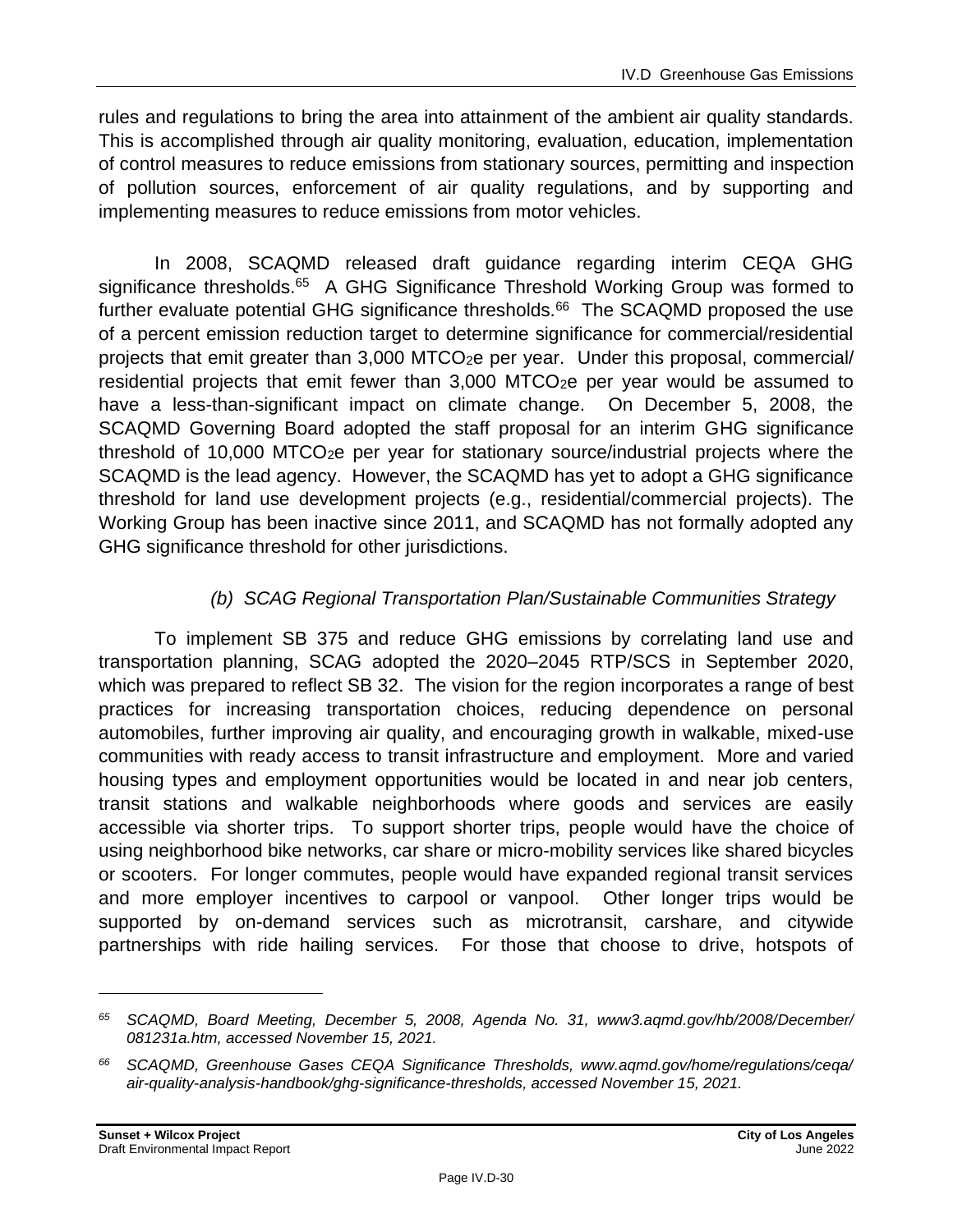rules and regulations to bring the area into attainment of the ambient air quality standards. This is accomplished through air quality monitoring, evaluation, education, implementation of control measures to reduce emissions from stationary sources, permitting and inspection of pollution sources, enforcement of air quality regulations, and by supporting and implementing measures to reduce emissions from motor vehicles.

In 2008, SCAQMD released draft guidance regarding interim CEQA GHG significance thresholds.[65] A GHG Significance Threshold Working Group was formed to further evaluate potential GHG significance thresholds.[66] The SCAQMD proposed the use of a percent emission reduction target to determine significance for commercial/residential projects that emit greater than 3,000 $MTCO_2e$ per year. Under this proposal, commercial/ residential projects that emit fewer than 3,000 $MTCO_2e$ per year would be assumed to have a less-than-significant impact on climate change. On December 5, 2008, the SCAQMD Governing Board adopted the staff proposal for an interim GHG significance threshold of 10,000 $MTCO_2e$ per year for stationary source/industrial projects where the SCAQMD is the lead agency. However, the SCAQMD has yet to adopt a GHG significance threshold for land use development projects (e.g., residential/commercial projects). The Working Group has been inactive since 2011, and SCAQMD has not formally adopted any GHG significance threshold for other jurisdictions.

*(b) SCAG Regional Transportation Plan/Sustainable Communities Strategy*

To implement SB 375 and reduce GHG emissions by correlating land use and transportation planning, SCAG adopted the 2020–2045 RTP/SCS in September 2020, which was prepared to reflect SB 32. The vision for the region incorporates a range of best practices for increasing transportation choices, reducing dependence on personal automobiles, further improving air quality, and encouraging growth in walkable, mixed-use communities with ready access to transit infrastructure and employment. More and varied housing types and employment opportunities would be located in and near job centers, transit stations and walkable neighborhoods where goods and services are easily accessible via shorter trips. To support shorter trips, people would have the choice of using neighborhood bike networks, car share or micro-mobility services like shared bicycles or scooters. For longer commutes, people would have expanded regional transit services and more employer incentives to carpool or vanpool. Other longer trips would be supported by on-demand services such as microtransit, carshare, and citywide partnerships with ride hailing services. For those that choose to drive, hotspots of

---

*[65] SCAQMD, Board Meeting, December 5, 2008, Agenda No. 31, www3.aqmd.gov/hb/2008/December/081231a.htm, accessed November 15, 2021.*

*[66] SCAQMD, Greenhouse Gases CEQA Significance Thresholds, www.aqmd.gov/home/regulations/ceqa/air-quality-analysis-handbook/ghg-significance-thresholds, accessed November 15, 2021.*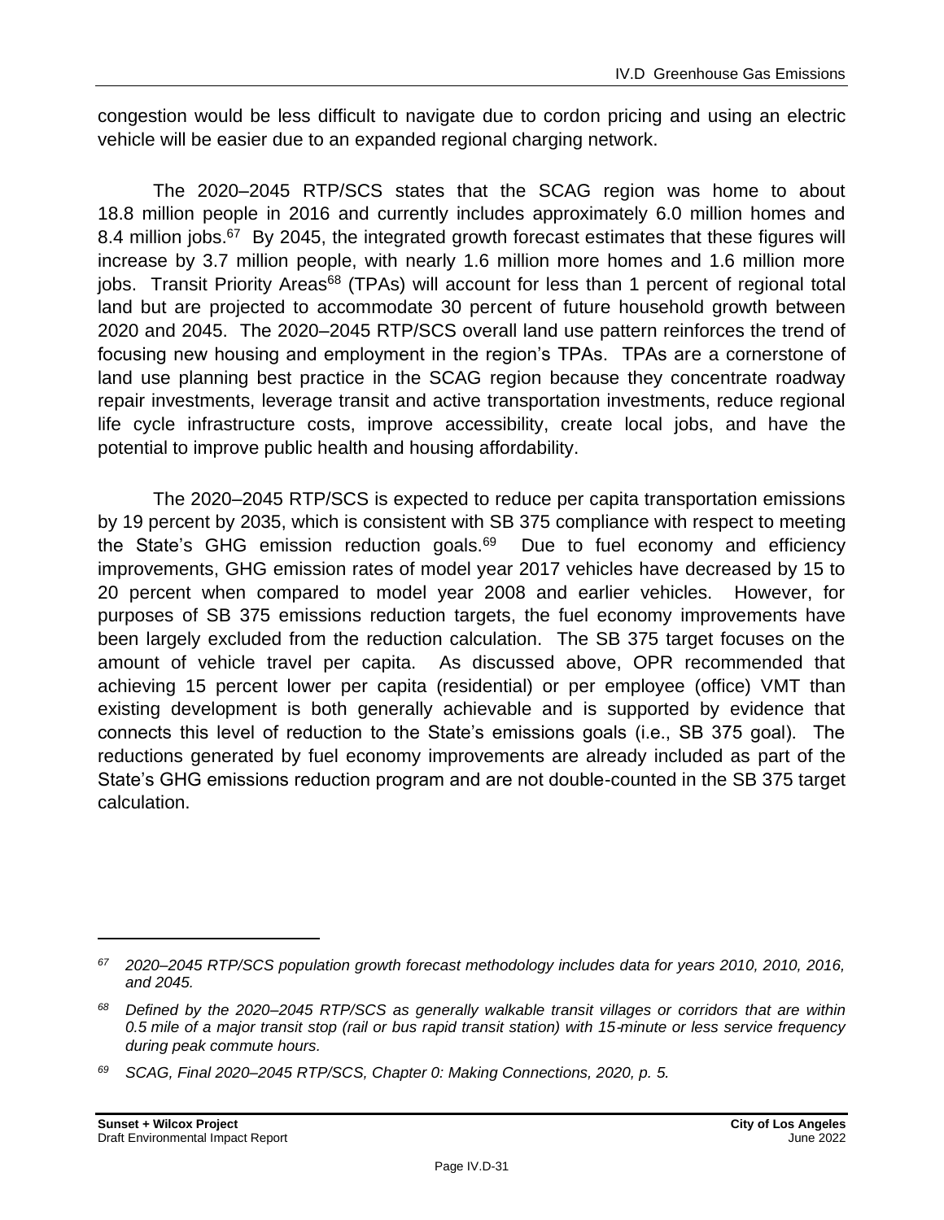congestion would be less difficult to navigate due to cordon pricing and using an electric vehicle will be easier due to an expanded regional charging network.

The 2020–2045 RTP/SCS states that the SCAG region was home to about 18.8 million people in 2016 and currently includes approximately 6.0 million homes and 8.4 million jobs.[67] By 2045, the integrated growth forecast estimates that these figures will increase by 3.7 million people, with nearly 1.6 million more homes and 1.6 million more jobs. Transit Priority Areas[68] (TPAs) will account for less than 1 percent of regional total land but are projected to accommodate 30 percent of future household growth between 2020 and 2045. The 2020–2045 RTP/SCS overall land use pattern reinforces the trend of focusing new housing and employment in the region's TPAs. TPAs are a cornerstone of land use planning best practice in the SCAG region because they concentrate roadway repair investments, leverage transit and active transportation investments, reduce regional life cycle infrastructure costs, improve accessibility, create local jobs, and have the potential to improve public health and housing affordability.

The 2020–2045 RTP/SCS is expected to reduce per capita transportation emissions by 19 percent by 2035, which is consistent with SB 375 compliance with respect to meeting the State's GHG emission reduction goals.[69] Due to fuel economy and efficiency improvements, GHG emission rates of model year 2017 vehicles have decreased by 15 to 20 percent when compared to model year 2008 and earlier vehicles. However, for purposes of SB 375 emissions reduction targets, the fuel economy improvements have been largely excluded from the reduction calculation. The SB 375 target focuses on the amount of vehicle travel per capita. As discussed above, OPR recommended that achieving 15 percent lower per capita (residential) or per employee (office) VMT than existing development is both generally achievable and is supported by evidence that connects this level of reduction to the State's emissions goals (i.e., SB 375 goal). The reductions generated by fuel economy improvements are already included as part of the State's GHG emissions reduction program and are not double-counted in the SB 375 target calculation.

---

[67] *2020–2045 RTP/SCS population growth forecast methodology includes data for years 2010, 2010, 2016, and 2045.*

[68] *Defined by the 2020–2045 RTP/SCS as generally walkable transit villages or corridors that are within 0.5 mile of a major transit stop (rail or bus rapid transit station) with 15-minute or less service frequency during peak commute hours.*

[69] *SCAG, Final 2020–2045 RTP/SCS, Chapter 0: Making Connections, 2020, p. 5.*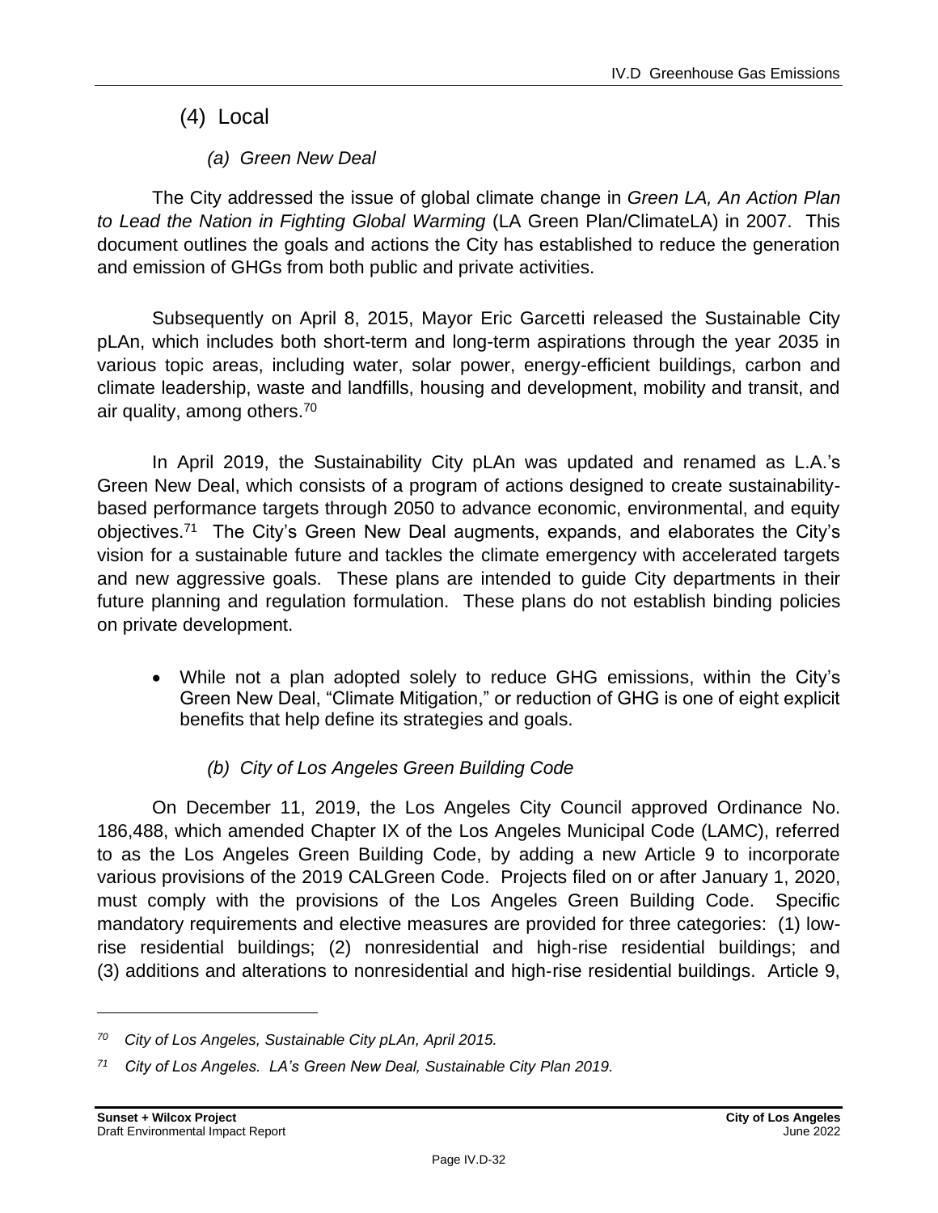## (4) Local

### *(a) Green New Deal*

The City addressed the issue of global climate change in *Green LA, An Action Plan to Lead the Nation in Fighting Global Warming* (LA Green Plan/ClimateLA) in 2007. This document outlines the goals and actions the City has established to reduce the generation and emission of GHGs from both public and private activities.

Subsequently on April 8, 2015, Mayor Eric Garcetti released the Sustainable City pLAn, which includes both short-term and long-term aspirations through the year 2035 in various topic areas, including water, solar power, energy-efficient buildings, carbon and climate leadership, waste and landfills, housing and development, mobility and transit, and air quality, among others.[70]

In April 2019, the Sustainability City pLAn was updated and renamed as L.A.'s Green New Deal, which consists of a program of actions designed to create sustainability-based performance targets through 2050 to advance economic, environmental, and equity objectives.[71] The City's Green New Deal augments, expands, and elaborates the City's vision for a sustainable future and tackles the climate emergency with accelerated targets and new aggressive goals. These plans are intended to guide City departments in their future planning and regulation formulation. These plans do not establish binding policies on private development.

- While not a plan adopted solely to reduce GHG emissions, within the City's Green New Deal, "Climate Mitigation," or reduction of GHG is one of eight explicit benefits that help define its strategies and goals.

### *(b) City of Los Angeles Green Building Code*

On December 11, 2019, the Los Angeles City Council approved Ordinance No. 186,488, which amended Chapter IX of the Los Angeles Municipal Code (LAMC), referred to as the Los Angeles Green Building Code, by adding a new Article 9 to incorporate various provisions of the 2019 CALGreen Code. Projects filed on or after January 1, 2020, must comply with the provisions of the Los Angeles Green Building Code. Specific mandatory requirements and elective measures are provided for three categories: (1) low-rise residential buildings; (2) nonresidential and high-rise residential buildings; and (3) additions and alterations to nonresidential and high-rise residential buildings. Article 9,

---

[70] *City of Los Angeles, Sustainable City pLAn, April 2015.*

[71] *City of Los Angeles. LA's Green New Deal, Sustainable City Plan 2019.*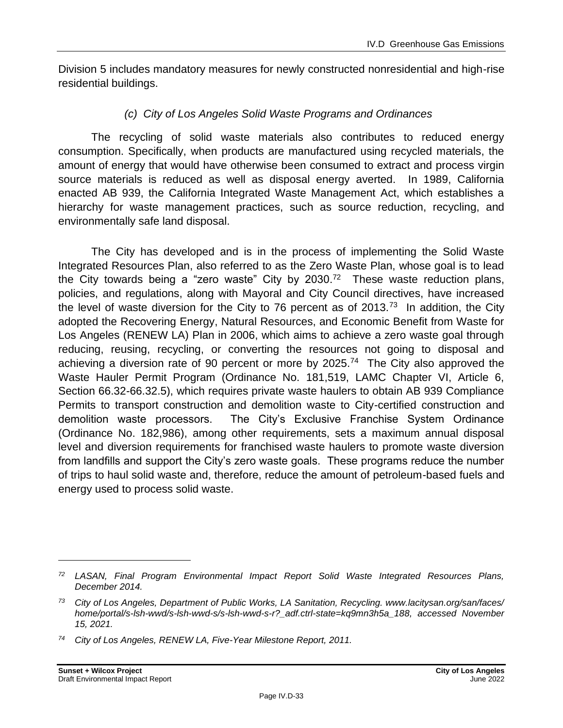Division 5 includes mandatory measures for newly constructed nonresidential and high-rise residential buildings.

##### *(c) City of Los Angeles Solid Waste Programs and Ordinances*

The recycling of solid waste materials also contributes to reduced energy consumption. Specifically, when products are manufactured using recycled materials, the amount of energy that would have otherwise been consumed to extract and process virgin source materials is reduced as well as disposal energy averted. In 1989, California enacted AB 939, the California Integrated Waste Management Act, which establishes a hierarchy for waste management practices, such as source reduction, recycling, and environmentally safe land disposal.

The City has developed and is in the process of implementing the Solid Waste Integrated Resources Plan, also referred to as the Zero Waste Plan, whose goal is to lead the City towards being a "zero waste" City by 2030.[72] These waste reduction plans, policies, and regulations, along with Mayoral and City Council directives, have increased the level of waste diversion for the City to 76 percent as of 2013.[73] In addition, the City adopted the Recovering Energy, Natural Resources, and Economic Benefit from Waste for Los Angeles (RENEW LA) Plan in 2006, which aims to achieve a zero waste goal through reducing, reusing, recycling, or converting the resources not going to disposal and achieving a diversion rate of 90 percent or more by 2025.[74] The City also approved the Waste Hauler Permit Program (Ordinance No. 181,519, LAMC Chapter VI, Article 6, Section 66.32-66.32.5), which requires private waste haulers to obtain AB 939 Compliance Permits to transport construction and demolition waste to City-certified construction and demolition waste processors. The City's Exclusive Franchise System Ordinance (Ordinance No. 182,986), among other requirements, sets a maximum annual disposal level and diversion requirements for franchised waste haulers to promote waste diversion from landfills and support the City's zero waste goals. These programs reduce the number of trips to haul solid waste and, therefore, reduce the amount of petroleum-based fuels and energy used to process solid waste.

---

[72] *LASAN, Final Program Environmental Impact Report Solid Waste Integrated Resources Plans, December 2014.*

[73] *City of Los Angeles, Department of Public Works, LA Sanitation, Recycling. www.lacitysan.org/san/faces/home/portal/s-lsh-wwd/s-lsh-wwd-s/s-lsh-wwd-s-r?_adf.ctrl-state=kq9mn3h5a_188, accessed November 15, 2021.*

[74] *City of Los Angeles, RENEW LA, Five-Year Milestone Report, 2011.*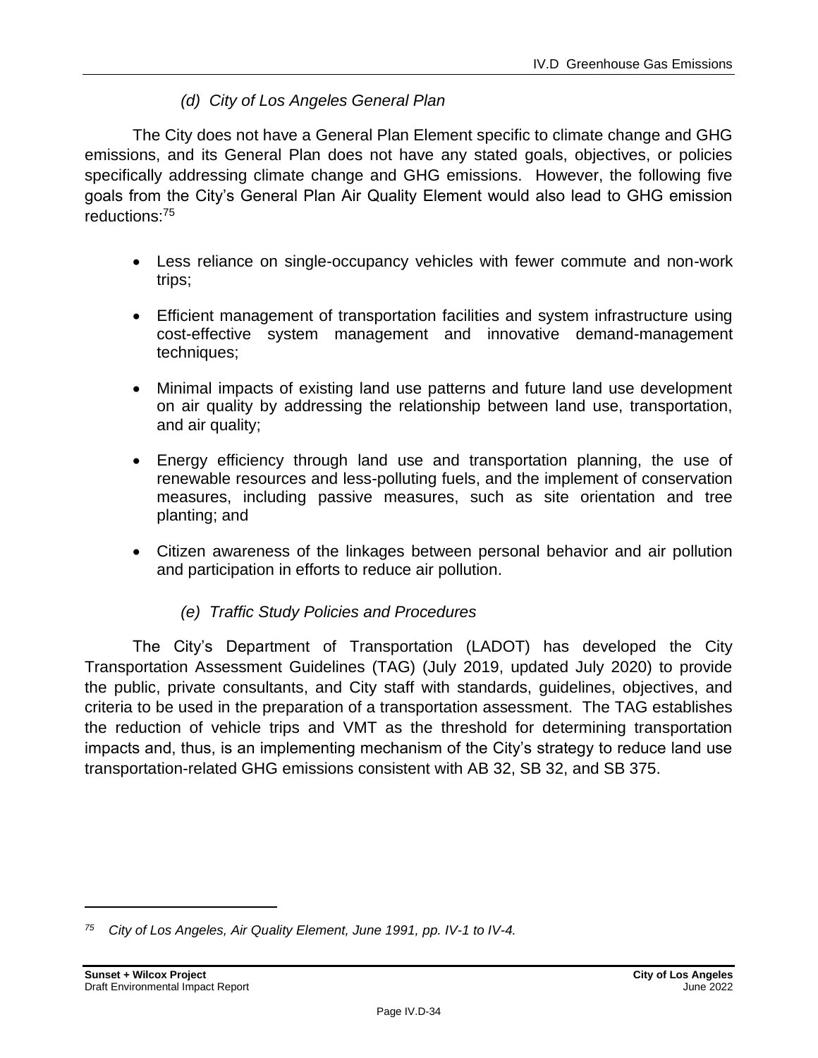*(d) City of Los Angeles General Plan*

The City does not have a General Plan Element specific to climate change and GHG emissions, and its General Plan does not have any stated goals, objectives, or policies specifically addressing climate change and GHG emissions. However, the following five goals from the City's General Plan Air Quality Element would also lead to GHG emission reductions:[75]

- Less reliance on single-occupancy vehicles with fewer commute and non-work trips;
- Efficient management of transportation facilities and system infrastructure using cost-effective system management and innovative demand-management techniques;
- Minimal impacts of existing land use patterns and future land use development on air quality by addressing the relationship between land use, transportation, and air quality;
- Energy efficiency through land use and transportation planning, the use of renewable resources and less-polluting fuels, and the implement of conservation measures, including passive measures, such as site orientation and tree planting; and
- Citizen awareness of the linkages between personal behavior and air pollution and participation in efforts to reduce air pollution.

*(e) Traffic Study Policies and Procedures*

The City's Department of Transportation (LADOT) has developed the City Transportation Assessment Guidelines (TAG) (July 2019, updated July 2020) to provide the public, private consultants, and City staff with standards, guidelines, objectives, and criteria to be used in the preparation of a transportation assessment. The TAG establishes the reduction of vehicle trips and VMT as the threshold for determining transportation impacts and, thus, is an implementing mechanism of the City's strategy to reduce land use transportation-related GHG emissions consistent with AB 32, SB 32, and SB 375.

---

[75] *City of Los Angeles, Air Quality Element, June 1991, pp. IV-1 to IV-4.*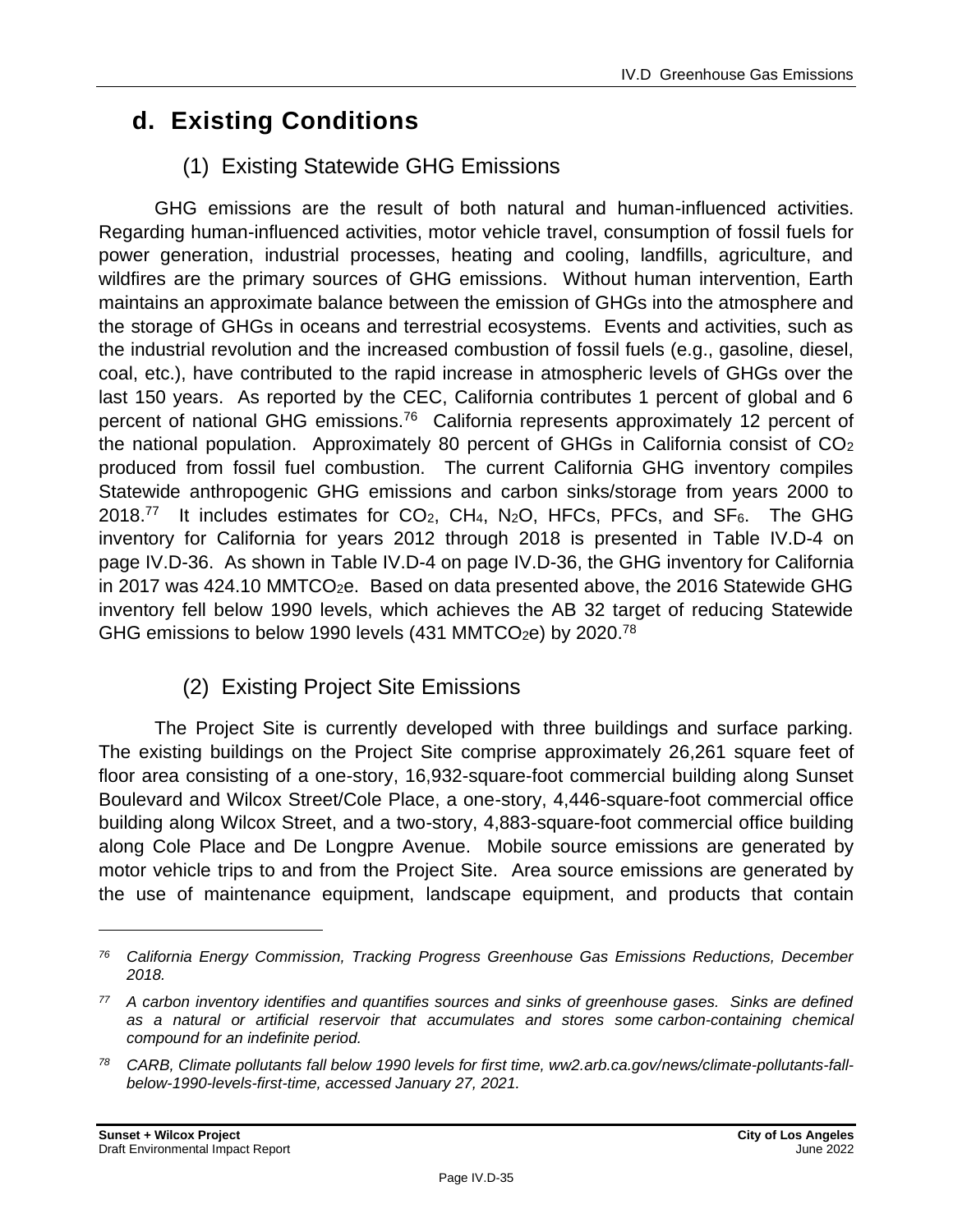## d. Existing Conditions

### (1) Existing Statewide GHG Emissions

GHG emissions are the result of both natural and human-influenced activities. Regarding human-influenced activities, motor vehicle travel, consumption of fossil fuels for power generation, industrial processes, heating and cooling, landfills, agriculture, and wildfires are the primary sources of GHG emissions. Without human intervention, Earth maintains an approximate balance between the emission of GHGs into the atmosphere and the storage of GHGs in oceans and terrestrial ecosystems. Events and activities, such as the industrial revolution and the increased combustion of fossil fuels (e.g., gasoline, diesel, coal, etc.), have contributed to the rapid increase in atmospheric levels of GHGs over the last 150 years. As reported by the CEC, California contributes 1 percent of global and 6 percent of national GHG emissions.[76] California represents approximately 12 percent of the national population. Approximately 80 percent of GHGs in California consist of $CO_2$ produced from fossil fuel combustion. The current California GHG inventory compiles Statewide anthropogenic GHG emissions and carbon sinks/storage from years 2000 to 2018.[77] It includes estimates for $CO_2$, $CH_4$, $N_2O$, HFCs, PFCs, and $SF_6$. The GHG inventory for California for years 2012 through 2018 is presented in Table IV.D-4 on page IV.D-36. As shown in Table IV.D-4 on page IV.D-36, the GHG inventory for California in 2017 was 424.10 $MMTCO_2e$. Based on data presented above, the 2016 Statewide GHG inventory fell below 1990 levels, which achieves the AB 32 target of reducing Statewide GHG emissions to below 1990 levels (431 $MMTCO_2e$) by 2020.[78]

### (2) Existing Project Site Emissions

The Project Site is currently developed with three buildings and surface parking. The existing buildings on the Project Site comprise approximately 26,261 square feet of floor area consisting of a one-story, 16,932-square-foot commercial building along Sunset Boulevard and Wilcox Street/Cole Place, a one-story, 4,446-square-foot commercial office building along Wilcox Street, and a two-story, 4,883-square-foot commercial office building along Cole Place and De Longpre Avenue. Mobile source emissions are generated by motor vehicle trips to and from the Project Site. Area source emissions are generated by the use of maintenance equipment, landscape equipment, and products that contain

---

[76] *California Energy Commission, Tracking Progress Greenhouse Gas Emissions Reductions, December 2018.*

[77] *A carbon inventory identifies and quantifies sources and sinks of greenhouse gases. Sinks are defined as a natural or artificial reservoir that accumulates and stores some carbon-containing chemical compound for an indefinite period.*

[78] *CARB, Climate pollutants fall below 1990 levels for first time, ww2.arb.ca.gov/news/climate-pollutants-fall-below-1990-levels-first-time, accessed January 27, 2021.*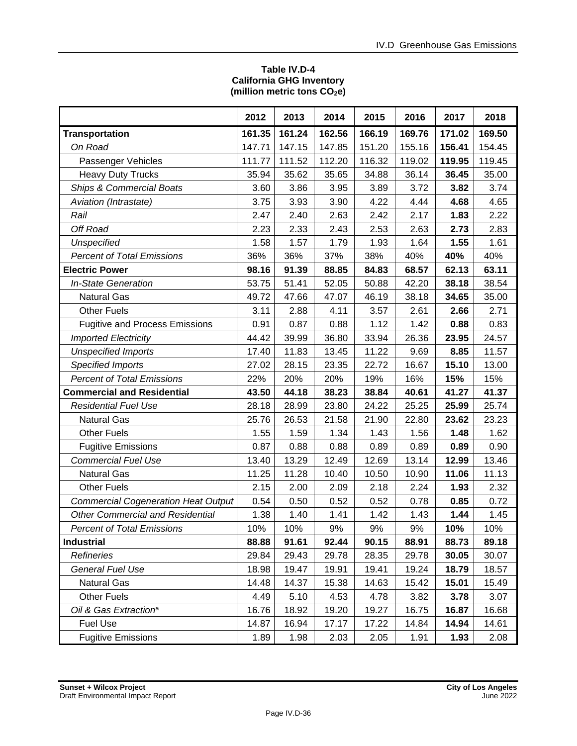**Table IV.D-4**
**California GHG Inventory**
**(million metric tons $CO_2e$)**

| | 2012 | 2013 | 2014 | 2015 | 2016 | 2017 | 2018 |
|---|---|---|---|---|---|---|---|
| **Transportation** | **161.35** | **161.24** | **162.56** | **166.19** | **169.76** | **171.02** | **169.50** |
| *On Road* | 147.71 | 147.15 | 147.85 | 151.20 | 155.16 | **156.41** | 154.45 |
| Passenger Vehicles | 111.77 | 111.52 | 112.20 | 116.32 | 119.02 | **119.95** | 119.45 |
| Heavy Duty Trucks | 35.94 | 35.62 | 35.65 | 34.88 | 36.14 | **36.45** | 35.00 |
| *Ships & Commercial Boats* | 3.60 | 3.86 | 3.95 | 3.89 | 3.72 | **3.82** | 3.74 |
| *Aviation (Intrastate)* | 3.75 | 3.93 | 3.90 | 4.22 | 4.44 | **4.68** | 4.65 |
| *Rail* | 2.47 | 2.40 | 2.63 | 2.42 | 2.17 | **1.83** | 2.22 |
| *Off Road* | 2.23 | 2.33 | 2.43 | 2.53 | 2.63 | **2.73** | 2.83 |
| *Unspecified* | 1.58 | 1.57 | 1.79 | 1.93 | 1.64 | **1.55** | 1.61 |
| *Percent of Total Emissions* | 36% | 36% | 37% | 38% | 40% | **40%** | 40% |
| **Electric Power** | **98.16** | **91.39** | **88.85** | **84.83** | **68.57** | **62.13** | **63.11** |
| *In-State Generation* | 53.75 | 51.41 | 52.05 | 50.88 | 42.20 | **38.18** | 38.54 |
| Natural Gas | 49.72 | 47.66 | 47.07 | 46.19 | 38.18 | **34.65** | 35.00 |
| Other Fuels | 3.11 | 2.88 | 4.11 | 3.57 | 2.61 | **2.66** | 2.71 |
| Fugitive and Process Emissions | 0.91 | 0.87 | 0.88 | 1.12 | 1.42 | **0.88** | 0.83 |
| *Imported Electricity* | 44.42 | 39.99 | 36.80 | 33.94 | 26.36 | **23.95** | 24.57 |
| *Unspecified Imports* | 17.40 | 11.83 | 13.45 | 11.22 | 9.69 | **8.85** | 11.57 |
| *Specified Imports* | 27.02 | 28.15 | 23.35 | 22.72 | 16.67 | **15.10** | 13.00 |
| *Percent of Total Emissions* | 22% | 20% | 20% | 19% | 16% | **15%** | 15% |
| **Commercial and Residential** | **43.50** | **44.18** | **38.23** | **38.84** | **40.61** | **41.27** | **41.37** |
| *Residential Fuel Use* | 28.18 | 28.99 | 23.80 | 24.22 | 25.25 | **25.99** | 25.74 |
| Natural Gas | 25.76 | 26.53 | 21.58 | 21.90 | 22.80 | **23.62** | 23.23 |
| Other Fuels | 1.55 | 1.59 | 1.34 | 1.43 | 1.56 | **1.48** | 1.62 |
| Fugitive Emissions | 0.87 | 0.88 | 0.88 | 0.89 | 0.89 | **0.89** | 0.90 |
| *Commercial Fuel Use* | 13.40 | 13.29 | 12.49 | 12.69 | 13.14 | **12.99** | 13.46 |
| Natural Gas | 11.25 | 11.28 | 10.40 | 10.50 | 10.90 | **11.06** | 11.13 |
| Other Fuels | 2.15 | 2.00 | 2.09 | 2.18 | 2.24 | **1.93** | 2.32 |
| *Commercial Cogeneration Heat Output* | 0.54 | 0.50 | 0.52 | 0.52 | 0.78 | **0.85** | 0.72 |
| *Other Commercial and Residential* | 1.38 | 1.40 | 1.41 | 1.42 | 1.43 | **1.44** | 1.45 |
| *Percent of Total Emissions* | 10% | 10% | 9% | 9% | 9% | **10%** | 10% |
| **Industrial** | **88.88** | **91.61** | **92.44** | **90.15** | **88.91** | **88.73** | **89.18** |
| *Refineries* | 29.84 | 29.43 | 29.78 | 28.35 | 29.78 | **30.05** | 30.07 |
| *General Fuel Use* | 18.98 | 19.47 | 19.91 | 19.41 | 19.24 | **18.79** | 18.57 |
| Natural Gas | 14.48 | 14.37 | 15.38 | 14.63 | 15.42 | **15.01** | 15.49 |
| Other Fuels | 4.49 | 5.10 | 4.53 | 4.78 | 3.82 | **3.78** | 3.07 |
| *Oil & Gas Extraction*[a] | 16.76 | 18.92 | 19.20 | 19.27 | 16.75 | **16.87** | 16.68 |
| Fuel Use | 14.87 | 16.94 | 17.17 | 17.22 | 14.84 | **14.94** | 14.61 |
| Fugitive Emissions | 1.89 | 1.98 | 2.03 | 2.05 | 1.91 | **1.93** | 2.08 |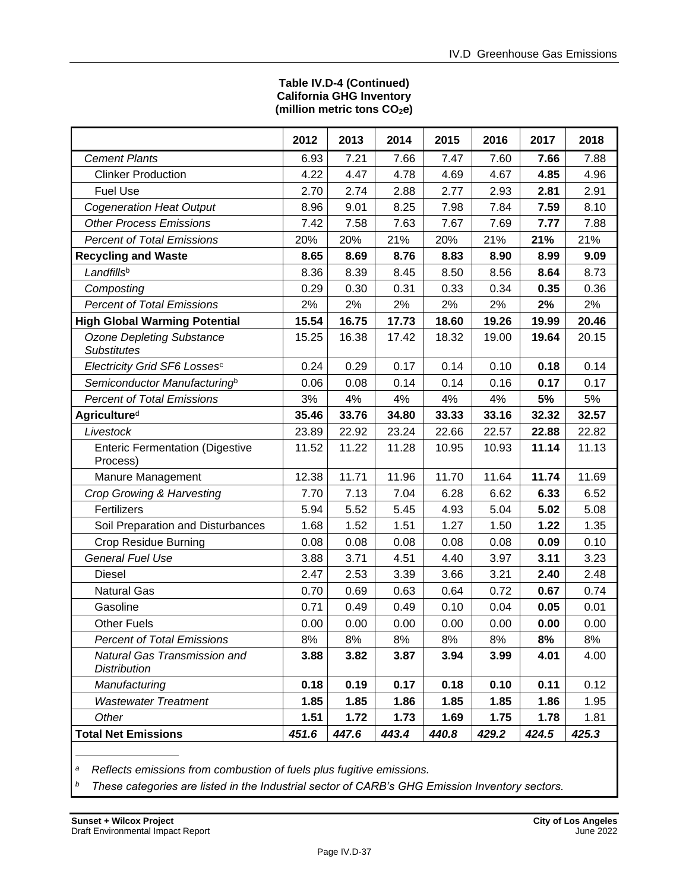**Table IV.D-4 (Continued)**
**California GHG Inventory**
**(million metric tons $CO_2e$)**

| | 2012 | 2013 | 2014 | 2015 | 2016 | 2017 | 2018 |
|---|---|---|---|---|---|---|---|
| *Cement Plants* | 6.93 | 7.21 | 7.66 | 7.47 | 7.60 | **7.66** | 7.88 |
| Clinker Production | 4.22 | 4.47 | 4.78 | 4.69 | 4.67 | **4.85** | 4.96 |
| Fuel Use | 2.70 | 2.74 | 2.88 | 2.77 | 2.93 | **2.81** | 2.91 |
| *Cogeneration Heat Output* | 8.96 | 9.01 | 8.25 | 7.98 | 7.84 | **7.59** | 8.10 |
| *Other Process Emissions* | 7.42 | 7.58 | 7.63 | 7.67 | 7.69 | **7.77** | 7.88 |
| *Percent of Total Emissions* | 20% | 20% | 21% | 20% | 21% | **21%** | 21% |
| **Recycling and Waste** | **8.65** | **8.69** | **8.76** | **8.83** | **8.90** | **8.99** | **9.09** |
| *Landfills*[b] | 8.36 | 8.39 | 8.45 | 8.50 | 8.56 | **8.64** | 8.73 |
| *Composting* | 0.29 | 0.30 | 0.31 | 0.33 | 0.34 | **0.35** | 0.36 |
| *Percent of Total Emissions* | 2% | 2% | 2% | 2% | 2% | **2%** | 2% |
| **High Global Warming Potential** | **15.54** | **16.75** | **17.73** | **18.60** | **19.26** | **19.99** | **20.46** |
| *Ozone Depleting Substance Substitutes* | 15.25 | 16.38 | 17.42 | 18.32 | 19.00 | **19.64** | 20.15 |
| *Electricity Grid SF6 Losses*[c] | 0.24 | 0.29 | 0.17 | 0.14 | 0.10 | **0.18** | 0.14 |
| *Semiconductor Manufacturing*[b] | 0.06 | 0.08 | 0.14 | 0.14 | 0.16 | **0.17** | 0.17 |
| *Percent of Total Emissions* | 3% | 4% | 4% | 4% | 4% | **5%** | 5% |
| **Agriculture**[d] | **35.46** | **33.76** | **34.80** | **33.33** | **33.16** | **32.32** | **32.57** |
| *Livestock* | 23.89 | 22.92 | 23.24 | 22.66 | 22.57 | **22.88** | 22.82 |
| Enteric Fermentation (Digestive Process) | 11.52 | 11.22 | 11.28 | 10.95 | 10.93 | **11.14** | 11.13 |
| Manure Management | 12.38 | 11.71 | 11.96 | 11.70 | 11.64 | **11.74** | 11.69 |
| *Crop Growing & Harvesting* | 7.70 | 7.13 | 7.04 | 6.28 | 6.62 | **6.33** | 6.52 |
| Fertilizers | 5.94 | 5.52 | 5.45 | 4.93 | 5.04 | **5.02** | 5.08 |
| Soil Preparation and Disturbances | 1.68 | 1.52 | 1.51 | 1.27 | 1.50 | **1.22** | 1.35 |
| Crop Residue Burning | 0.08 | 0.08 | 0.08 | 0.08 | 0.08 | **0.09** | 0.10 |
| *General Fuel Use* | 3.88 | 3.71 | 4.51 | 4.40 | 3.97 | **3.11** | 3.23 |
| Diesel | 2.47 | 2.53 | 3.39 | 3.66 | 3.21 | **2.40** | 2.48 |
| Natural Gas | 0.70 | 0.69 | 0.63 | 0.64 | 0.72 | **0.67** | 0.74 |
| Gasoline | 0.71 | 0.49 | 0.49 | 0.10 | 0.04 | **0.05** | 0.01 |
| Other Fuels | 0.00 | 0.00 | 0.00 | 0.00 | 0.00 | **0.00** | 0.00 |
| *Percent of Total Emissions* | 8% | 8% | 8% | 8% | 8% | **8%** | 8% |
| *Natural Gas Transmission and Distribution* | **3.88** | **3.82** | **3.87** | **3.94** | **3.99** | **4.01** | 4.00 |
| *Manufacturing* | **0.18** | **0.19** | **0.17** | **0.18** | **0.10** | **0.11** | 0.12 |
| *Wastewater Treatment* | **1.85** | **1.85** | **1.86** | **1.85** | **1.85** | **1.86** | 1.95 |
| *Other* | **1.51** | **1.72** | **1.73** | **1.69** | **1.75** | **1.78** | 1.81 |
| **Total Net Emissions** | ***451.6*** | ***447.6*** | ***443.4*** | ***440.8*** | ***429.2*** | ***424.5*** | ***425.3*** |

[a] *Reflects emissions from combustion of fuels plus fugitive emissions.*

[b] *These categories are listed in the Industrial sector of CARB's GHG Emission Inventory sectors.*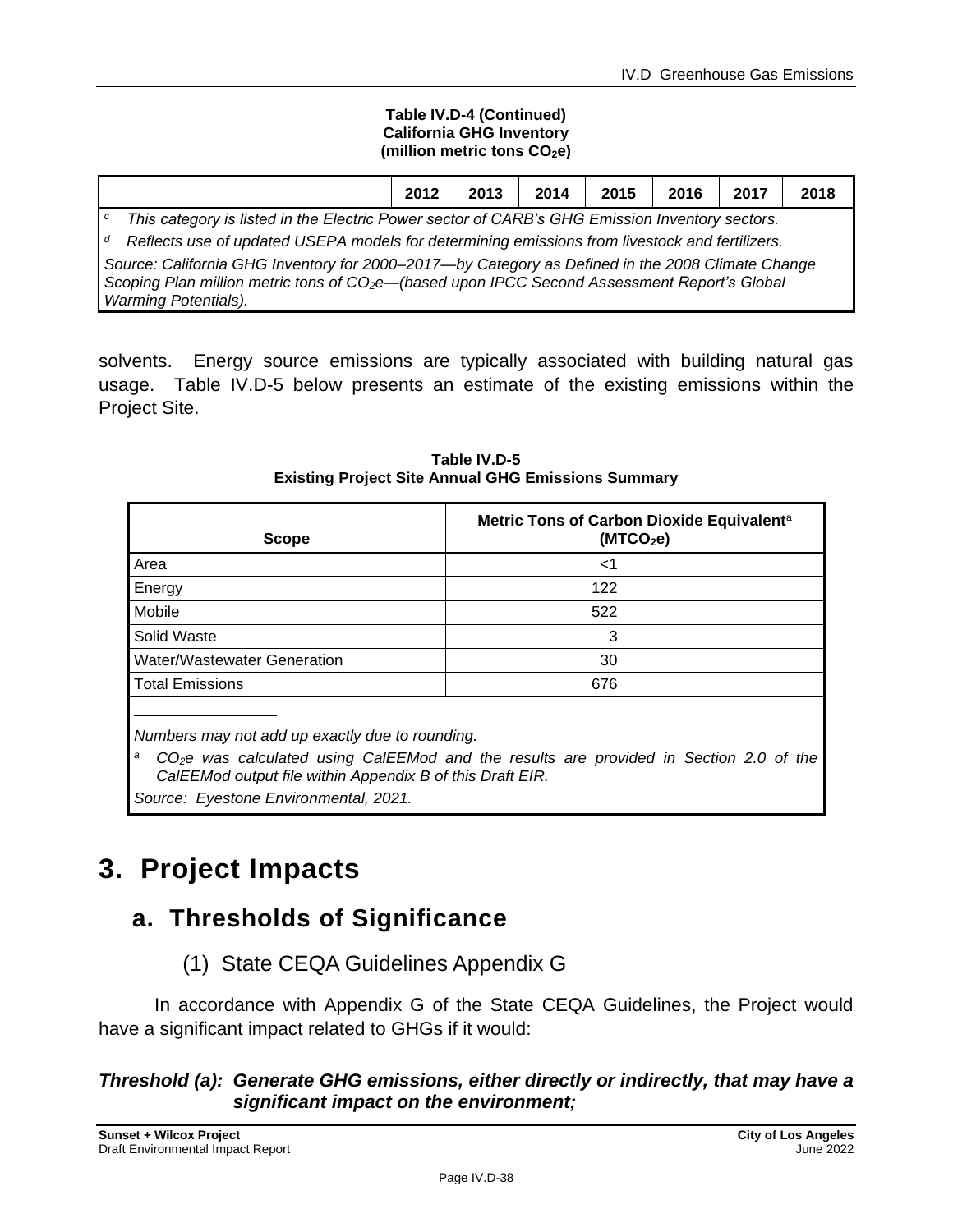**Table IV.D-4 (Continued)**
**California GHG Inventory**
**(million metric tons $CO_2e$)**

| | 2012 | 2013 | 2014 | 2015 | 2016 | 2017 | 2018 |
|---|---|---|---|---|---|---|---|

[c] *This category is listed in the Electric Power sector of CARB's GHG Emission Inventory sectors.*

[d] *Reflects use of updated USEPA models for determining emissions from livestock and fertilizers.*

*Source: California GHG Inventory for 2000–2017—by Category as Defined in the 2008 Climate Change Scoping Plan million metric tons of $CO_2e$—(based upon IPCC Second Assessment Report's Global Warming Potentials).*

solvents. Energy source emissions are typically associated with building natural gas usage. Table IV.D-5 below presents an estimate of the existing emissions within the Project Site.

**Table IV.D-5**
**Existing Project Site Annual GHG Emissions Summary**

| Scope | Metric Tons of Carbon Dioxide Equivalent[a] ($MTCO_2e$) |
|---|---|
| Area | <1 |
| Energy | 122 |
| Mobile | 522 |
| Solid Waste | 3 |
| Water/Wastewater Generation | 30 |
| Total Emissions | 676 |

*Numbers may not add up exactly due to rounding.*

[a] *$CO_2e$ was calculated using CalEEMod and the results are provided in Section 2.0 of the CalEEMod output file within Appendix B of this Draft EIR.*

*Source: Eyestone Environmental, 2021.*

# 3. Project Impacts

## a. Thresholds of Significance

### (1) State CEQA Guidelines Appendix G

In accordance with Appendix G of the State CEQA Guidelines, the Project would have a significant impact related to GHGs if it would:

***Threshold (a): Generate GHG emissions, either directly or indirectly, that may have a significant impact on the environment;***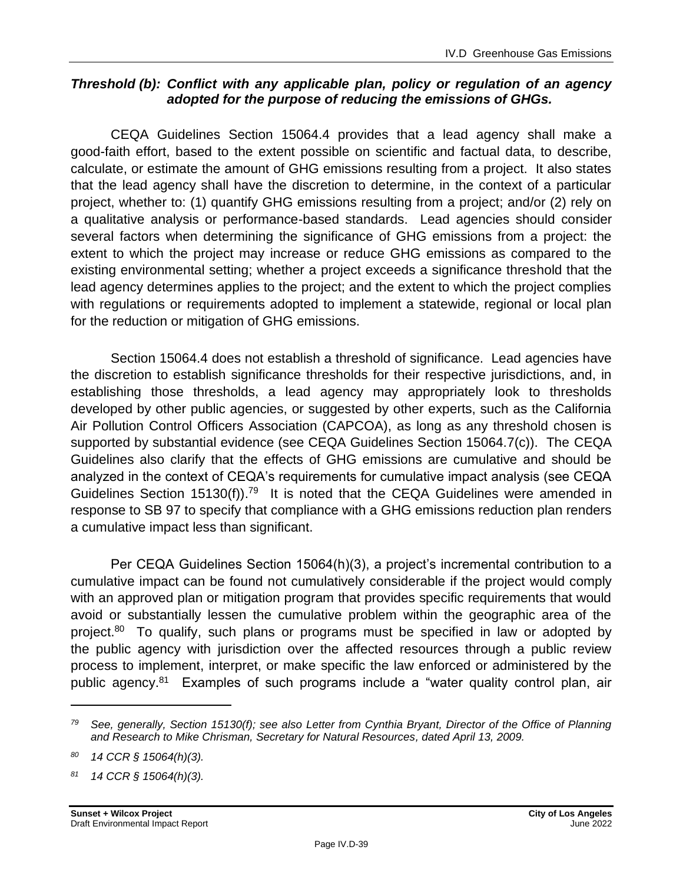### *Threshold (b): Conflict with any applicable plan, policy or regulation of an agency adopted for the purpose of reducing the emissions of GHGs.*

CEQA Guidelines Section 15064.4 provides that a lead agency shall make a good-faith effort, based to the extent possible on scientific and factual data, to describe, calculate, or estimate the amount of GHG emissions resulting from a project. It also states that the lead agency shall have the discretion to determine, in the context of a particular project, whether to: (1) quantify GHG emissions resulting from a project; and/or (2) rely on a qualitative analysis or performance-based standards. Lead agencies should consider several factors when determining the significance of GHG emissions from a project: the extent to which the project may increase or reduce GHG emissions as compared to the existing environmental setting; whether a project exceeds a significance threshold that the lead agency determines applies to the project; and the extent to which the project complies with regulations or requirements adopted to implement a statewide, regional or local plan for the reduction or mitigation of GHG emissions.

Section 15064.4 does not establish a threshold of significance. Lead agencies have the discretion to establish significance thresholds for their respective jurisdictions, and, in establishing those thresholds, a lead agency may appropriately look to thresholds developed by other public agencies, or suggested by other experts, such as the California Air Pollution Control Officers Association (CAPCOA), as long as any threshold chosen is supported by substantial evidence (see CEQA Guidelines Section 15064.7(c)). The CEQA Guidelines also clarify that the effects of GHG emissions are cumulative and should be analyzed in the context of CEQA's requirements for cumulative impact analysis (see CEQA Guidelines Section 15130(f)).[79] It is noted that the CEQA Guidelines were amended in response to SB 97 to specify that compliance with a GHG emissions reduction plan renders a cumulative impact less than significant.

Per CEQA Guidelines Section 15064(h)(3), a project's incremental contribution to a cumulative impact can be found not cumulatively considerable if the project would comply with an approved plan or mitigation program that provides specific requirements that would avoid or substantially lessen the cumulative problem within the geographic area of the project.[80] To qualify, such plans or programs must be specified in law or adopted by the public agency with jurisdiction over the affected resources through a public review process to implement, interpret, or make specific the law enforced or administered by the public agency.[81] Examples of such programs include a "water quality control plan, air

---

[79] *See, generally, Section 15130(f); see also Letter from Cynthia Bryant, Director of the Office of Planning and Research to Mike Chrisman, Secretary for Natural Resources, dated April 13, 2009.*

[80] *14 CCR § 15064(h)(3).*

[81] *14 CCR § 15064(h)(3).*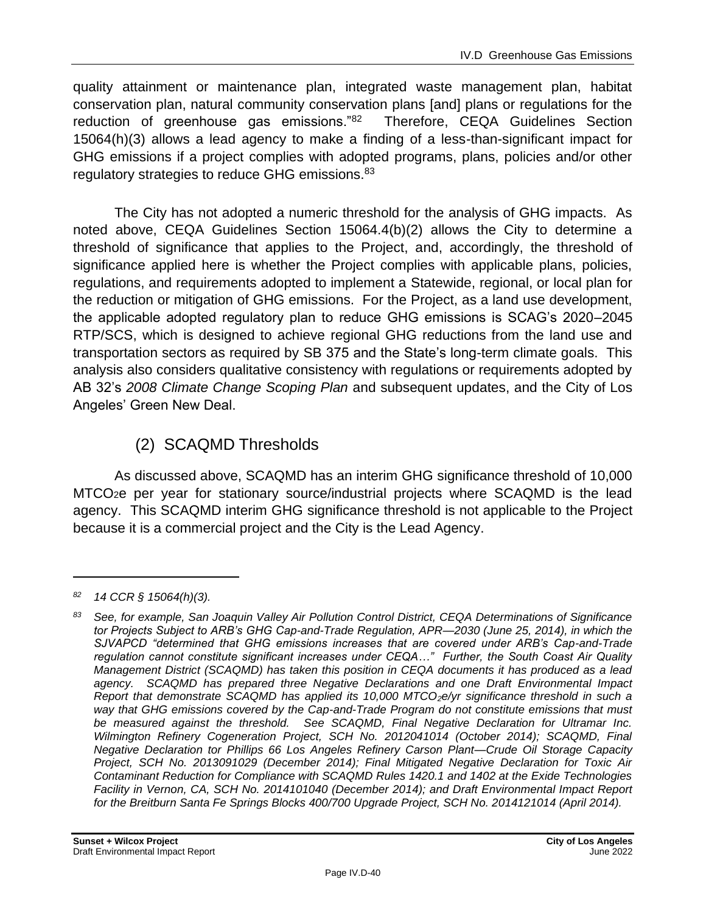quality attainment or maintenance plan, integrated waste management plan, habitat conservation plan, natural community conservation plans [and] plans or regulations for the reduction of greenhouse gas emissions."[82] Therefore, CEQA Guidelines Section 15064(h)(3) allows a lead agency to make a finding of a less-than-significant impact for GHG emissions if a project complies with adopted programs, plans, policies and/or other regulatory strategies to reduce GHG emissions.[83]

The City has not adopted a numeric threshold for the analysis of GHG impacts. As noted above, CEQA Guidelines Section 15064.4(b)(2) allows the City to determine a threshold of significance that applies to the Project, and, accordingly, the threshold of significance applied here is whether the Project complies with applicable plans, policies, regulations, and requirements adopted to implement a Statewide, regional, or local plan for the reduction or mitigation of GHG emissions. For the Project, as a land use development, the applicable adopted regulatory plan to reduce GHG emissions is SCAG's 2020–2045 RTP/SCS, which is designed to achieve regional GHG reductions from the land use and transportation sectors as required by SB 375 and the State's long-term climate goals. This analysis also considers qualitative consistency with regulations or requirements adopted by AB 32's *2008 Climate Change Scoping Plan* and subsequent updates, and the City of Los Angeles' Green New Deal.

### (2) SCAQMD Thresholds

As discussed above, SCAQMD has an interim GHG significance threshold of 10,000 $MTCO_2e$ per year for stationary source/industrial projects where SCAQMD is the lead agency. This SCAQMD interim GHG significance threshold is not applicable to the Project because it is a commercial project and the City is the Lead Agency.

---

*82 14 CCR § 15064(h)(3).*

*83 See, for example, San Joaquin Valley Air Pollution Control District, CEQA Determinations of Significance tor Projects Subject to ARB's GHG Cap-and-Trade Regulation, APR—2030 (June 25, 2014), in which the SJVAPCD "determined that GHG emissions increases that are covered under ARB's Cap-and-Trade regulation cannot constitute significant increases under CEQA…" Further, the South Coast Air Quality Management District (SCAQMD) has taken this position in CEQA documents it has produced as a lead agency. SCAQMD has prepared three Negative Declarations and one Draft Environmental Impact Report that demonstrate SCAQMD has applied its 10,000 $MTCO_2e$/yr significance threshold in such a way that GHG emissions covered by the Cap-and-Trade Program do not constitute emissions that must be measured against the threshold. See SCAQMD, Final Negative Declaration for Ultramar Inc. Wilmington Refinery Cogeneration Project, SCH No. 2012041014 (October 2014); SCAQMD, Final Negative Declaration tor Phillips 66 Los Angeles Refinery Carson Plant—Crude Oil Storage Capacity Project, SCH No. 2013091029 (December 2014); Final Mitigated Negative Declaration for Toxic Air Contaminant Reduction for Compliance with SCAQMD Rules 1420.1 and 1402 at the Exide Technologies Facility in Vernon, CA, SCH No. 2014101040 (December 2014); and Draft Environmental Impact Report for the Breitburn Santa Fe Springs Blocks 400/700 Upgrade Project, SCH No. 2014121014 (April 2014).*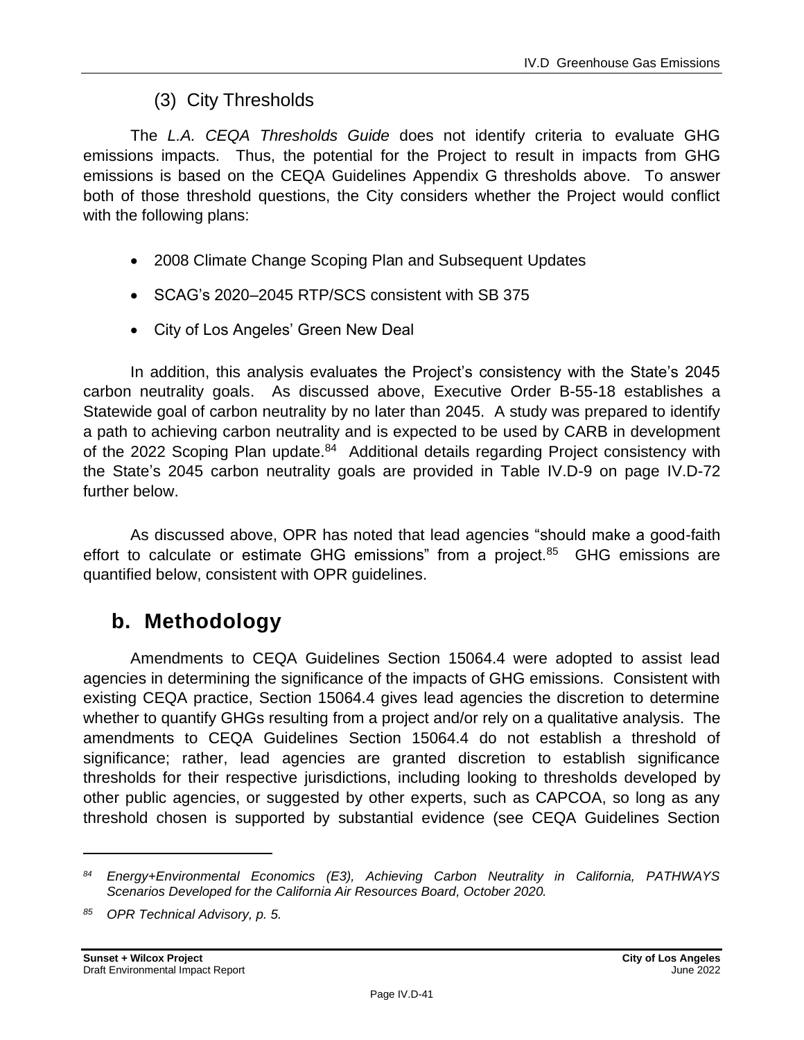### (3) City Thresholds

The *L.A. CEQA Thresholds Guide* does not identify criteria to evaluate GHG emissions impacts. Thus, the potential for the Project to result in impacts from GHG emissions is based on the CEQA Guidelines Appendix G thresholds above. To answer both of those threshold questions, the City considers whether the Project would conflict with the following plans:

- 2008 Climate Change Scoping Plan and Subsequent Updates
- SCAG's 2020–2045 RTP/SCS consistent with SB 375
- City of Los Angeles' Green New Deal

In addition, this analysis evaluates the Project's consistency with the State's 2045 carbon neutrality goals. As discussed above, Executive Order B-55-18 establishes a Statewide goal of carbon neutrality by no later than 2045. A study was prepared to identify a path to achieving carbon neutrality and is expected to be used by CARB in development of the 2022 Scoping Plan update.[84] Additional details regarding Project consistency with the State's 2045 carbon neutrality goals are provided in Table IV.D-9 on page IV.D-72 further below.

As discussed above, OPR has noted that lead agencies "should make a good-faith effort to calculate or estimate GHG emissions" from a project.[85] GHG emissions are quantified below, consistent with OPR guidelines.

## b. Methodology

Amendments to CEQA Guidelines Section 15064.4 were adopted to assist lead agencies in determining the significance of the impacts of GHG emissions. Consistent with existing CEQA practice, Section 15064.4 gives lead agencies the discretion to determine whether to quantify GHGs resulting from a project and/or rely on a qualitative analysis. The amendments to CEQA Guidelines Section 15064.4 do not establish a threshold of significance; rather, lead agencies are granted discretion to establish significance thresholds for their respective jurisdictions, including looking to thresholds developed by other public agencies, or suggested by other experts, such as CAPCOA, so long as any threshold chosen is supported by substantial evidence (see CEQA Guidelines Section

---

[84] *Energy+Environmental Economics (E3), Achieving Carbon Neutrality in California, PATHWAYS Scenarios Developed for the California Air Resources Board, October 2020.*

[85] *OPR Technical Advisory, p. 5.*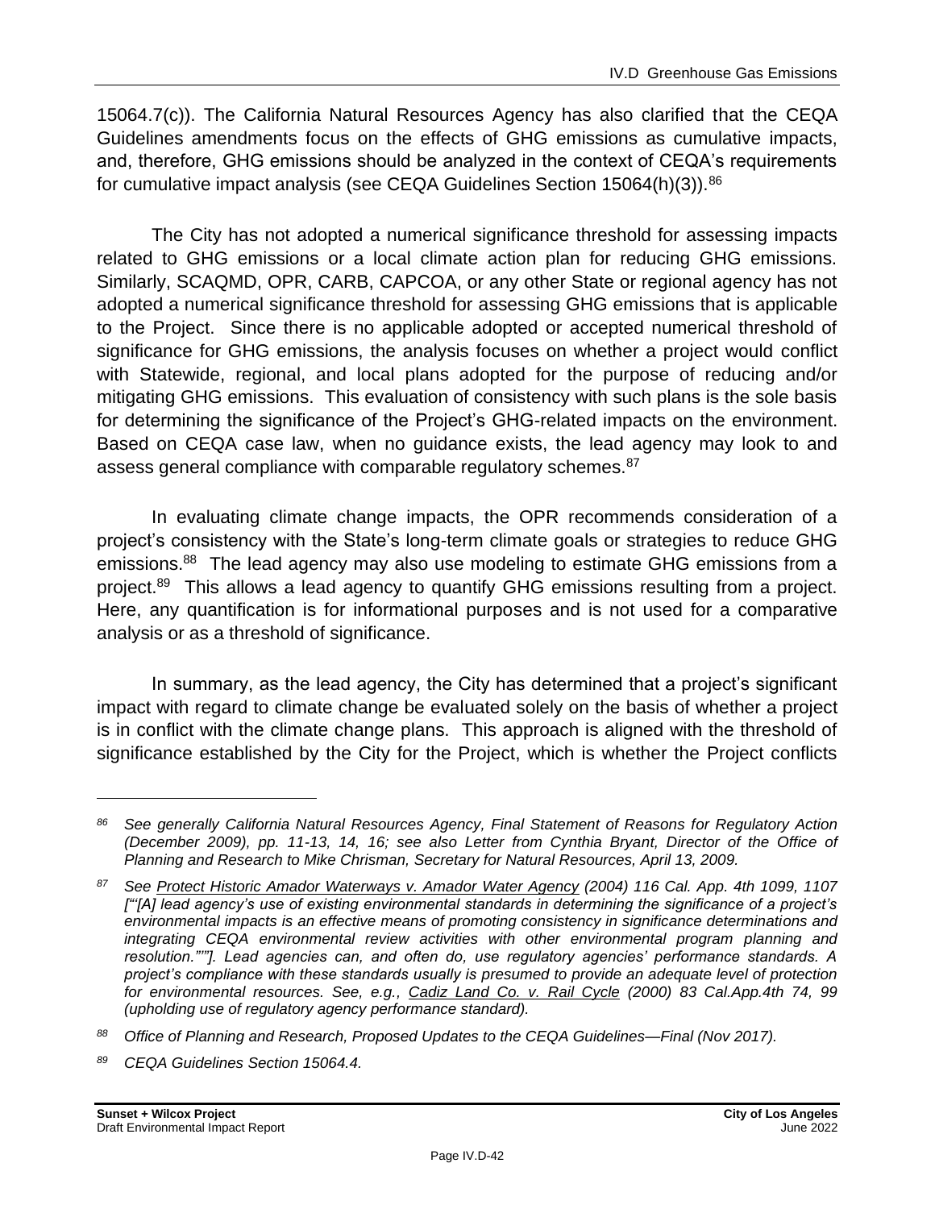15064.7(c)). The California Natural Resources Agency has also clarified that the CEQA Guidelines amendments focus on the effects of GHG emissions as cumulative impacts, and, therefore, GHG emissions should be analyzed in the context of CEQA's requirements for cumulative impact analysis (see CEQA Guidelines Section 15064(h)(3)).[86]

The City has not adopted a numerical significance threshold for assessing impacts related to GHG emissions or a local climate action plan for reducing GHG emissions. Similarly, SCAQMD, OPR, CARB, CAPCOA, or any other State or regional agency has not adopted a numerical significance threshold for assessing GHG emissions that is applicable to the Project. Since there is no applicable adopted or accepted numerical threshold of significance for GHG emissions, the analysis focuses on whether a project would conflict with Statewide, regional, and local plans adopted for the purpose of reducing and/or mitigating GHG emissions. This evaluation of consistency with such plans is the sole basis for determining the significance of the Project's GHG-related impacts on the environment. Based on CEQA case law, when no guidance exists, the lead agency may look to and assess general compliance with comparable regulatory schemes.[87]

In evaluating climate change impacts, the OPR recommends consideration of a project's consistency with the State's long-term climate goals or strategies to reduce GHG emissions.[88] The lead agency may also use modeling to estimate GHG emissions from a project.[89] This allows a lead agency to quantify GHG emissions resulting from a project. Here, any quantification is for informational purposes and is not used for a comparative analysis or as a threshold of significance.

In summary, as the lead agency, the City has determined that a project's significant impact with regard to climate change be evaluated solely on the basis of whether a project is in conflict with the climate change plans. This approach is aligned with the threshold of significance established by the City for the Project, which is whether the Project conflicts

---

[86] *See generally California Natural Resources Agency, Final Statement of Reasons for Regulatory Action (December 2009), pp. 11-13, 14, 16; see also Letter from Cynthia Bryant, Director of the Office of Planning and Research to Mike Chrisman, Secretary for Natural Resources, April 13, 2009.*

[87] *See Protect Historic Amador Waterways v. Amador Water Agency (2004) 116 Cal. App. 4th 1099, 1107 ["[A] lead agency's use of existing environmental standards in determining the significance of a project's environmental impacts is an effective means of promoting consistency in significance determinations and integrating CEQA environmental review activities with other environmental program planning and resolution.""]. Lead agencies can, and often do, use regulatory agencies' performance standards. A project's compliance with these standards usually is presumed to provide an adequate level of protection for environmental resources. See, e.g., Cadiz Land Co. v. Rail Cycle (2000) 83 Cal.App.4th 74, 99 (upholding use of regulatory agency performance standard).*

[88] *Office of Planning and Research, Proposed Updates to the CEQA Guidelines—Final (Nov 2017).*

[89] *CEQA Guidelines Section 15064.4.*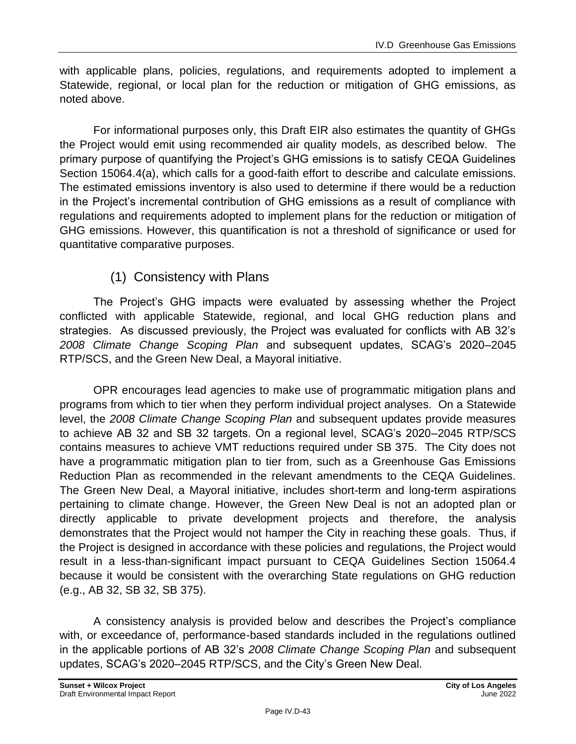with applicable plans, policies, regulations, and requirements adopted to implement a Statewide, regional, or local plan for the reduction or mitigation of GHG emissions, as noted above.

For informational purposes only, this Draft EIR also estimates the quantity of GHGs the Project would emit using recommended air quality models, as described below. The primary purpose of quantifying the Project's GHG emissions is to satisfy CEQA Guidelines Section 15064.4(a), which calls for a good-faith effort to describe and calculate emissions. The estimated emissions inventory is also used to determine if there would be a reduction in the Project's incremental contribution of GHG emissions as a result of compliance with regulations and requirements adopted to implement plans for the reduction or mitigation of GHG emissions. However, this quantification is not a threshold of significance or used for quantitative comparative purposes.

### (1) Consistency with Plans

The Project's GHG impacts were evaluated by assessing whether the Project conflicted with applicable Statewide, regional, and local GHG reduction plans and strategies. As discussed previously, the Project was evaluated for conflicts with AB 32's *2008 Climate Change Scoping Plan* and subsequent updates, SCAG's 2020–2045 RTP/SCS, and the Green New Deal, a Mayoral initiative.

OPR encourages lead agencies to make use of programmatic mitigation plans and programs from which to tier when they perform individual project analyses. On a Statewide level, the *2008 Climate Change Scoping Plan* and subsequent updates provide measures to achieve AB 32 and SB 32 targets. On a regional level, SCAG's 2020–2045 RTP/SCS contains measures to achieve VMT reductions required under SB 375. The City does not have a programmatic mitigation plan to tier from, such as a Greenhouse Gas Emissions Reduction Plan as recommended in the relevant amendments to the CEQA Guidelines. The Green New Deal, a Mayoral initiative, includes short-term and long-term aspirations pertaining to climate change. However, the Green New Deal is not an adopted plan or directly applicable to private development projects and therefore, the analysis demonstrates that the Project would not hamper the City in reaching these goals. Thus, if the Project is designed in accordance with these policies and regulations, the Project would result in a less-than-significant impact pursuant to CEQA Guidelines Section 15064.4 because it would be consistent with the overarching State regulations on GHG reduction (e.g., AB 32, SB 32, SB 375).

A consistency analysis is provided below and describes the Project's compliance with, or exceedance of, performance-based standards included in the regulations outlined in the applicable portions of AB 32's *2008 Climate Change Scoping Plan* and subsequent updates, SCAG's 2020–2045 RTP/SCS, and the City's Green New Deal.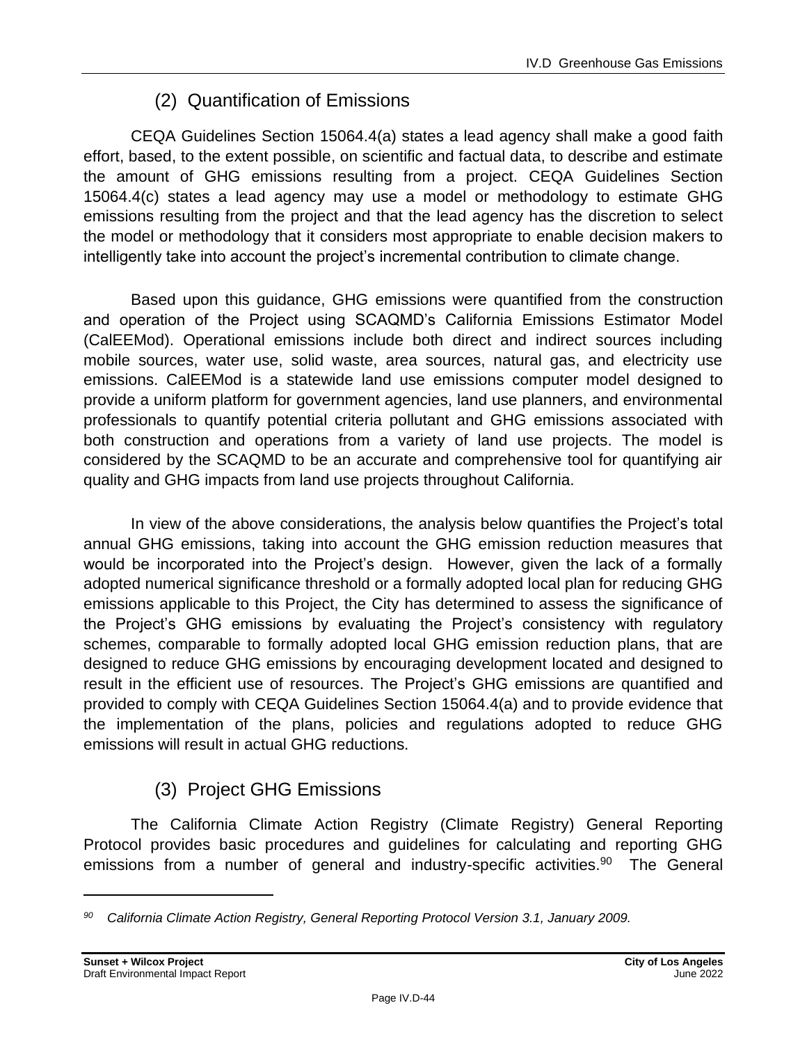### (2) Quantification of Emissions

CEQA Guidelines Section 15064.4(a) states a lead agency shall make a good faith effort, based, to the extent possible, on scientific and factual data, to describe and estimate the amount of GHG emissions resulting from a project. CEQA Guidelines Section 15064.4(c) states a lead agency may use a model or methodology to estimate GHG emissions resulting from the project and that the lead agency has the discretion to select the model or methodology that it considers most appropriate to enable decision makers to intelligently take into account the project's incremental contribution to climate change.

Based upon this guidance, GHG emissions were quantified from the construction and operation of the Project using SCAQMD's California Emissions Estimator Model (CalEEMod). Operational emissions include both direct and indirect sources including mobile sources, water use, solid waste, area sources, natural gas, and electricity use emissions. CalEEMod is a statewide land use emissions computer model designed to provide a uniform platform for government agencies, land use planners, and environmental professionals to quantify potential criteria pollutant and GHG emissions associated with both construction and operations from a variety of land use projects. The model is considered by the SCAQMD to be an accurate and comprehensive tool for quantifying air quality and GHG impacts from land use projects throughout California.

In view of the above considerations, the analysis below quantifies the Project's total annual GHG emissions, taking into account the GHG emission reduction measures that would be incorporated into the Project's design. However, given the lack of a formally adopted numerical significance threshold or a formally adopted local plan for reducing GHG emissions applicable to this Project, the City has determined to assess the significance of the Project's GHG emissions by evaluating the Project's consistency with regulatory schemes, comparable to formally adopted local GHG emission reduction plans, that are designed to reduce GHG emissions by encouraging development located and designed to result in the efficient use of resources. The Project's GHG emissions are quantified and provided to comply with CEQA Guidelines Section 15064.4(a) and to provide evidence that the implementation of the plans, policies and regulations adopted to reduce GHG emissions will result in actual GHG reductions.

### (3) Project GHG Emissions

The California Climate Action Registry (Climate Registry) General Reporting Protocol provides basic procedures and guidelines for calculating and reporting GHG emissions from a number of general and industry-specific activities.[90] The General

---

[90] *California Climate Action Registry, General Reporting Protocol Version 3.1, January 2009.*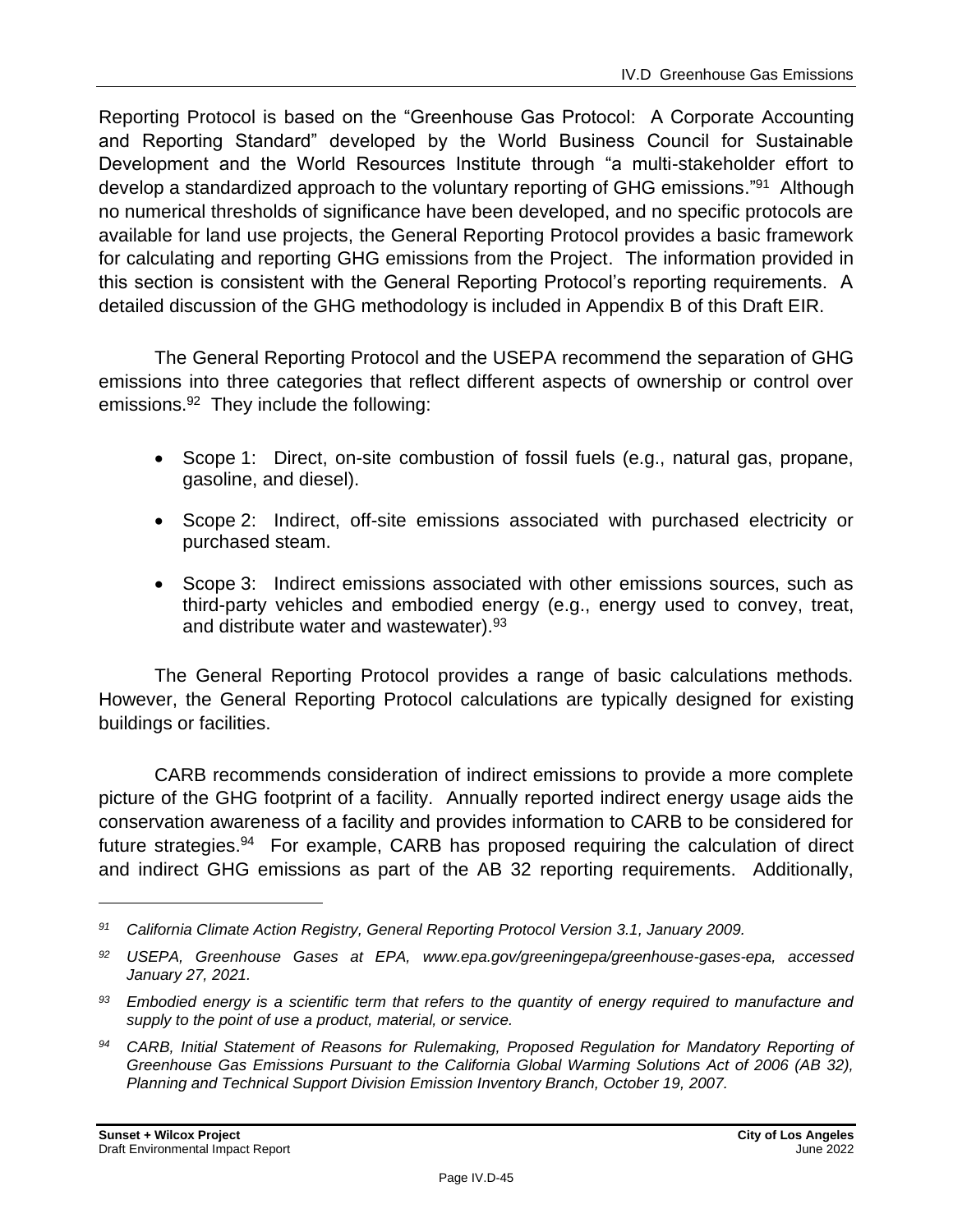Reporting Protocol is based on the "Greenhouse Gas Protocol: A Corporate Accounting and Reporting Standard" developed by the World Business Council for Sustainable Development and the World Resources Institute through "a multi-stakeholder effort to develop a standardized approach to the voluntary reporting of GHG emissions."[91] Although no numerical thresholds of significance have been developed, and no specific protocols are available for land use projects, the General Reporting Protocol provides a basic framework for calculating and reporting GHG emissions from the Project. The information provided in this section is consistent with the General Reporting Protocol's reporting requirements. A detailed discussion of the GHG methodology is included in Appendix B of this Draft EIR.

The General Reporting Protocol and the USEPA recommend the separation of GHG emissions into three categories that reflect different aspects of ownership or control over emissions.[92] They include the following:

- Scope 1: Direct, on-site combustion of fossil fuels (e.g., natural gas, propane, gasoline, and diesel).
- Scope 2: Indirect, off-site emissions associated with purchased electricity or purchased steam.
- Scope 3: Indirect emissions associated with other emissions sources, such as third-party vehicles and embodied energy (e.g., energy used to convey, treat, and distribute water and wastewater).[93]

The General Reporting Protocol provides a range of basic calculations methods. However, the General Reporting Protocol calculations are typically designed for existing buildings or facilities.

CARB recommends consideration of indirect emissions to provide a more complete picture of the GHG footprint of a facility. Annually reported indirect energy usage aids the conservation awareness of a facility and provides information to CARB to be considered for future strategies.[94] For example, CARB has proposed requiring the calculation of direct and indirect GHG emissions as part of the AB 32 reporting requirements. Additionally,

---

*[91] California Climate Action Registry, General Reporting Protocol Version 3.1, January 2009.*

*[92] USEPA, Greenhouse Gases at EPA, www.epa.gov/greeningepa/greenhouse-gases-epa, accessed January 27, 2021.*

*[93] Embodied energy is a scientific term that refers to the quantity of energy required to manufacture and supply to the point of use a product, material, or service.*

*[94] CARB, Initial Statement of Reasons for Rulemaking, Proposed Regulation for Mandatory Reporting of Greenhouse Gas Emissions Pursuant to the California Global Warming Solutions Act of 2006 (AB 32), Planning and Technical Support Division Emission Inventory Branch, October 19, 2007.*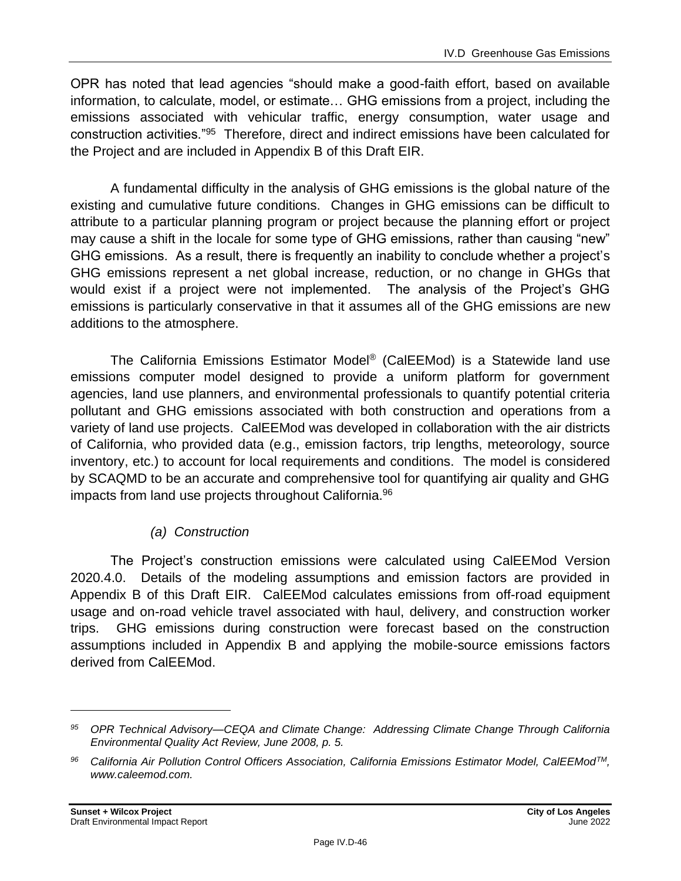OPR has noted that lead agencies "should make a good-faith effort, based on available information, to calculate, model, or estimate… GHG emissions from a project, including the emissions associated with vehicular traffic, energy consumption, water usage and construction activities."[95] Therefore, direct and indirect emissions have been calculated for the Project and are included in Appendix B of this Draft EIR.

A fundamental difficulty in the analysis of GHG emissions is the global nature of the existing and cumulative future conditions. Changes in GHG emissions can be difficult to attribute to a particular planning program or project because the planning effort or project may cause a shift in the locale for some type of GHG emissions, rather than causing "new" GHG emissions. As a result, there is frequently an inability to conclude whether a project's GHG emissions represent a net global increase, reduction, or no change in GHGs that would exist if a project were not implemented. The analysis of the Project's GHG emissions is particularly conservative in that it assumes all of the GHG emissions are new additions to the atmosphere.

The California Emissions Estimator Model® (CalEEMod) is a Statewide land use emissions computer model designed to provide a uniform platform for government agencies, land use planners, and environmental professionals to quantify potential criteria pollutant and GHG emissions associated with both construction and operations from a variety of land use projects. CalEEMod was developed in collaboration with the air districts of California, who provided data (e.g., emission factors, trip lengths, meteorology, source inventory, etc.) to account for local requirements and conditions. The model is considered by SCAQMD to be an accurate and comprehensive tool for quantifying air quality and GHG impacts from land use projects throughout California.[96]

#### *(a) Construction*

The Project's construction emissions were calculated using CalEEMod Version 2020.4.0. Details of the modeling assumptions and emission factors are provided in Appendix B of this Draft EIR. CalEEMod calculates emissions from off-road equipment usage and on-road vehicle travel associated with haul, delivery, and construction worker trips. GHG emissions during construction were forecast based on the construction assumptions included in Appendix B and applying the mobile-source emissions factors derived from CalEEMod.

---

*[95] OPR Technical Advisory—CEQA and Climate Change: Addressing Climate Change Through California Environmental Quality Act Review, June 2008, p. 5.*

*[96] California Air Pollution Control Officers Association, California Emissions Estimator Model, CalEEMod™, www.caleemod.com.*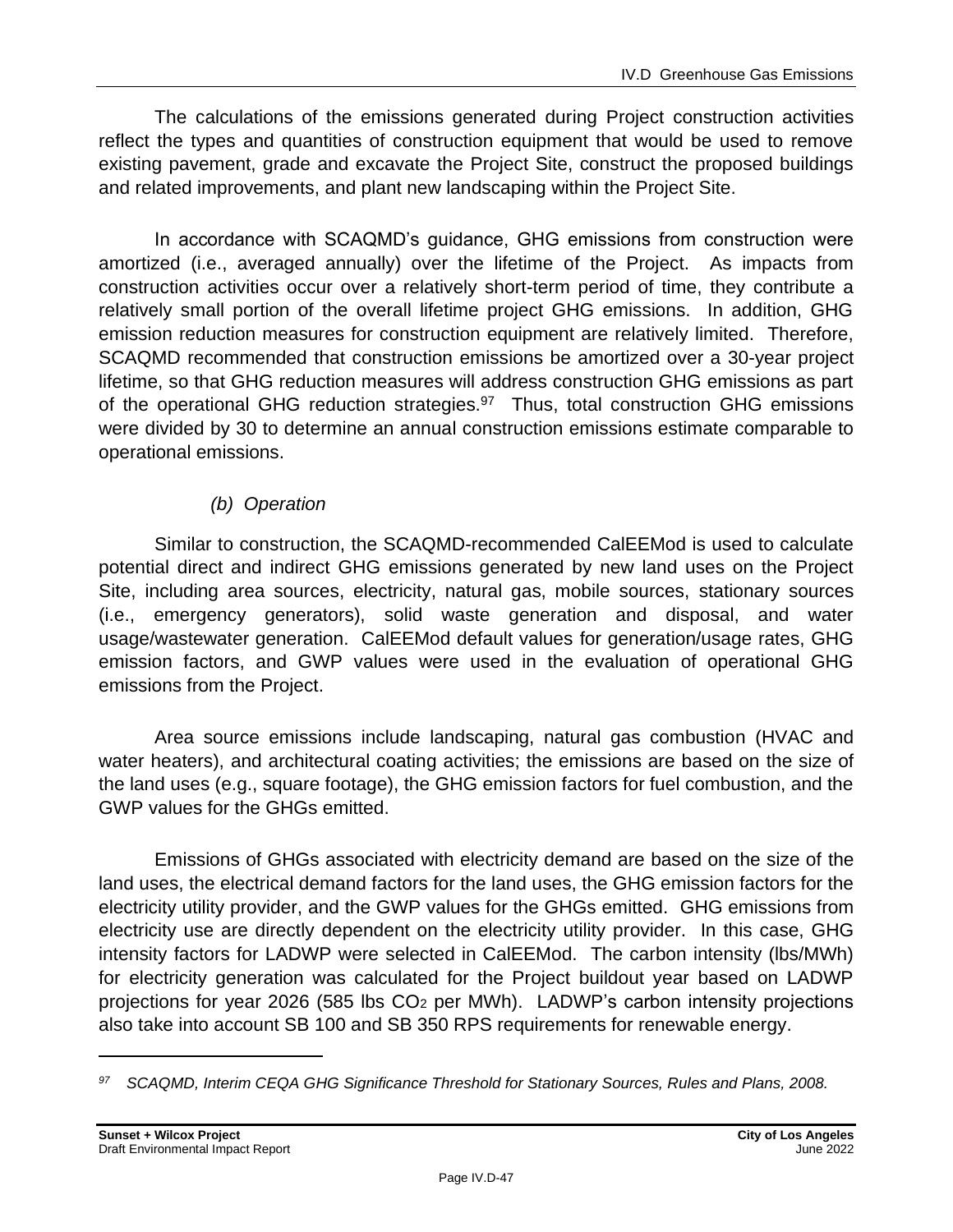The calculations of the emissions generated during Project construction activities reflect the types and quantities of construction equipment that would be used to remove existing pavement, grade and excavate the Project Site, construct the proposed buildings and related improvements, and plant new landscaping within the Project Site.

In accordance with SCAQMD's guidance, GHG emissions from construction were amortized (i.e., averaged annually) over the lifetime of the Project. As impacts from construction activities occur over a relatively short-term period of time, they contribute a relatively small portion of the overall lifetime project GHG emissions. In addition, GHG emission reduction measures for construction equipment are relatively limited. Therefore, SCAQMD recommended that construction emissions be amortized over a 30-year project lifetime, so that GHG reduction measures will address construction GHG emissions as part of the operational GHG reduction strategies.[97] Thus, total construction GHG emissions were divided by 30 to determine an annual construction emissions estimate comparable to operational emissions.

*(b) Operation*

Similar to construction, the SCAQMD-recommended CalEEMod is used to calculate potential direct and indirect GHG emissions generated by new land uses on the Project Site, including area sources, electricity, natural gas, mobile sources, stationary sources (i.e., emergency generators), solid waste generation and disposal, and water usage/wastewater generation. CalEEMod default values for generation/usage rates, GHG emission factors, and GWP values were used in the evaluation of operational GHG emissions from the Project.

Area source emissions include landscaping, natural gas combustion (HVAC and water heaters), and architectural coating activities; the emissions are based on the size of the land uses (e.g., square footage), the GHG emission factors for fuel combustion, and the GWP values for the GHGs emitted.

Emissions of GHGs associated with electricity demand are based on the size of the land uses, the electrical demand factors for the land uses, the GHG emission factors for the electricity utility provider, and the GWP values for the GHGs emitted. GHG emissions from electricity use are directly dependent on the electricity utility provider. In this case, GHG intensity factors for LADWP were selected in CalEEMod. The carbon intensity (lbs/MWh) for electricity generation was calculated for the Project buildout year based on LADWP projections for year 2026 (585 lbs $CO_2$ per MWh). LADWP's carbon intensity projections also take into account SB 100 and SB 350 RPS requirements for renewable energy.

---

[97] *SCAQMD, Interim CEQA GHG Significance Threshold for Stationary Sources, Rules and Plans, 2008.*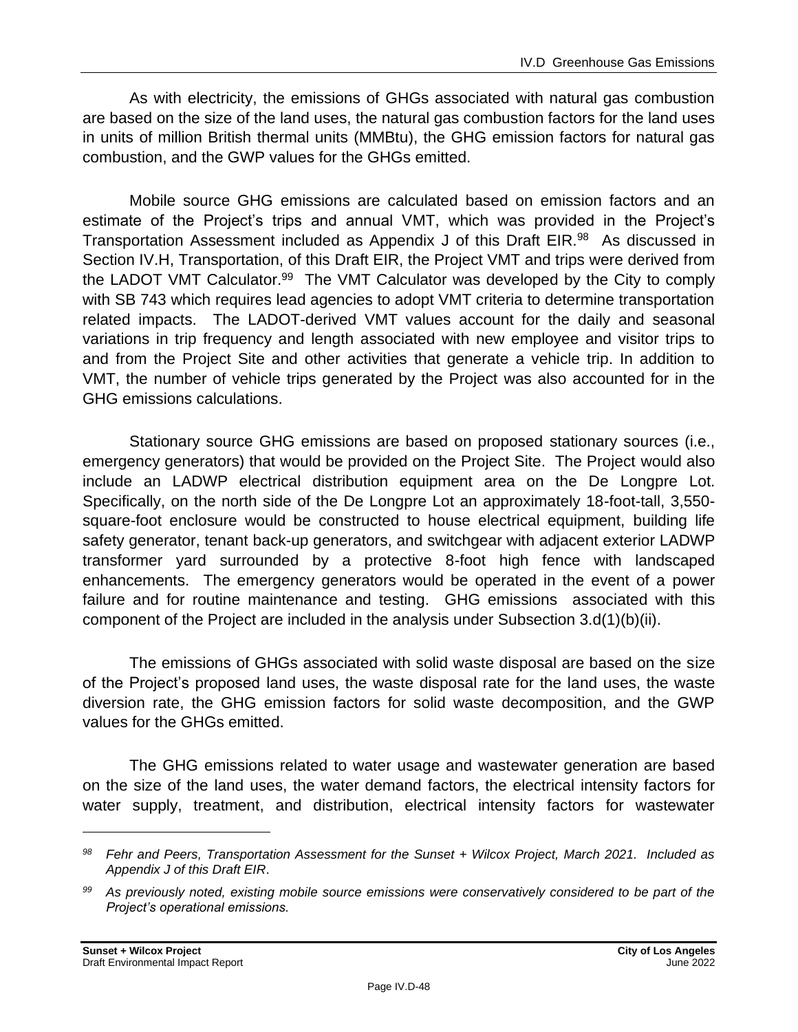As with electricity, the emissions of GHGs associated with natural gas combustion are based on the size of the land uses, the natural gas combustion factors for the land uses in units of million British thermal units (MMBtu), the GHG emission factors for natural gas combustion, and the GWP values for the GHGs emitted.

Mobile source GHG emissions are calculated based on emission factors and an estimate of the Project's trips and annual VMT, which was provided in the Project's Transportation Assessment included as Appendix J of this Draft EIR.[98] As discussed in Section IV.H, Transportation, of this Draft EIR, the Project VMT and trips were derived from the LADOT VMT Calculator.[99] The VMT Calculator was developed by the City to comply with SB 743 which requires lead agencies to adopt VMT criteria to determine transportation related impacts. The LADOT-derived VMT values account for the daily and seasonal variations in trip frequency and length associated with new employee and visitor trips to and from the Project Site and other activities that generate a vehicle trip. In addition to VMT, the number of vehicle trips generated by the Project was also accounted for in the GHG emissions calculations.

Stationary source GHG emissions are based on proposed stationary sources (i.e., emergency generators) that would be provided on the Project Site. The Project would also include an LADWP electrical distribution equipment area on the De Longpre Lot. Specifically, on the north side of the De Longpre Lot an approximately 18-foot-tall, 3,550-square-foot enclosure would be constructed to house electrical equipment, building life safety generator, tenant back-up generators, and switchgear with adjacent exterior LADWP transformer yard surrounded by a protective 8-foot high fence with landscaped enhancements. The emergency generators would be operated in the event of a power failure and for routine maintenance and testing. GHG emissions associated with this component of the Project are included in the analysis under Subsection 3.d(1)(b)(ii).

The emissions of GHGs associated with solid waste disposal are based on the size of the Project's proposed land uses, the waste disposal rate for the land uses, the waste diversion rate, the GHG emission factors for solid waste decomposition, and the GWP values for the GHGs emitted.

The GHG emissions related to water usage and wastewater generation are based on the size of the land uses, the water demand factors, the electrical intensity factors for water supply, treatment, and distribution, electrical intensity factors for wastewater

---

[98] *Fehr and Peers, Transportation Assessment for the Sunset + Wilcox Project, March 2021. Included as Appendix J of this Draft EIR.*

[99] *As previously noted, existing mobile source emissions were conservatively considered to be part of the Project's operational emissions.*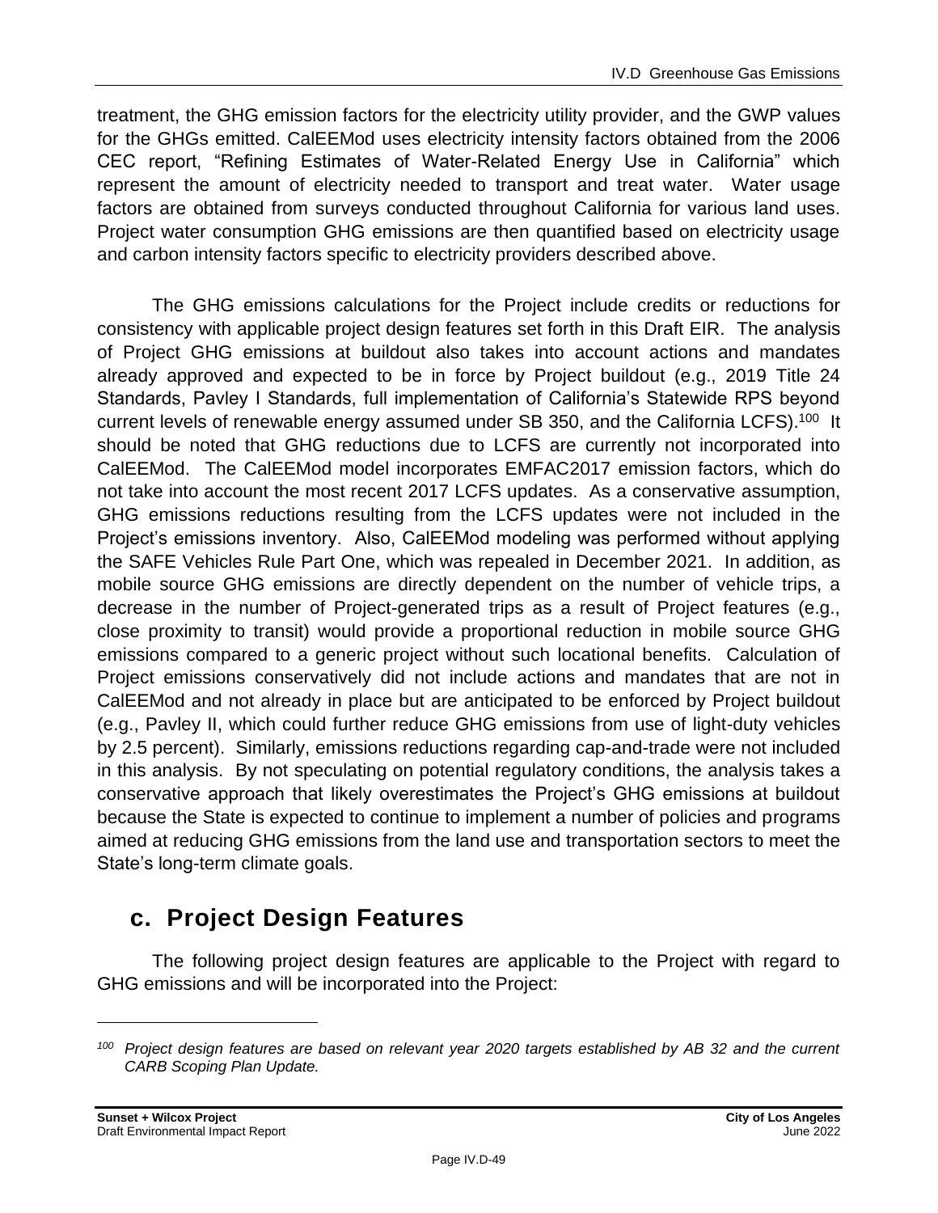treatment, the GHG emission factors for the electricity utility provider, and the GWP values for the GHGs emitted. CalEEMod uses electricity intensity factors obtained from the 2006 CEC report, "Refining Estimates of Water-Related Energy Use in California" which represent the amount of electricity needed to transport and treat water. Water usage factors are obtained from surveys conducted throughout California for various land uses. Project water consumption GHG emissions are then quantified based on electricity usage and carbon intensity factors specific to electricity providers described above.

The GHG emissions calculations for the Project include credits or reductions for consistency with applicable project design features set forth in this Draft EIR. The analysis of Project GHG emissions at buildout also takes into account actions and mandates already approved and expected to be in force by Project buildout (e.g., 2019 Title 24 Standards, Pavley I Standards, full implementation of California's Statewide RPS beyond current levels of renewable energy assumed under SB 350, and the California LCFS).[100] It should be noted that GHG reductions due to LCFS are currently not incorporated into CalEEMod. The CalEEMod model incorporates EMFAC2017 emission factors, which do not take into account the most recent 2017 LCFS updates. As a conservative assumption, GHG emissions reductions resulting from the LCFS updates were not included in the Project's emissions inventory. Also, CalEEMod modeling was performed without applying the SAFE Vehicles Rule Part One, which was repealed in December 2021. In addition, as mobile source GHG emissions are directly dependent on the number of vehicle trips, a decrease in the number of Project-generated trips as a result of Project features (e.g., close proximity to transit) would provide a proportional reduction in mobile source GHG emissions compared to a generic project without such locational benefits. Calculation of Project emissions conservatively did not include actions and mandates that are not in CalEEMod and not already in place but are anticipated to be enforced by Project buildout (e.g., Pavley II, which could further reduce GHG emissions from use of light-duty vehicles by 2.5 percent). Similarly, emissions reductions regarding cap-and-trade were not included in this analysis. By not speculating on potential regulatory conditions, the analysis takes a conservative approach that likely overestimates the Project's GHG emissions at buildout because the State is expected to continue to implement a number of policies and programs aimed at reducing GHG emissions from the land use and transportation sectors to meet the State's long-term climate goals.

## c. Project Design Features

The following project design features are applicable to the Project with regard to GHG emissions and will be incorporated into the Project:

---

*[100] Project design features are based on relevant year 2020 targets established by AB 32 and the current CARB Scoping Plan Update.*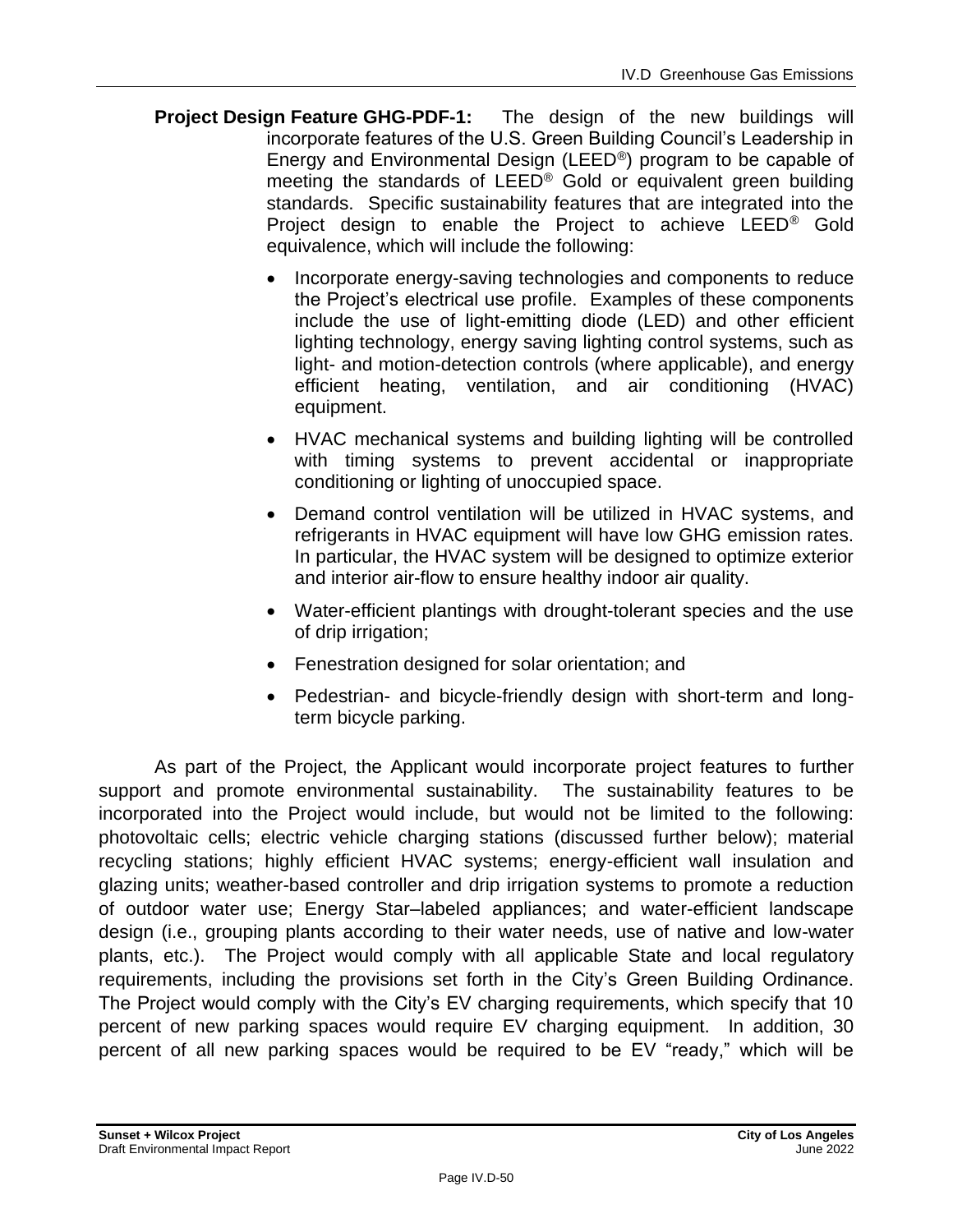**Project Design Feature GHG-PDF-1:** The design of the new buildings will incorporate features of the U.S. Green Building Council's Leadership in Energy and Environmental Design (LEED®) program to be capable of meeting the standards of LEED® Gold or equivalent green building standards. Specific sustainability features that are integrated into the Project design to enable the Project to achieve LEED® Gold equivalence, which will include the following:

- Incorporate energy-saving technologies and components to reduce the Project's electrical use profile. Examples of these components include the use of light-emitting diode (LED) and other efficient lighting technology, energy saving lighting control systems, such as light- and motion-detection controls (where applicable), and energy efficient heating, ventilation, and air conditioning (HVAC) equipment.
- HVAC mechanical systems and building lighting will be controlled with timing systems to prevent accidental or inappropriate conditioning or lighting of unoccupied space.
- Demand control ventilation will be utilized in HVAC systems, and refrigerants in HVAC equipment will have low GHG emission rates. In particular, the HVAC system will be designed to optimize exterior and interior air-flow to ensure healthy indoor air quality.
- Water-efficient plantings with drought-tolerant species and the use of drip irrigation;
- Fenestration designed for solar orientation; and
- Pedestrian- and bicycle-friendly design with short-term and long-term bicycle parking.

As part of the Project, the Applicant would incorporate project features to further support and promote environmental sustainability. The sustainability features to be incorporated into the Project would include, but would not be limited to the following: photovoltaic cells; electric vehicle charging stations (discussed further below); material recycling stations; highly efficient HVAC systems; energy-efficient wall insulation and glazing units; weather-based controller and drip irrigation systems to promote a reduction of outdoor water use; Energy Star–labeled appliances; and water-efficient landscape design (i.e., grouping plants according to their water needs, use of native and low-water plants, etc.). The Project would comply with all applicable State and local regulatory requirements, including the provisions set forth in the City's Green Building Ordinance. The Project would comply with the City's EV charging requirements, which specify that 10 percent of new parking spaces would require EV charging equipment. In addition, 30 percent of all new parking spaces would be required to be EV "ready," which will be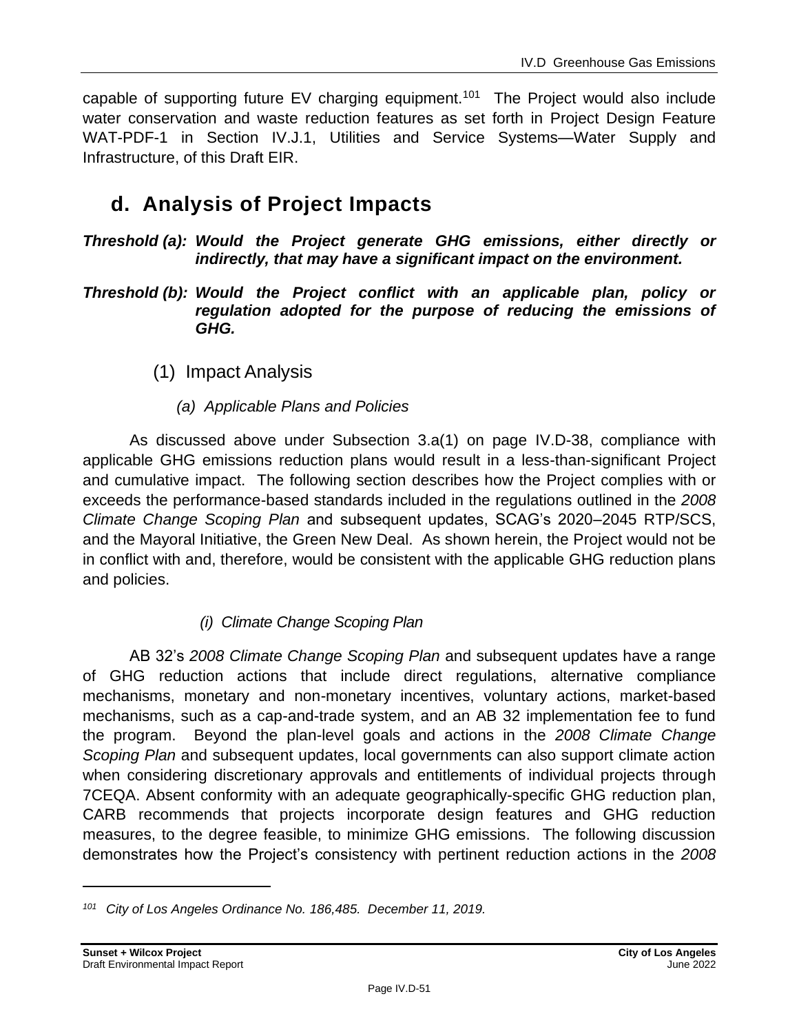capable of supporting future EV charging equipment.[101] The Project would also include water conservation and waste reduction features as set forth in Project Design Feature WAT-PDF-1 in Section IV.J.1, Utilities and Service Systems—Water Supply and Infrastructure, of this Draft EIR.

## d. Analysis of Project Impacts

***Threshold (a): Would the Project generate GHG emissions, either directly or indirectly, that may have a significant impact on the environment.***

***Threshold (b): Would the Project conflict with an applicable plan, policy or regulation adopted for the purpose of reducing the emissions of GHG.***

### (1) Impact Analysis

#### *(a) Applicable Plans and Policies*

As discussed above under Subsection 3.a(1) on page IV.D-38, compliance with applicable GHG emissions reduction plans would result in a less-than-significant Project and cumulative impact. The following section describes how the Project complies with or exceeds the performance-based standards included in the regulations outlined in the *2008 Climate Change Scoping Plan* and subsequent updates, SCAG's 2020–2045 RTP/SCS, and the Mayoral Initiative, the Green New Deal. As shown herein, the Project would not be in conflict with and, therefore, would be consistent with the applicable GHG reduction plans and policies.

##### *(i) Climate Change Scoping Plan*

AB 32's *2008 Climate Change Scoping Plan* and subsequent updates have a range of GHG reduction actions that include direct regulations, alternative compliance mechanisms, monetary and non-monetary incentives, voluntary actions, market-based mechanisms, such as a cap-and-trade system, and an AB 32 implementation fee to fund the program. Beyond the plan-level goals and actions in the *2008 Climate Change Scoping Plan* and subsequent updates, local governments can also support climate action when considering discretionary approvals and entitlements of individual projects through 7CEQA. Absent conformity with an adequate geographically-specific GHG reduction plan, CARB recommends that projects incorporate design features and GHG reduction measures, to the degree feasible, to minimize GHG emissions. The following discussion demonstrates how the Project's consistency with pertinent reduction actions in the *2008*

---

*[101] City of Los Angeles Ordinance No. 186,485. December 11, 2019.*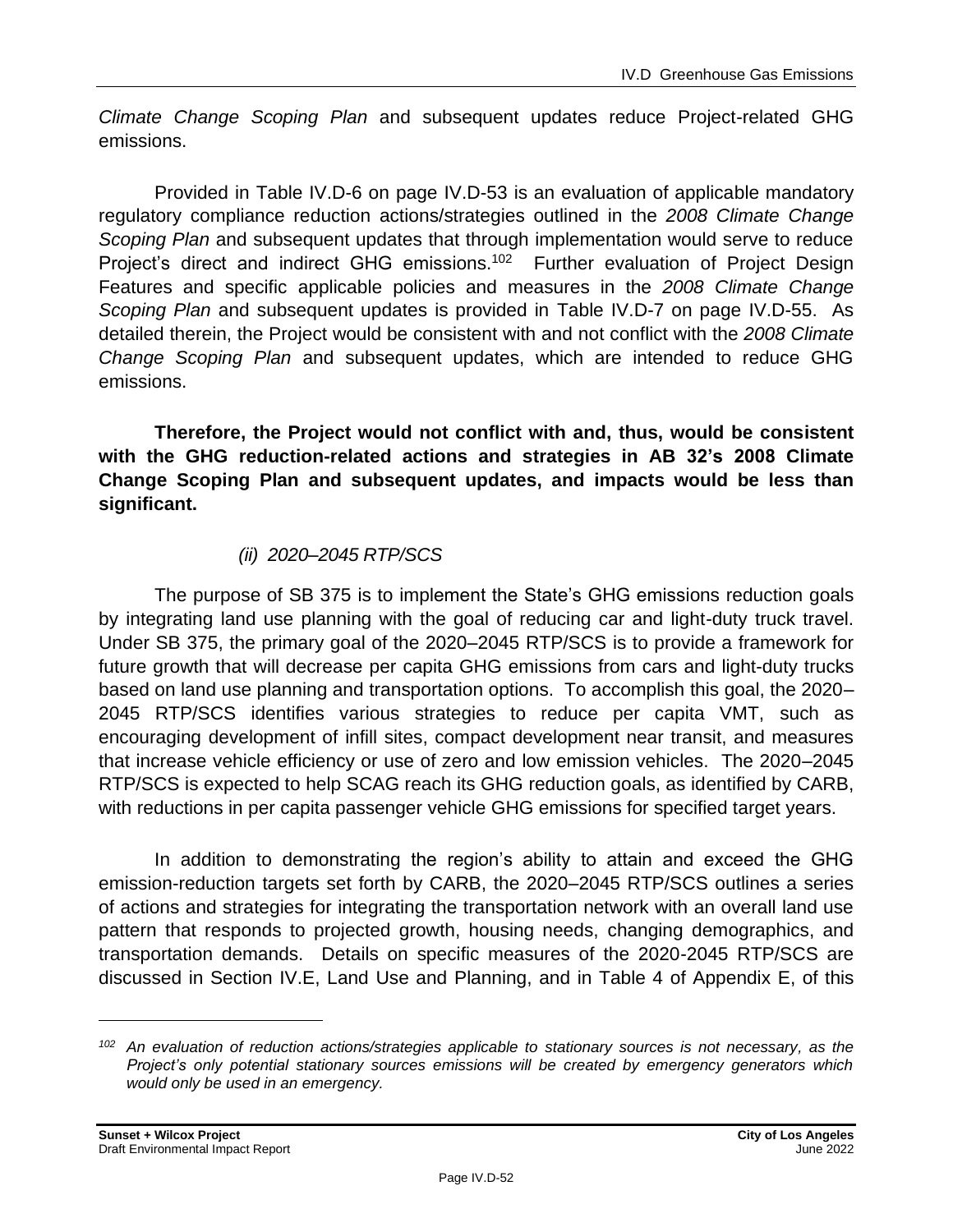*Climate Change Scoping Plan* and subsequent updates reduce Project-related GHG emissions.

Provided in Table IV.D-6 on page IV.D-53 is an evaluation of applicable mandatory regulatory compliance reduction actions/strategies outlined in the *2008 Climate Change Scoping Plan* and subsequent updates that through implementation would serve to reduce Project's direct and indirect GHG emissions.[102] Further evaluation of Project Design Features and specific applicable policies and measures in the *2008 Climate Change Scoping Plan* and subsequent updates is provided in Table IV.D-7 on page IV.D-55. As detailed therein, the Project would be consistent with and not conflict with the *2008 Climate Change Scoping Plan* and subsequent updates, which are intended to reduce GHG emissions.

**Therefore, the Project would not conflict with and, thus, would be consistent with the GHG reduction-related actions and strategies in AB 32's 2008 Climate Change Scoping Plan and subsequent updates, and impacts would be less than significant.**

*(ii) 2020–2045 RTP/SCS*

The purpose of SB 375 is to implement the State's GHG emissions reduction goals by integrating land use planning with the goal of reducing car and light-duty truck travel. Under SB 375, the primary goal of the 2020–2045 RTP/SCS is to provide a framework for future growth that will decrease per capita GHG emissions from cars and light-duty trucks based on land use planning and transportation options. To accomplish this goal, the 2020–2045 RTP/SCS identifies various strategies to reduce per capita VMT, such as encouraging development of infill sites, compact development near transit, and measures that increase vehicle efficiency or use of zero and low emission vehicles. The 2020–2045 RTP/SCS is expected to help SCAG reach its GHG reduction goals, as identified by CARB, with reductions in per capita passenger vehicle GHG emissions for specified target years.

In addition to demonstrating the region's ability to attain and exceed the GHG emission-reduction targets set forth by CARB, the 2020–2045 RTP/SCS outlines a series of actions and strategies for integrating the transportation network with an overall land use pattern that responds to projected growth, housing needs, changing demographics, and transportation demands. Details on specific measures of the 2020-2045 RTP/SCS are discussed in Section IV.E, Land Use and Planning, and in Table 4 of Appendix E, of this

---

[102] *An evaluation of reduction actions/strategies applicable to stationary sources is not necessary, as the Project's only potential stationary sources emissions will be created by emergency generators which would only be used in an emergency.*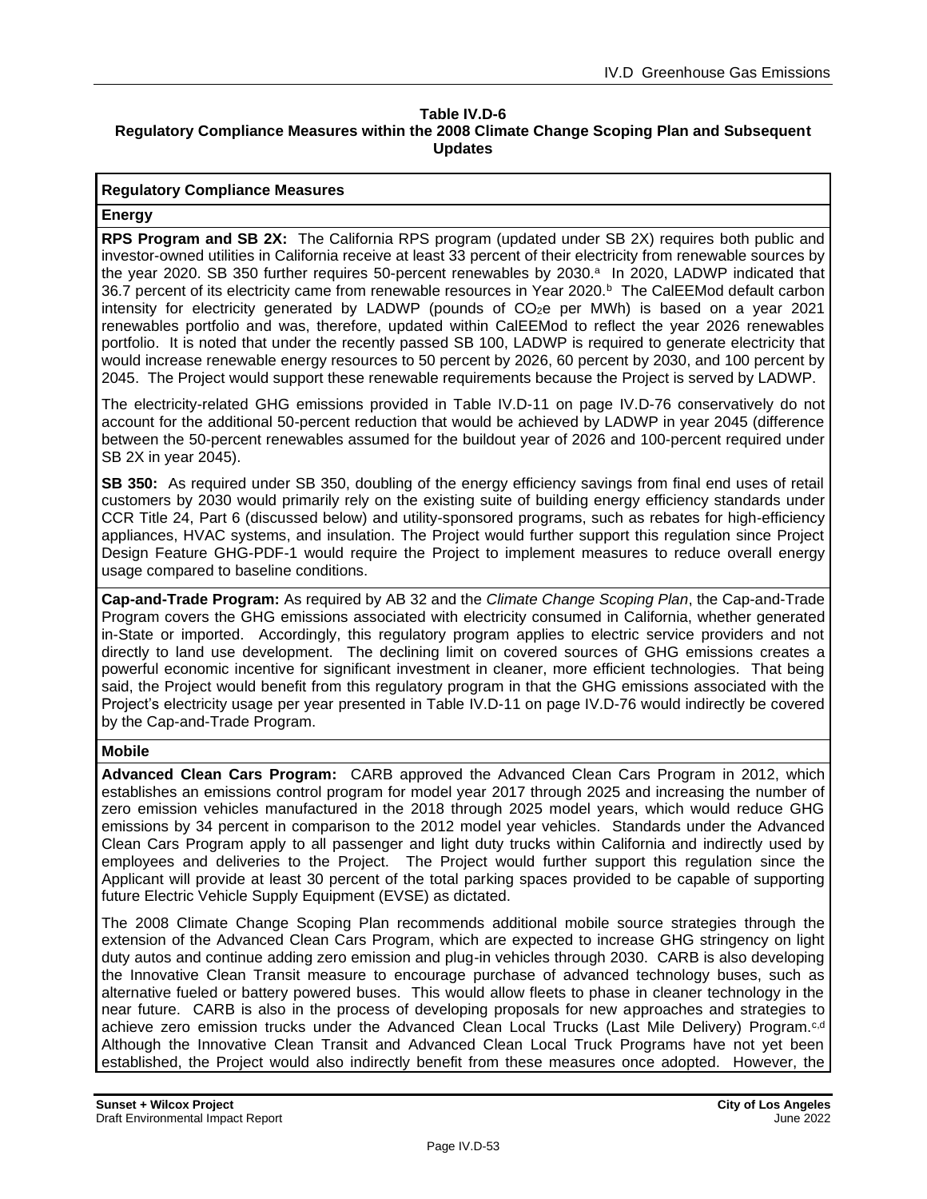**Table IV.D-6**
**Regulatory Compliance Measures within the 2008 Climate Change Scoping Plan and Subsequent Updates**

| Regulatory Compliance Measures |
|---|
| **Energy** |
| **RPS Program and SB 2X:** The California RPS program (updated under SB 2X) requires both public and investor-owned utilities in California receive at least 33 percent of their electricity from renewable sources by the year 2020. SB 350 further requires 50-percent renewables by 2030.[a] In 2020, LADWP indicated that 36.7 percent of its electricity came from renewable resources in Year 2020.[b] The CalEEMod default carbon intensity for electricity generated by LADWP (pounds of $CO_2e$ per MWh) is based on a year 2021 renewables portfolio and was, therefore, updated within CalEEMod to reflect the year 2026 renewables portfolio. It is noted that under the recently passed SB 100, LADWP is required to generate electricity that would increase renewable energy resources to 50 percent by 2026, 60 percent by 2030, and 100 percent by 2045. The Project would support these renewable requirements because the Project is served by LADWP. <br><br> The electricity-related GHG emissions provided in Table IV.D-11 on page IV.D-76 conservatively do not account for the additional 50-percent reduction that would be achieved by LADWP in year 2045 (difference between the 50-percent renewables assumed for the buildout year of 2026 and 100-percent required under SB 2X in year 2045). |
| **SB 350:** As required under SB 350, doubling of the energy efficiency savings from final end uses of retail customers by 2030 would primarily rely on the existing suite of building energy efficiency standards under CCR Title 24, Part 6 (discussed below) and utility-sponsored programs, such as rebates for high-efficiency appliances, HVAC systems, and insulation. The Project would further support this regulation since Project Design Feature GHG-PDF-1 would require the Project to implement measures to reduce overall energy usage compared to baseline conditions. |
| **Cap-and-Trade Program:** As required by AB 32 and the *Climate Change Scoping Plan*, the Cap-and-Trade Program covers the GHG emissions associated with electricity consumed in California, whether generated in-State or imported. Accordingly, this regulatory program applies to electric service providers and not directly to land use development. The declining limit on covered sources of GHG emissions creates a powerful economic incentive for significant investment in cleaner, more efficient technologies. That being said, the Project would benefit from this regulatory program in that the GHG emissions associated with the Project's electricity usage per year presented in Table IV.D-11 on page IV.D-76 would indirectly be covered by the Cap-and-Trade Program. |
| **Mobile** |
| **Advanced Clean Cars Program:** CARB approved the Advanced Clean Cars Program in 2012, which establishes an emissions control program for model year 2017 through 2025 and increasing the number of zero emission vehicles manufactured in the 2018 through 2025 model years, which would reduce GHG emissions by 34 percent in comparison to the 2012 model year vehicles. Standards under the Advanced Clean Cars Program apply to all passenger and light duty trucks within California and indirectly used by employees and deliveries to the Project. The Project would further support this regulation since the Applicant will provide at least 30 percent of the total parking spaces provided to be capable of supporting future Electric Vehicle Supply Equipment (EVSE) as dictated. <br><br> The 2008 Climate Change Scoping Plan recommends additional mobile source strategies through the extension of the Advanced Clean Cars Program, which are expected to increase GHG stringency on light duty autos and continue adding zero emission and plug-in vehicles through 2030. CARB is also developing the Innovative Clean Transit measure to encourage purchase of advanced technology buses, such as alternative fueled or battery powered buses. This would allow fleets to phase in cleaner technology in the near future. CARB is also in the process of developing proposals for new approaches and strategies to achieve zero emission trucks under the Advanced Clean Local Trucks (Last Mile Delivery) Program.[c,d] Although the Innovative Clean Transit and Advanced Clean Local Truck Programs have not yet been established, the Project would also indirectly benefit from these measures once adopted. However, the |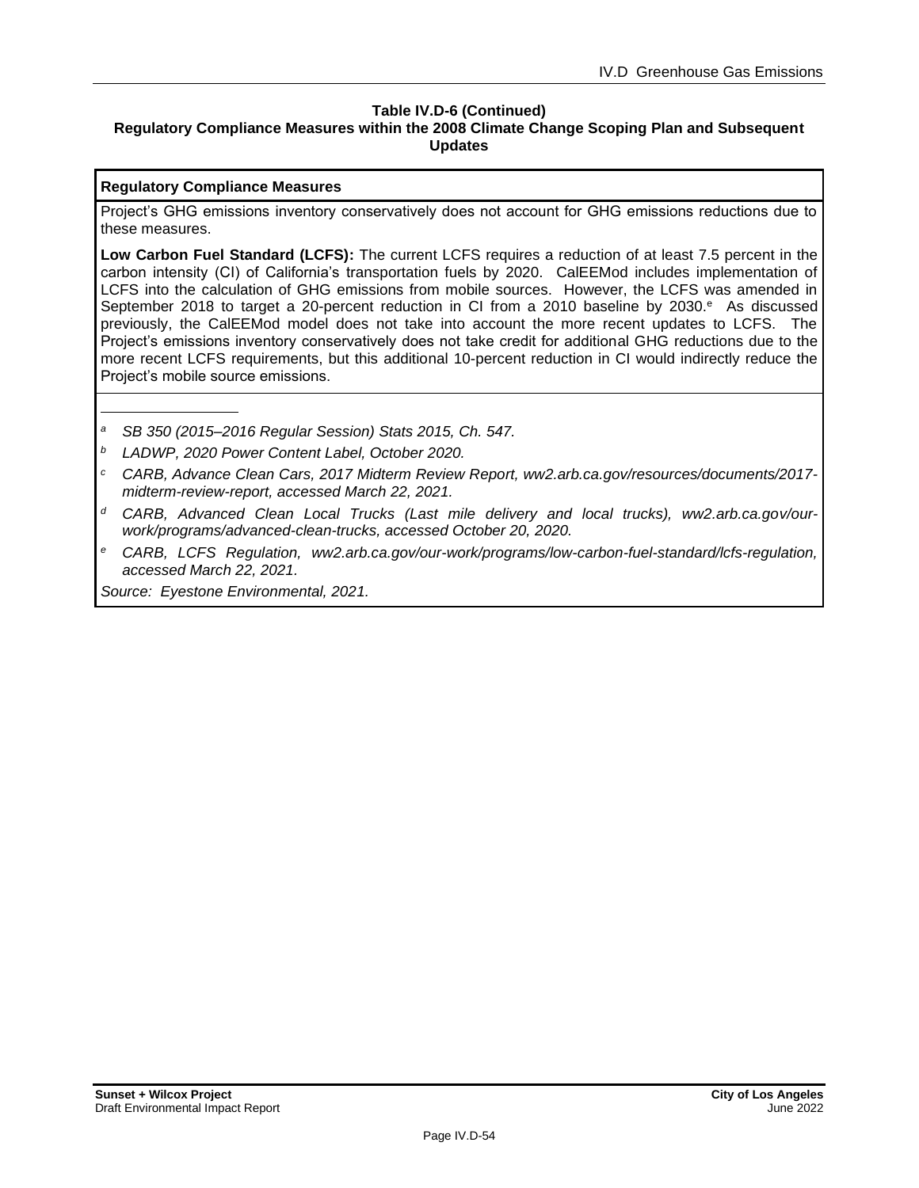**Table IV.D-6 (Continued)**
**Regulatory Compliance Measures within the 2008 Climate Change Scoping Plan and Subsequent Updates**

| **Regulatory Compliance Measures** |
|---|
| Project's GHG emissions inventory conservatively does not account for GHG emissions reductions due to these measures. |
| **Low Carbon Fuel Standard (LCFS):** The current LCFS requires a reduction of at least 7.5 percent in the carbon intensity (CI) of California's transportation fuels by 2020. CalEEMod includes implementation of LCFS into the calculation of GHG emissions from mobile sources. However, the LCFS was amended in September 2018 to target a 20-percent reduction in CI from a 2010 baseline by 2030.[e] As discussed previously, the CalEEMod model does not take into account the more recent updates to LCFS. The Project's emissions inventory conservatively does not take credit for additional GHG reductions due to the more recent LCFS requirements, but this additional 10-percent reduction in CI would indirectly reduce the Project's mobile source emissions. |

[a] *SB 350 (2015–2016 Regular Session) Stats 2015, Ch. 547.*

[b] *LADWP, 2020 Power Content Label, October 2020.*

[c] *CARB, Advance Clean Cars, 2017 Midterm Review Report, ww2.arb.ca.gov/resources/documents/2017-midterm-review-report, accessed March 22, 2021.*

[d] *CARB, Advanced Clean Local Trucks (Last mile delivery and local trucks), ww2.arb.ca.gov/our-work/programs/advanced-clean-trucks, accessed October 20, 2020.*

[e] *CARB, LCFS Regulation, ww2.arb.ca.gov/our-work/programs/low-carbon-fuel-standard/lcfs-regulation, accessed March 22, 2021.*

*Source: Eyestone Environmental, 2021.*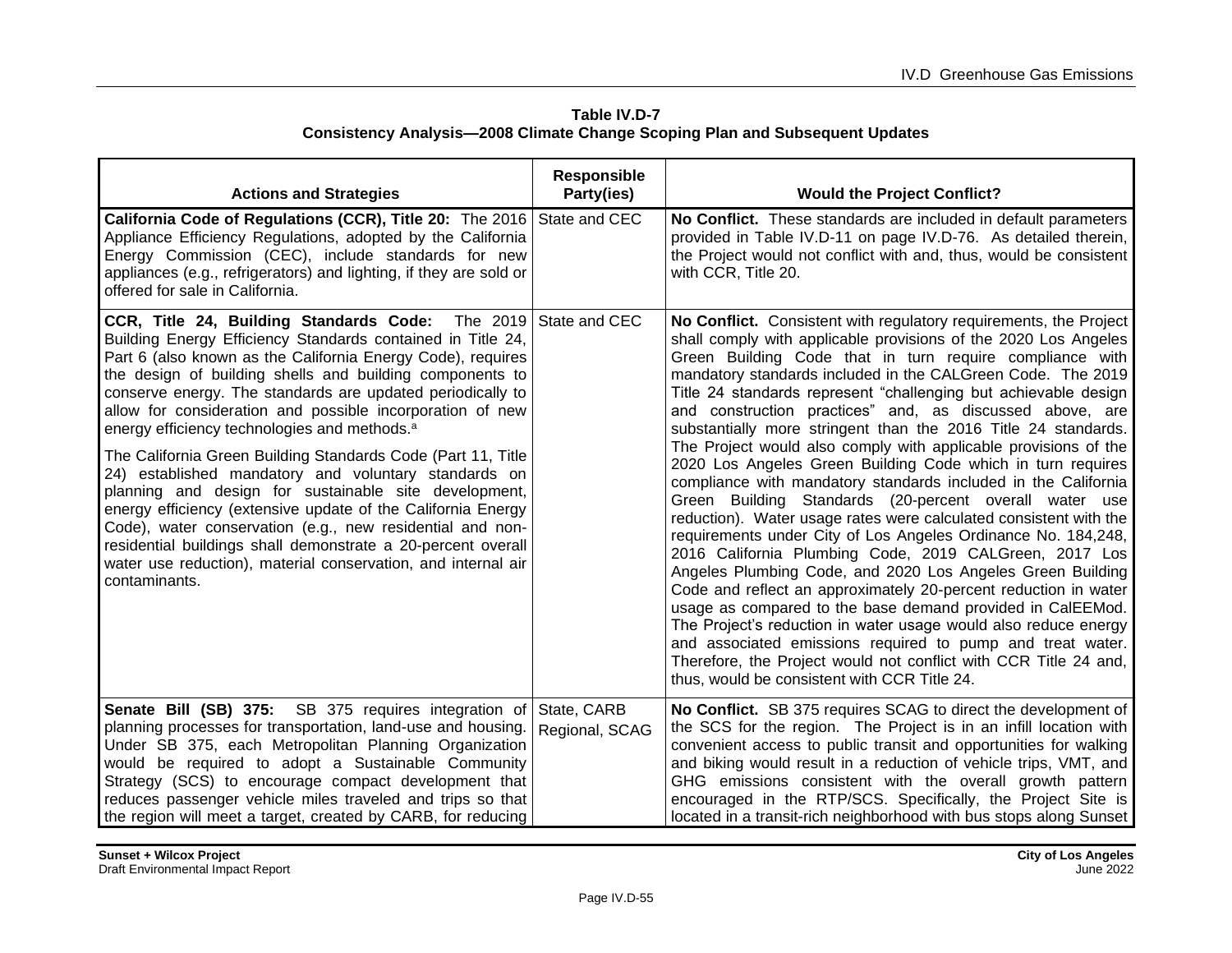**Table IV.D-7**
**Consistency Analysis—2008 Climate Change Scoping Plan and Subsequent Updates**

| Actions and Strategies | Responsible Party(ies) | Would the Project Conflict? |
|---|---|---|
| **California Code of Regulations (CCR), Title 20:** The 2016 Appliance Efficiency Regulations, adopted by the California Energy Commission (CEC), include standards for new appliances (e.g., refrigerators) and lighting, if they are sold or offered for sale in California. | State and CEC | **No Conflict.** These standards are included in default parameters provided in Table IV.D-11 on page IV.D-76. As detailed therein, the Project would not conflict with and, thus, would be consistent with CCR, Title 20. |
| **CCR, Title 24, Building Standards Code:** The 2019 Building Energy Efficiency Standards contained in Title 24, Part 6 (also known as the California Energy Code), requires the design of building shells and building components to conserve energy. The standards are updated periodically to allow for consideration and possible incorporation of new energy efficiency technologies and methods.[a]<br><br>The California Green Building Standards Code (Part 11, Title 24) established mandatory and voluntary standards on planning and design for sustainable site development, energy efficiency (extensive update of the California Energy Code), water conservation (e.g., new residential and non-residential buildings shall demonstrate a 20-percent overall water use reduction), material conservation, and internal air contaminants. | State and CEC | **No Conflict.** Consistent with regulatory requirements, the Project shall comply with applicable provisions of the 2020 Los Angeles Green Building Code that in turn require compliance with mandatory standards included in the CALGreen Code. The 2019 Title 24 standards represent "challenging but achievable design and construction practices" and, as discussed above, are substantially more stringent than the 2016 Title 24 standards. The Project would also comply with applicable provisions of the 2020 Los Angeles Green Building Code which in turn requires compliance with mandatory standards included in the California Green Building Standards (20-percent overall water use reduction). Water usage rates were calculated consistent with the requirements under City of Los Angeles Ordinance No. 184,248, 2016 California Plumbing Code, 2019 CALGreen, 2017 Los Angeles Plumbing Code, and 2020 Los Angeles Green Building Code and reflect an approximately 20-percent reduction in water usage as compared to the base demand provided in CalEEMod. The Project's reduction in water usage would also reduce energy and associated emissions required to pump and treat water. Therefore, the Project would not conflict with CCR Title 24 and, thus, would be consistent with CCR Title 24. |
| **Senate Bill (SB) 375:** SB 375 requires integration of planning processes for transportation, land-use and housing. Under SB 375, each Metropolitan Planning Organization would be required to adopt a Sustainable Community Strategy (SCS) to encourage compact development that reduces passenger vehicle miles traveled and trips so that the region will meet a target, created by CARB, for reducing | State, CARB<br>Regional, SCAG | **No Conflict.** SB 375 requires SCAG to direct the development of the SCS for the region. The Project is in an infill location with convenient access to public transit and opportunities for walking and biking would result in a reduction of vehicle trips, VMT, and GHG emissions consistent with the overall growth pattern encouraged in the RTP/SCS. Specifically, the Project Site is located in a transit-rich neighborhood with bus stops along Sunset |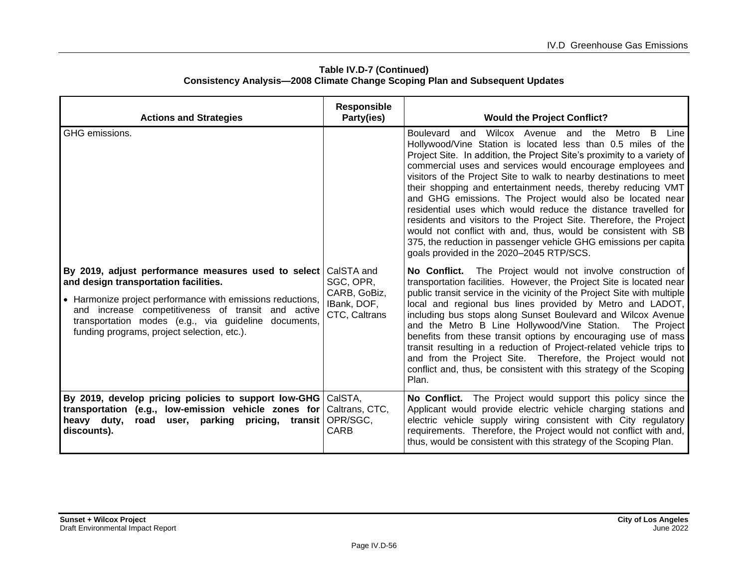**Table IV.D-7 (Continued)**
**Consistency Analysis—2008 Climate Change Scoping Plan and Subsequent Updates**

| Actions and Strategies | Responsible Party(ies) | Would the Project Conflict? |
|---|---|---|
| GHG emissions. | | Boulevard and Wilcox Avenue and the Metro B Line Hollywood/Vine Station is located less than 0.5 miles of the Project Site. In addition, the Project Site's proximity to a variety of commercial uses and services would encourage employees and visitors of the Project Site to walk to nearby destinations to meet their shopping and entertainment needs, thereby reducing VMT and GHG emissions. The Project would also be located near residential uses which would reduce the distance travelled for residents and visitors to the Project Site. Therefore, the Project would not conflict with and, thus, would be consistent with SB 375, the reduction in passenger vehicle GHG emissions per capita goals provided in the 2020–2045 RTP/SCS. |
| **By 2019, adjust performance measures used to select and design transportation facilities.**<br>• Harmonize project performance with emissions reductions, and increase competitiveness of transit and active transportation modes (e.g., via guideline documents, funding programs, project selection, etc.). | CalSTA and SGC, OPR, CARB, GoBiz, IBank, DOF, CTC, Caltrans | **No Conflict.** The Project would not involve construction of transportation facilities. However, the Project Site is located near public transit service in the vicinity of the Project Site with multiple local and regional bus lines provided by Metro and LADOT, including bus stops along Sunset Boulevard and Wilcox Avenue and the Metro B Line Hollywood/Vine Station. The Project benefits from these transit options by encouraging use of mass transit resulting in a reduction of Project-related vehicle trips to and from the Project Site. Therefore, the Project would not conflict and, thus, be consistent with this strategy of the Scoping Plan. |
| **By 2019, develop pricing policies to support low-GHG transportation (e.g., low-emission vehicle zones for heavy duty, road user, parking pricing, transit discounts).** | CalSTA, Caltrans, CTC, OPR/SGC, CARB | **No Conflict.** The Project would support this policy since the Applicant would provide electric vehicle charging stations and electric vehicle supply wiring consistent with City regulatory requirements. Therefore, the Project would not conflict with and, thus, would be consistent with this strategy of the Scoping Plan. |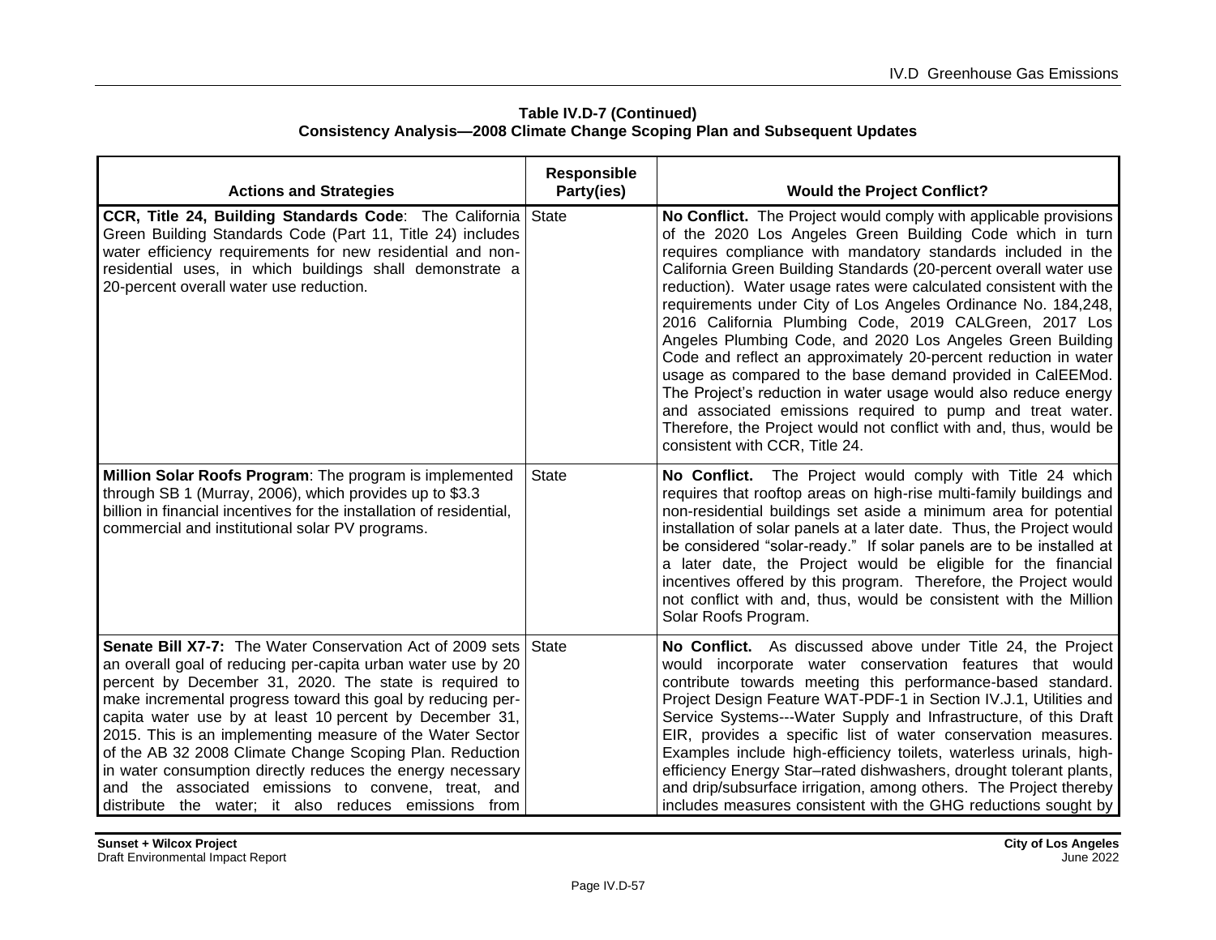**Table IV.D-7 (Continued)**
**Consistency Analysis—2008 Climate Change Scoping Plan and Subsequent Updates**

| Actions and Strategies | Responsible Party(ies) | Would the Project Conflict? |
|---|---|---|
| **CCR, Title 24, Building Standards Code**: The California Green Building Standards Code (Part 11, Title 24) includes water efficiency requirements for new residential and non-residential uses, in which buildings shall demonstrate a 20-percent overall water use reduction. | State | **No Conflict.** The Project would comply with applicable provisions of the 2020 Los Angeles Green Building Code which in turn requires compliance with mandatory standards included in the California Green Building Standards (20-percent overall water use reduction). Water usage rates were calculated consistent with the requirements under City of Los Angeles Ordinance No. 184,248, 2016 California Plumbing Code, 2019 CALGreen, 2017 Los Angeles Plumbing Code, and 2020 Los Angeles Green Building Code and reflect an approximately 20-percent reduction in water usage as compared to the base demand provided in CalEEMod. The Project's reduction in water usage would also reduce energy and associated emissions required to pump and treat water. Therefore, the Project would not conflict with and, thus, would be consistent with CCR, Title 24. |
| **Million Solar Roofs Program**: The program is implemented through SB 1 (Murray, 2006), which provides up to $3.3 billion in financial incentives for the installation of residential, commercial and institutional solar PV programs. | State | **No Conflict.** The Project would comply with Title 24 which requires that rooftop areas on high-rise multi-family buildings and non-residential buildings set aside a minimum area for potential installation of solar panels at a later date. Thus, the Project would be considered "solar-ready." If solar panels are to be installed at a later date, the Project would be eligible for the financial incentives offered by this program. Therefore, the Project would not conflict with and, thus, would be consistent with the Million Solar Roofs Program. |
| **Senate Bill X7-7:** The Water Conservation Act of 2009 sets an overall goal of reducing per-capita urban water use by 20 percent by December 31, 2020. The state is required to make incremental progress toward this goal by reducing per-capita water use by at least 10 percent by December 31, 2015. This is an implementing measure of the Water Sector of the AB 32 2008 Climate Change Scoping Plan. Reduction in water consumption directly reduces the energy necessary and the associated emissions to convene, treat, and distribute the water; it also reduces emissions from | State | **No Conflict.** As discussed above under Title 24, the Project would incorporate water conservation features that would contribute towards meeting this performance-based standard. Project Design Feature WAT-PDF-1 in Section IV.J.1, Utilities and Service Systems---Water Supply and Infrastructure, of this Draft EIR, provides a specific list of water conservation measures. Examples include high-efficiency toilets, waterless urinals, high-efficiency Energy Star–rated dishwashers, drought tolerant plants, and drip/subsurface irrigation, among others. The Project thereby includes measures consistent with the GHG reductions sought by |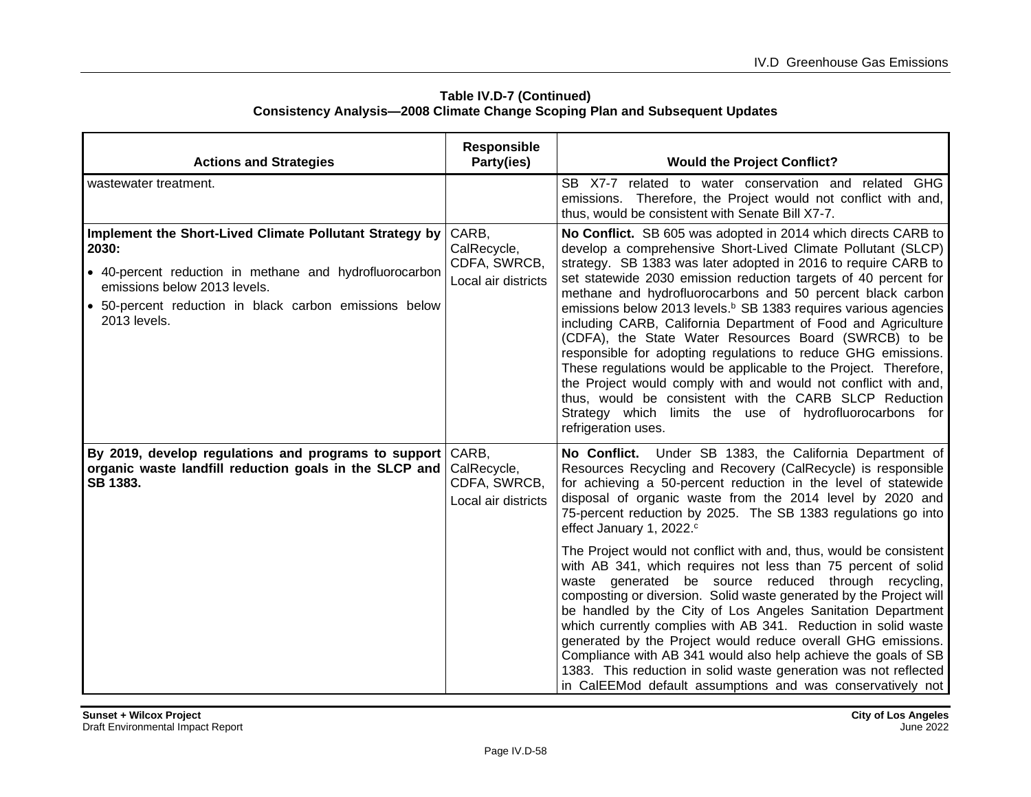**Table IV.D-7 (Continued)**
**Consistency Analysis—2008 Climate Change Scoping Plan and Subsequent Updates**

| Actions and Strategies | Responsible Party(ies) | Would the Project Conflict? |
|---|---|---|
| wastewater treatment. | | SB X7-7 related to water conservation and related GHG emissions. Therefore, the Project would not conflict with and, thus, would be consistent with Senate Bill X7-7. |
| **Implement the Short-Lived Climate Pollutant Strategy by 2030:**<br>• 40-percent reduction in methane and hydrofluorocarbon emissions below 2013 levels.<br>• 50-percent reduction in black carbon emissions below 2013 levels. | CARB, CalRecycle, CDFA, SWRCB, Local air districts | **No Conflict.** SB 605 was adopted in 2014 which directs CARB to develop a comprehensive Short-Lived Climate Pollutant (SLCP) strategy. SB 1383 was later adopted in 2016 to require CARB to set statewide 2030 emission reduction targets of 40 percent for methane and hydrofluorocarbons and 50 percent black carbon emissions below 2013 levels.[b] SB 1383 requires various agencies including CARB, California Department of Food and Agriculture (CDFA), the State Water Resources Board (SWRCB) to be responsible for adopting regulations to reduce GHG emissions. These regulations would be applicable to the Project. Therefore, the Project would comply with and would not conflict with and, thus, would be consistent with the CARB SLCP Reduction Strategy which limits the use of hydrofluorocarbons for refrigeration uses. |
| **By 2019, develop regulations and programs to support organic waste landfill reduction goals in the SLCP and SB 1383.** | CARB, CalRecycle, CDFA, SWRCB, Local air districts | **No Conflict.** Under SB 1383, the California Department of Resources Recycling and Recovery (CalRecycle) is responsible for achieving a 50-percent reduction in the level of statewide disposal of organic waste from the 2014 level by 2020 and 75-percent reduction by 2025. The SB 1383 regulations go into effect January 1, 2022.[c]<br><br>The Project would not conflict with and, thus, would be consistent with AB 341, which requires not less than 75 percent of solid waste generated be source reduced through recycling, composting or diversion. Solid waste generated by the Project will be handled by the City of Los Angeles Sanitation Department which currently complies with AB 341. Reduction in solid waste generated by the Project would reduce overall GHG emissions. Compliance with AB 341 would also help achieve the goals of SB 1383. This reduction in solid waste generation was not reflected in CalEEMod default assumptions and was conservatively not |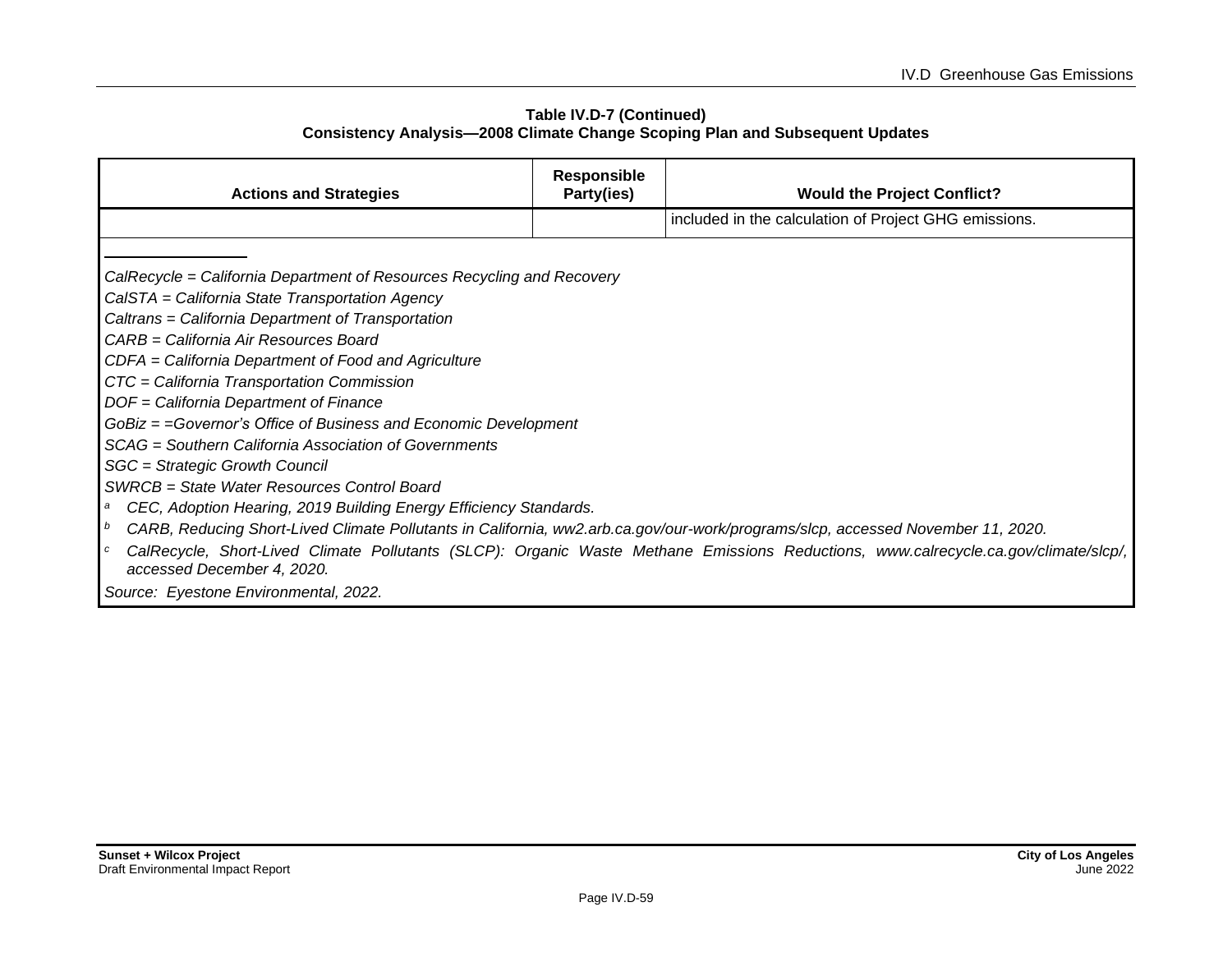**Table IV.D-7 (Continued)**
**Consistency Analysis—2008 Climate Change Scoping Plan and Subsequent Updates**

| Actions and Strategies | Responsible Party(ies) | Would the Project Conflict? |
|---|---|---|
| | | included in the calculation of Project GHG emissions. |

*CalRecycle = California Department of Resources Recycling and Recovery*
*CalSTA = California State Transportation Agency*
*Caltrans = California Department of Transportation*
*CARB = California Air Resources Board*
*CDFA = California Department of Food and Agriculture*
*CTC = California Transportation Commission*
*DOF = California Department of Finance*
*GoBiz = =Governor's Office of Business and Economic Development*
*SCAG = Southern California Association of Governments*
*SGC = Strategic Growth Council*
*SWRCB = State Water Resources Control Board*

[a] *CEC, Adoption Hearing, 2019 Building Energy Efficiency Standards.*

[b] *CARB, Reducing Short-Lived Climate Pollutants in California, ww2.arb.ca.gov/our-work/programs/slcp, accessed November 11, 2020.*

[c] *CalRecycle, Short-Lived Climate Pollutants (SLCP): Organic Waste Methane Emissions Reductions, www.calrecycle.ca.gov/climate/slcp/, accessed December 4, 2020.*

*Source: Eyestone Environmental, 2022.*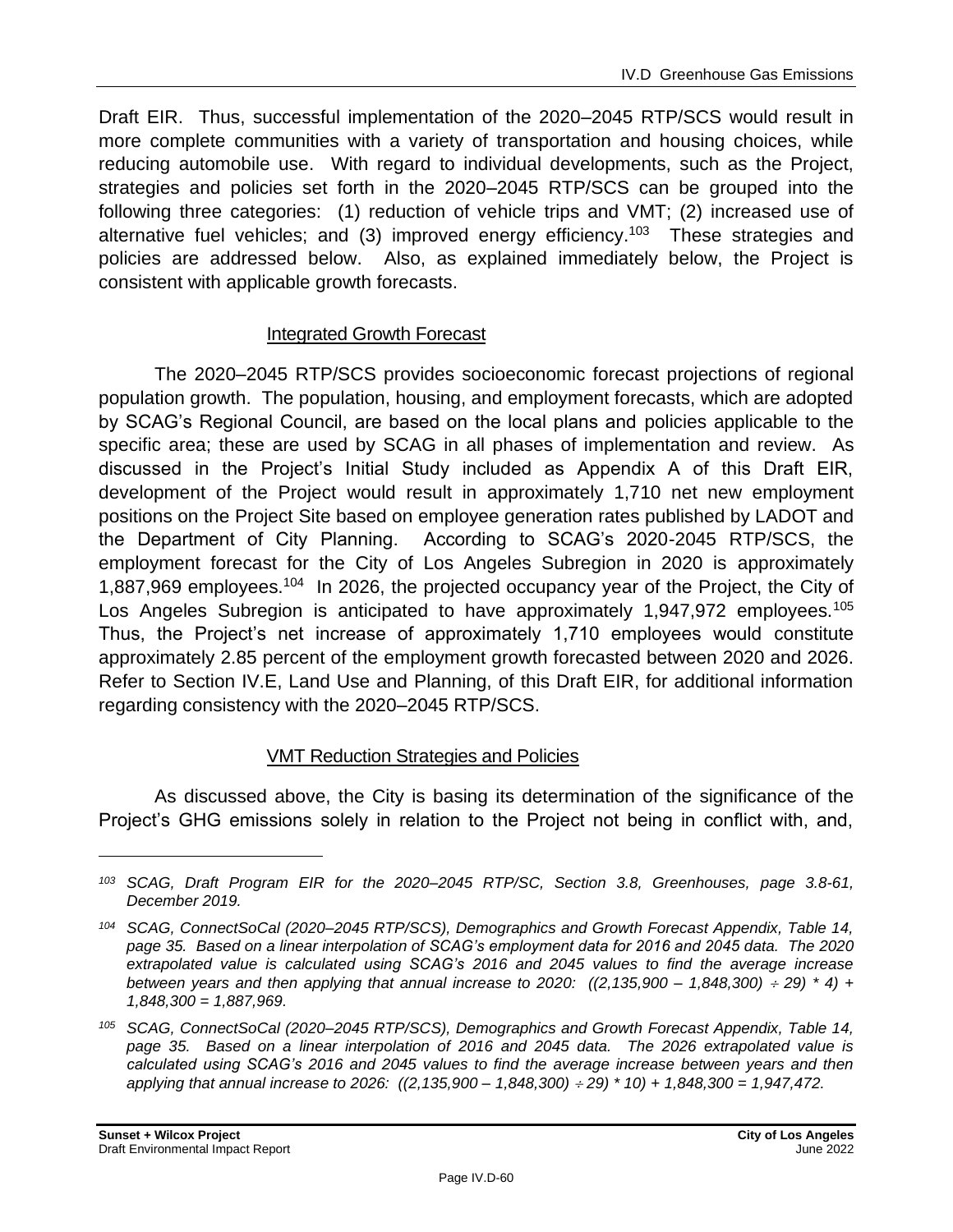Draft EIR. Thus, successful implementation of the 2020–2045 RTP/SCS would result in more complete communities with a variety of transportation and housing choices, while reducing automobile use. With regard to individual developments, such as the Project, strategies and policies set forth in the 2020–2045 RTP/SCS can be grouped into the following three categories: (1) reduction of vehicle trips and VMT; (2) increased use of alternative fuel vehicles; and (3) improved energy efficiency.[103] These strategies and policies are addressed below. Also, as explained immediately below, the Project is consistent with applicable growth forecasts.

<u>Integrated Growth Forecast</u>

The 2020–2045 RTP/SCS provides socioeconomic forecast projections of regional population growth. The population, housing, and employment forecasts, which are adopted by SCAG's Regional Council, are based on the local plans and policies applicable to the specific area; these are used by SCAG in all phases of implementation and review. As discussed in the Project's Initial Study included as Appendix A of this Draft EIR, development of the Project would result in approximately 1,710 net new employment positions on the Project Site based on employee generation rates published by LADOT and the Department of City Planning. According to SCAG's 2020-2045 RTP/SCS, the employment forecast for the City of Los Angeles Subregion in 2020 is approximately 1,887,969 employees.[104] In 2026, the projected occupancy year of the Project, the City of Los Angeles Subregion is anticipated to have approximately 1,947,972 employees.[105] Thus, the Project's net increase of approximately 1,710 employees would constitute approximately 2.85 percent of the employment growth forecasted between 2020 and 2026. Refer to Section IV.E, Land Use and Planning, of this Draft EIR, for additional information regarding consistency with the 2020–2045 RTP/SCS.

<u>VMT Reduction Strategies and Policies</u>

As discussed above, the City is basing its determination of the significance of the Project's GHG emissions solely in relation to the Project not being in conflict with, and,

---

*[103] SCAG, Draft Program EIR for the 2020–2045 RTP/SC, Section 3.8, Greenhouses, page 3.8-61, December 2019.*

*[104] SCAG, ConnectSoCal (2020–2045 RTP/SCS), Demographics and Growth Forecast Appendix, Table 14, page 35. Based on a linear interpolation of SCAG's employment data for 2016 and 2045 data. The 2020 extrapolated value is calculated using SCAG's 2016 and 2045 values to find the average increase between years and then applying that annual increase to 2020: ((2,135,900 – 1,848,300) ÷ 29) \* 4) + 1,848,300 = 1,887,969.*

*[105] SCAG, ConnectSoCal (2020–2045 RTP/SCS), Demographics and Growth Forecast Appendix, Table 14, page 35. Based on a linear interpolation of 2016 and 2045 data. The 2026 extrapolated value is calculated using SCAG's 2016 and 2045 values to find the average increase between years and then applying that annual increase to 2026: ((2,135,900 – 1,848,300) ÷ 29) \* 10) + 1,848,300 = 1,947,472.*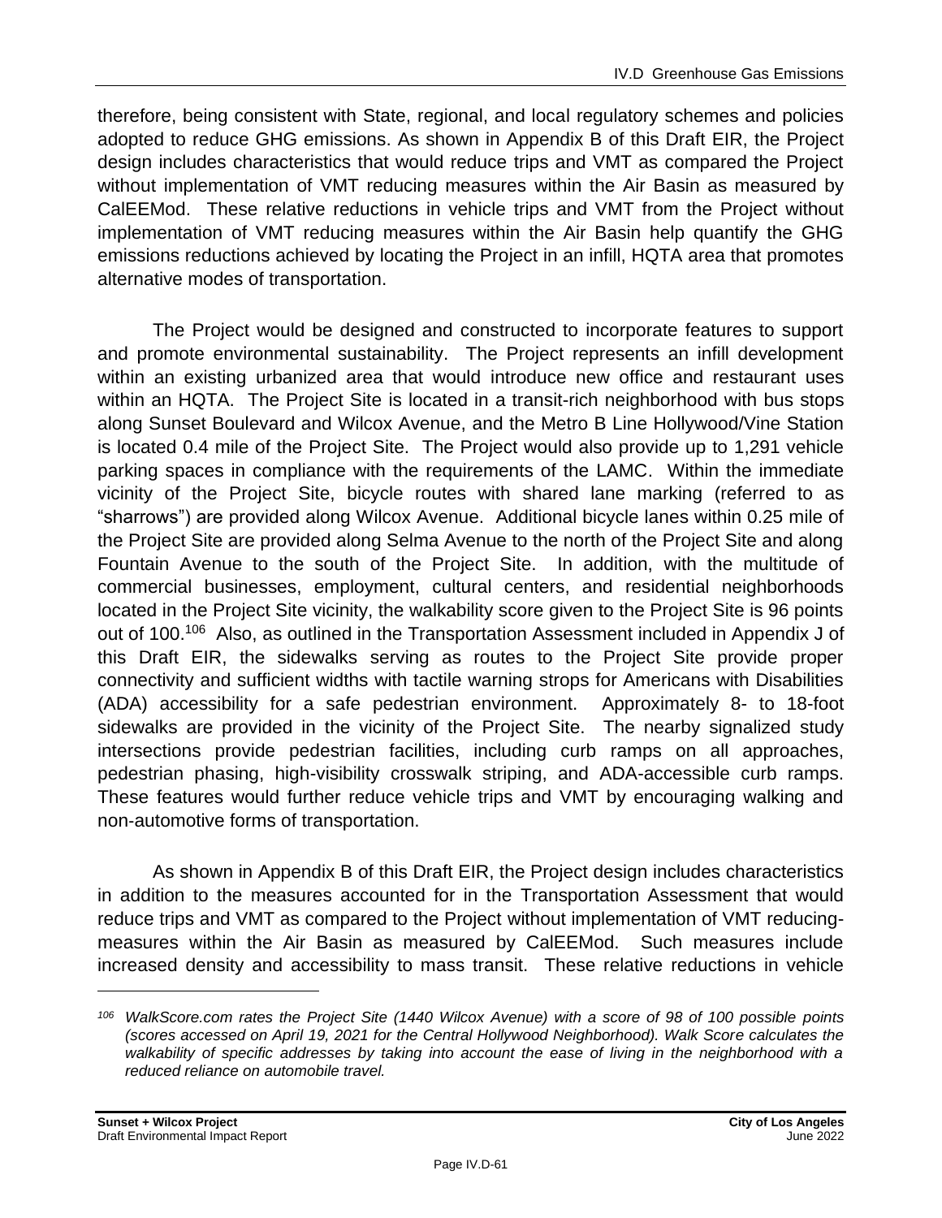therefore, being consistent with State, regional, and local regulatory schemes and policies adopted to reduce GHG emissions. As shown in Appendix B of this Draft EIR, the Project design includes characteristics that would reduce trips and VMT as compared the Project without implementation of VMT reducing measures within the Air Basin as measured by CalEEMod. These relative reductions in vehicle trips and VMT from the Project without implementation of VMT reducing measures within the Air Basin help quantify the GHG emissions reductions achieved by locating the Project in an infill, HQTA area that promotes alternative modes of transportation.

The Project would be designed and constructed to incorporate features to support and promote environmental sustainability. The Project represents an infill development within an existing urbanized area that would introduce new office and restaurant uses within an HQTA. The Project Site is located in a transit-rich neighborhood with bus stops along Sunset Boulevard and Wilcox Avenue, and the Metro B Line Hollywood/Vine Station is located 0.4 mile of the Project Site. The Project would also provide up to 1,291 vehicle parking spaces in compliance with the requirements of the LAMC. Within the immediate vicinity of the Project Site, bicycle routes with shared lane marking (referred to as "sharrows") are provided along Wilcox Avenue. Additional bicycle lanes within 0.25 mile of the Project Site are provided along Selma Avenue to the north of the Project Site and along Fountain Avenue to the south of the Project Site. In addition, with the multitude of commercial businesses, employment, cultural centers, and residential neighborhoods located in the Project Site vicinity, the walkability score given to the Project Site is 96 points out of 100.[106] Also, as outlined in the Transportation Assessment included in Appendix J of this Draft EIR, the sidewalks serving as routes to the Project Site provide proper connectivity and sufficient widths with tactile warning strops for Americans with Disabilities (ADA) accessibility for a safe pedestrian environment. Approximately 8- to 18-foot sidewalks are provided in the vicinity of the Project Site. The nearby signalized study intersections provide pedestrian facilities, including curb ramps on all approaches, pedestrian phasing, high-visibility crosswalk striping, and ADA-accessible curb ramps. These features would further reduce vehicle trips and VMT by encouraging walking and non-automotive forms of transportation.

As shown in Appendix B of this Draft EIR, the Project design includes characteristics in addition to the measures accounted for in the Transportation Assessment that would reduce trips and VMT as compared to the Project without implementation of VMT reducing-measures within the Air Basin as measured by CalEEMod. Such measures include increased density and accessibility to mass transit. These relative reductions in vehicle

---

[106] *WalkScore.com rates the Project Site (1440 Wilcox Avenue) with a score of 98 of 100 possible points (scores accessed on April 19, 2021 for the Central Hollywood Neighborhood). Walk Score calculates the walkability of specific addresses by taking into account the ease of living in the neighborhood with a reduced reliance on automobile travel.*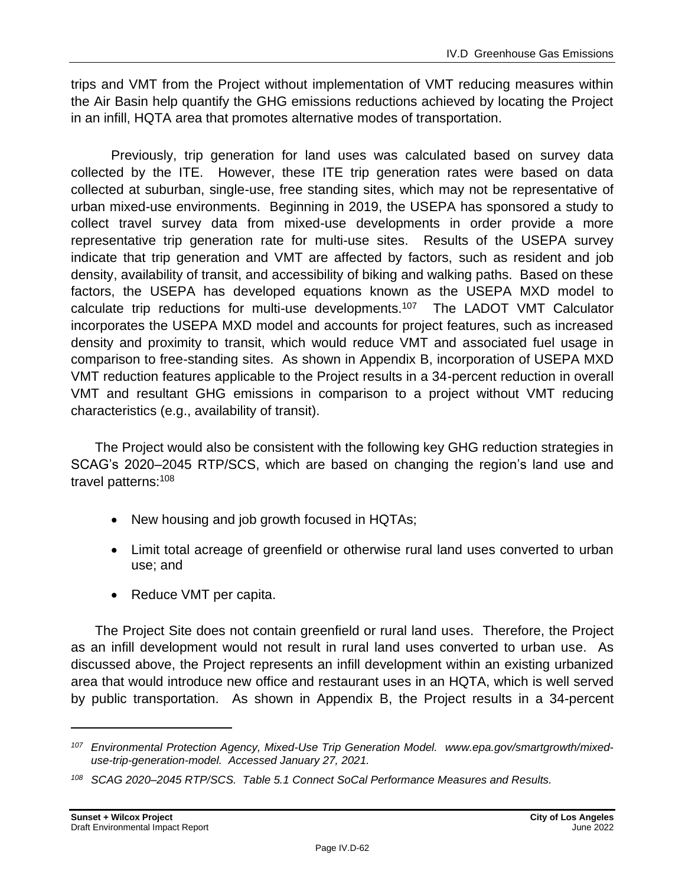trips and VMT from the Project without implementation of VMT reducing measures within the Air Basin help quantify the GHG emissions reductions achieved by locating the Project in an infill, HQTA area that promotes alternative modes of transportation.

Previously, trip generation for land uses was calculated based on survey data collected by the ITE. However, these ITE trip generation rates were based on data collected at suburban, single-use, free standing sites, which may not be representative of urban mixed-use environments. Beginning in 2019, the USEPA has sponsored a study to collect travel survey data from mixed-use developments in order provide a more representative trip generation rate for multi-use sites. Results of the USEPA survey indicate that trip generation and VMT are affected by factors, such as resident and job density, availability of transit, and accessibility of biking and walking paths. Based on these factors, the USEPA has developed equations known as the USEPA MXD model to calculate trip reductions for multi-use developments.[107] The LADOT VMT Calculator incorporates the USEPA MXD model and accounts for project features, such as increased density and proximity to transit, which would reduce VMT and associated fuel usage in comparison to free-standing sites. As shown in Appendix B, incorporation of USEPA MXD VMT reduction features applicable to the Project results in a 34-percent reduction in overall VMT and resultant GHG emissions in comparison to a project without VMT reducing characteristics (e.g., availability of transit).

The Project would also be consistent with the following key GHG reduction strategies in SCAG's 2020–2045 RTP/SCS, which are based on changing the region's land use and travel patterns:[108]

- New housing and job growth focused in HQTAs;
- Limit total acreage of greenfield or otherwise rural land uses converted to urban use; and
- Reduce VMT per capita.

The Project Site does not contain greenfield or rural land uses. Therefore, the Project as an infill development would not result in rural land uses converted to urban use. As discussed above, the Project represents an infill development within an existing urbanized area that would introduce new office and restaurant uses in an HQTA, which is well served by public transportation. As shown in Appendix B, the Project results in a 34-percent

---

*[107] Environmental Protection Agency, Mixed-Use Trip Generation Model. www.epa.gov/smartgrowth/mixed-use-trip-generation-model. Accessed January 27, 2021.*

*[108] SCAG 2020–2045 RTP/SCS. Table 5.1 Connect SoCal Performance Measures and Results.*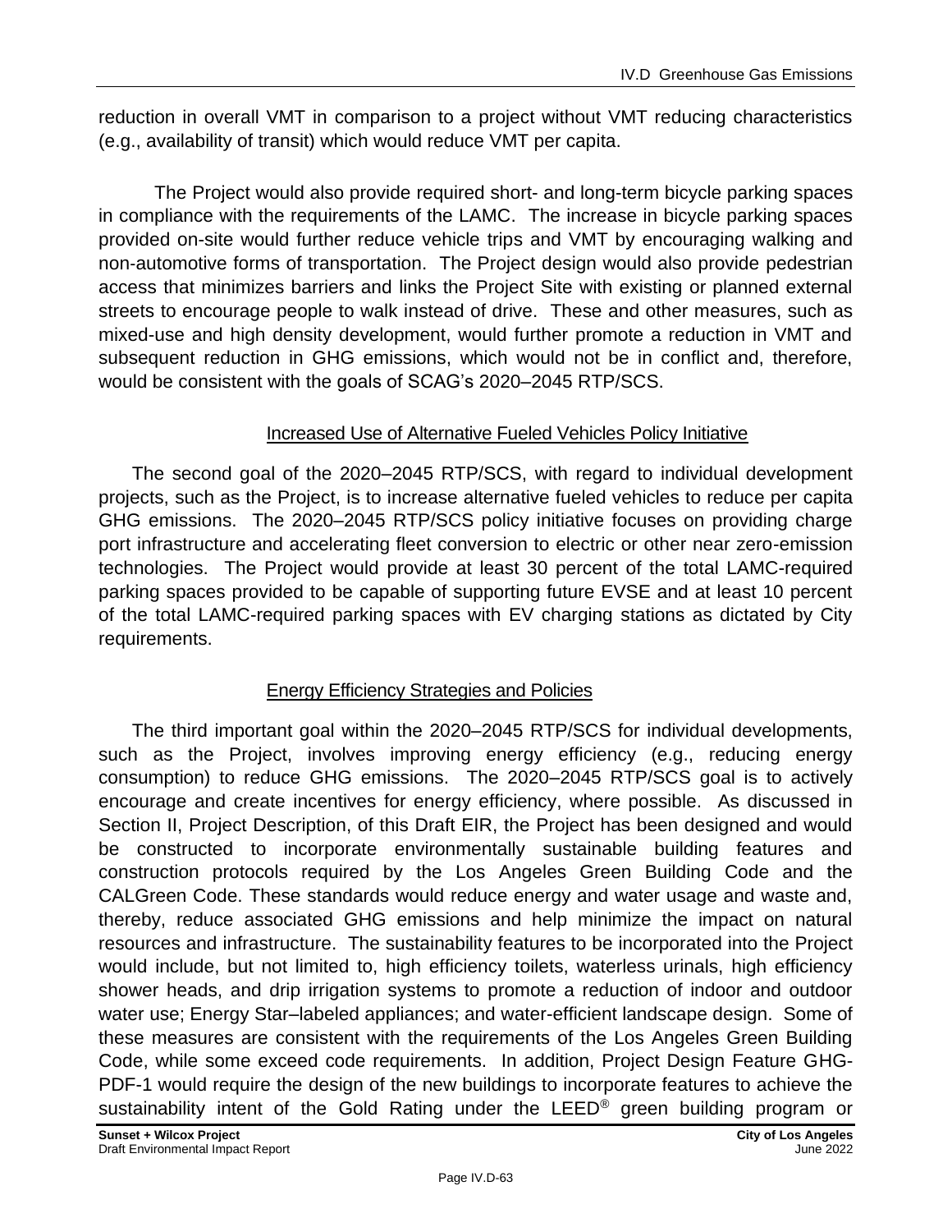reduction in overall VMT in comparison to a project without VMT reducing characteristics (e.g., availability of transit) which would reduce VMT per capita.

The Project would also provide required short- and long-term bicycle parking spaces in compliance with the requirements of the LAMC. The increase in bicycle parking spaces provided on-site would further reduce vehicle trips and VMT by encouraging walking and non-automotive forms of transportation. The Project design would also provide pedestrian access that minimizes barriers and links the Project Site with existing or planned external streets to encourage people to walk instead of drive. These and other measures, such as mixed-use and high density development, would further promote a reduction in VMT and subsequent reduction in GHG emissions, which would not be in conflict and, therefore, would be consistent with the goals of SCAG's 2020–2045 RTP/SCS.

<u>Increased Use of Alternative Fueled Vehicles Policy Initiative</u>

The second goal of the 2020–2045 RTP/SCS, with regard to individual development projects, such as the Project, is to increase alternative fueled vehicles to reduce per capita GHG emissions. The 2020–2045 RTP/SCS policy initiative focuses on providing charge port infrastructure and accelerating fleet conversion to electric or other near zero-emission technologies. The Project would provide at least 30 percent of the total LAMC-required parking spaces provided to be capable of supporting future EVSE and at least 10 percent of the total LAMC-required parking spaces with EV charging stations as dictated by City requirements.

<u>Energy Efficiency Strategies and Policies</u>

The third important goal within the 2020–2045 RTP/SCS for individual developments, such as the Project, involves improving energy efficiency (e.g., reducing energy consumption) to reduce GHG emissions. The 2020–2045 RTP/SCS goal is to actively encourage and create incentives for energy efficiency, where possible. As discussed in Section II, Project Description, of this Draft EIR, the Project has been designed and would be constructed to incorporate environmentally sustainable building features and construction protocols required by the Los Angeles Green Building Code and the CALGreen Code. These standards would reduce energy and water usage and waste and, thereby, reduce associated GHG emissions and help minimize the impact on natural resources and infrastructure. The sustainability features to be incorporated into the Project would include, but not limited to, high efficiency toilets, waterless urinals, high efficiency shower heads, and drip irrigation systems to promote a reduction of indoor and outdoor water use; Energy Star–labeled appliances; and water-efficient landscape design. Some of these measures are consistent with the requirements of the Los Angeles Green Building Code, while some exceed code requirements. In addition, Project Design Feature GHG-PDF-1 would require the design of the new buildings to incorporate features to achieve the sustainability intent of the Gold Rating under the LEED® green building program or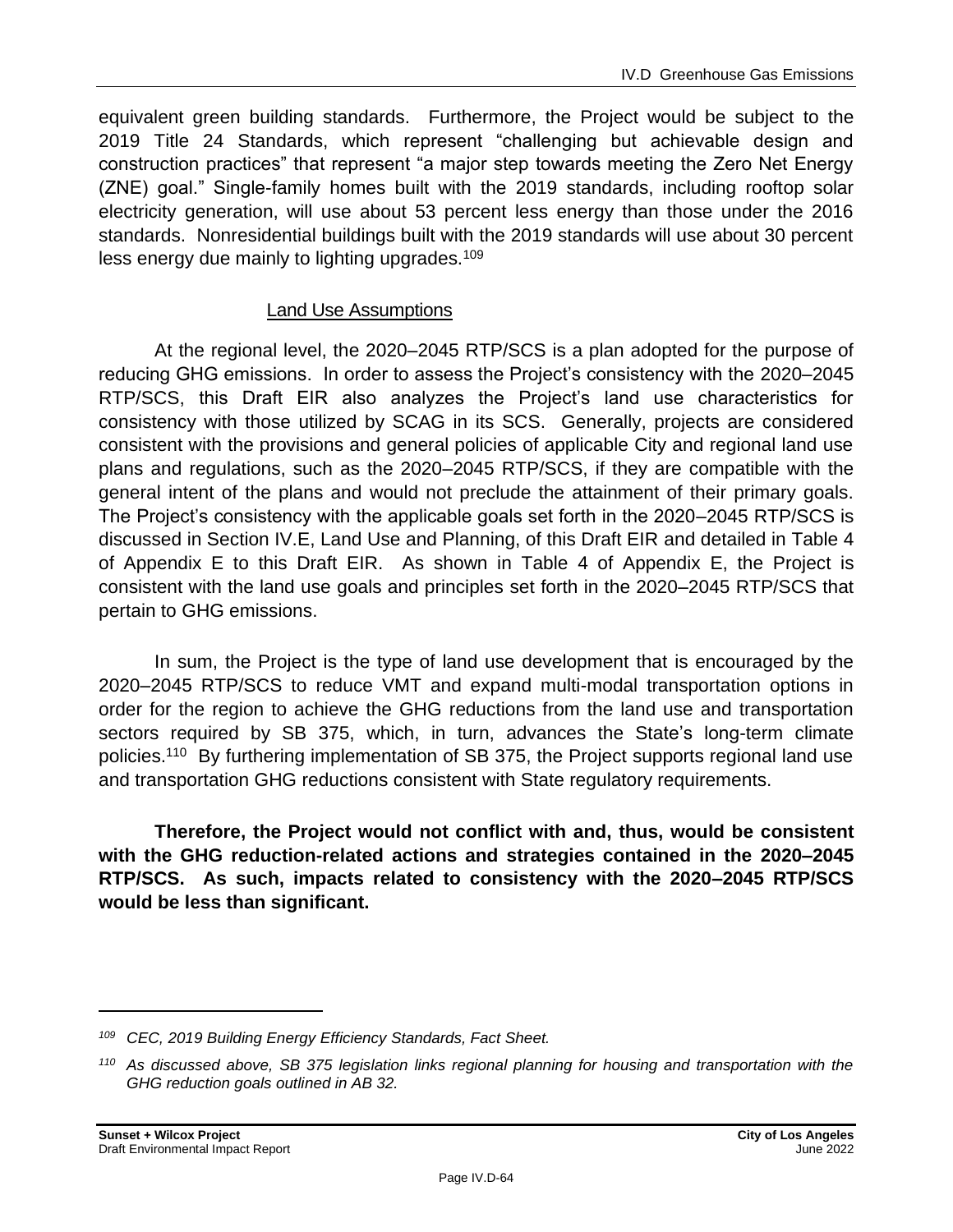equivalent green building standards. Furthermore, the Project would be subject to the 2019 Title 24 Standards, which represent "challenging but achievable design and construction practices" that represent "a major step towards meeting the Zero Net Energy (ZNE) goal." Single-family homes built with the 2019 standards, including rooftop solar electricity generation, will use about 53 percent less energy than those under the 2016 standards. Nonresidential buildings built with the 2019 standards will use about 30 percent less energy due mainly to lighting upgrades.[109]

<u>Land Use Assumptions</u>

At the regional level, the 2020–2045 RTP/SCS is a plan adopted for the purpose of reducing GHG emissions. In order to assess the Project's consistency with the 2020–2045 RTP/SCS, this Draft EIR also analyzes the Project's land use characteristics for consistency with those utilized by SCAG in its SCS. Generally, projects are considered consistent with the provisions and general policies of applicable City and regional land use plans and regulations, such as the 2020–2045 RTP/SCS, if they are compatible with the general intent of the plans and would not preclude the attainment of their primary goals. The Project's consistency with the applicable goals set forth in the 2020–2045 RTP/SCS is discussed in Section IV.E, Land Use and Planning, of this Draft EIR and detailed in Table 4 of Appendix E to this Draft EIR. As shown in Table 4 of Appendix E, the Project is consistent with the land use goals and principles set forth in the 2020–2045 RTP/SCS that pertain to GHG emissions.

In sum, the Project is the type of land use development that is encouraged by the 2020–2045 RTP/SCS to reduce VMT and expand multi-modal transportation options in order for the region to achieve the GHG reductions from the land use and transportation sectors required by SB 375, which, in turn, advances the State's long-term climate policies.[110] By furthering implementation of SB 375, the Project supports regional land use and transportation GHG reductions consistent with State regulatory requirements.

**Therefore, the Project would not conflict with and, thus, would be consistent with the GHG reduction-related actions and strategies contained in the 2020–2045 RTP/SCS. As such, impacts related to consistency with the 2020–2045 RTP/SCS would be less than significant.**

---

*[109] CEC, 2019 Building Energy Efficiency Standards, Fact Sheet.*

*[110] As discussed above, SB 375 legislation links regional planning for housing and transportation with the GHG reduction goals outlined in AB 32.*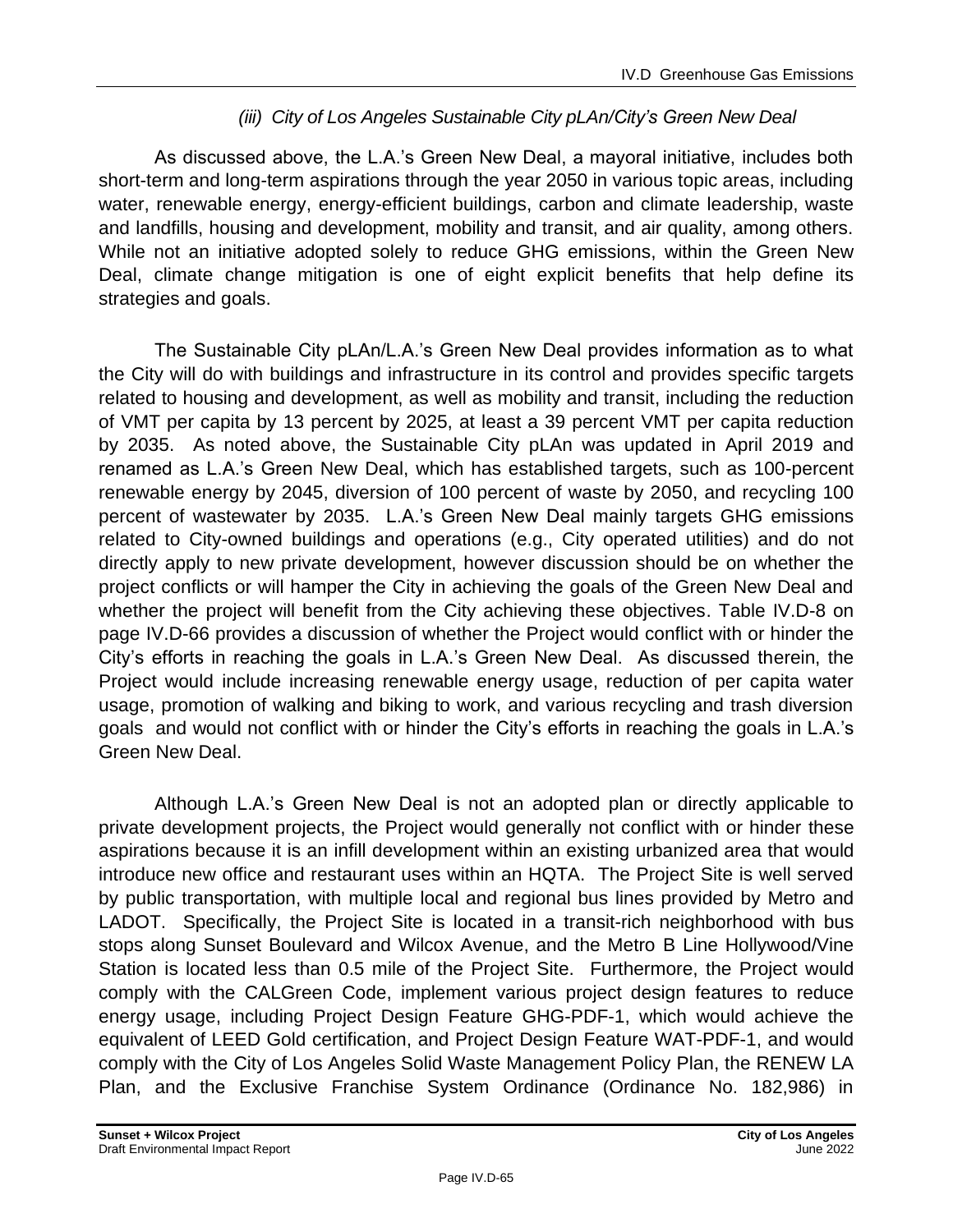#### *(iii) City of Los Angeles Sustainable City pLAn/City's Green New Deal*

As discussed above, the L.A.'s Green New Deal, a mayoral initiative, includes both short-term and long-term aspirations through the year 2050 in various topic areas, including water, renewable energy, energy-efficient buildings, carbon and climate leadership, waste and landfills, housing and development, mobility and transit, and air quality, among others. While not an initiative adopted solely to reduce GHG emissions, within the Green New Deal, climate change mitigation is one of eight explicit benefits that help define its strategies and goals.

The Sustainable City pLAn/L.A.'s Green New Deal provides information as to what the City will do with buildings and infrastructure in its control and provides specific targets related to housing and development, as well as mobility and transit, including the reduction of VMT per capita by 13 percent by 2025, at least a 39 percent VMT per capita reduction by 2035. As noted above, the Sustainable City pLAn was updated in April 2019 and renamed as L.A.'s Green New Deal, which has established targets, such as 100-percent renewable energy by 2045, diversion of 100 percent of waste by 2050, and recycling 100 percent of wastewater by 2035. L.A.'s Green New Deal mainly targets GHG emissions related to City-owned buildings and operations (e.g., City operated utilities) and do not directly apply to new private development, however discussion should be on whether the project conflicts or will hamper the City in achieving the goals of the Green New Deal and whether the project will benefit from the City achieving these objectives. Table IV.D-8 on page IV.D-66 provides a discussion of whether the Project would conflict with or hinder the City's efforts in reaching the goals in L.A.'s Green New Deal. As discussed therein, the Project would include increasing renewable energy usage, reduction of per capita water usage, promotion of walking and biking to work, and various recycling and trash diversion goals and would not conflict with or hinder the City's efforts in reaching the goals in L.A.'s Green New Deal.

Although L.A.'s Green New Deal is not an adopted plan or directly applicable to private development projects, the Project would generally not conflict with or hinder these aspirations because it is an infill development within an existing urbanized area that would introduce new office and restaurant uses within an HQTA. The Project Site is well served by public transportation, with multiple local and regional bus lines provided by Metro and LADOT. Specifically, the Project Site is located in a transit-rich neighborhood with bus stops along Sunset Boulevard and Wilcox Avenue, and the Metro B Line Hollywood/Vine Station is located less than 0.5 mile of the Project Site. Furthermore, the Project would comply with the CALGreen Code, implement various project design features to reduce energy usage, including Project Design Feature GHG-PDF-1, which would achieve the equivalent of LEED Gold certification, and Project Design Feature WAT-PDF-1, and would comply with the City of Los Angeles Solid Waste Management Policy Plan, the RENEW LA Plan, and the Exclusive Franchise System Ordinance (Ordinance No. 182,986) in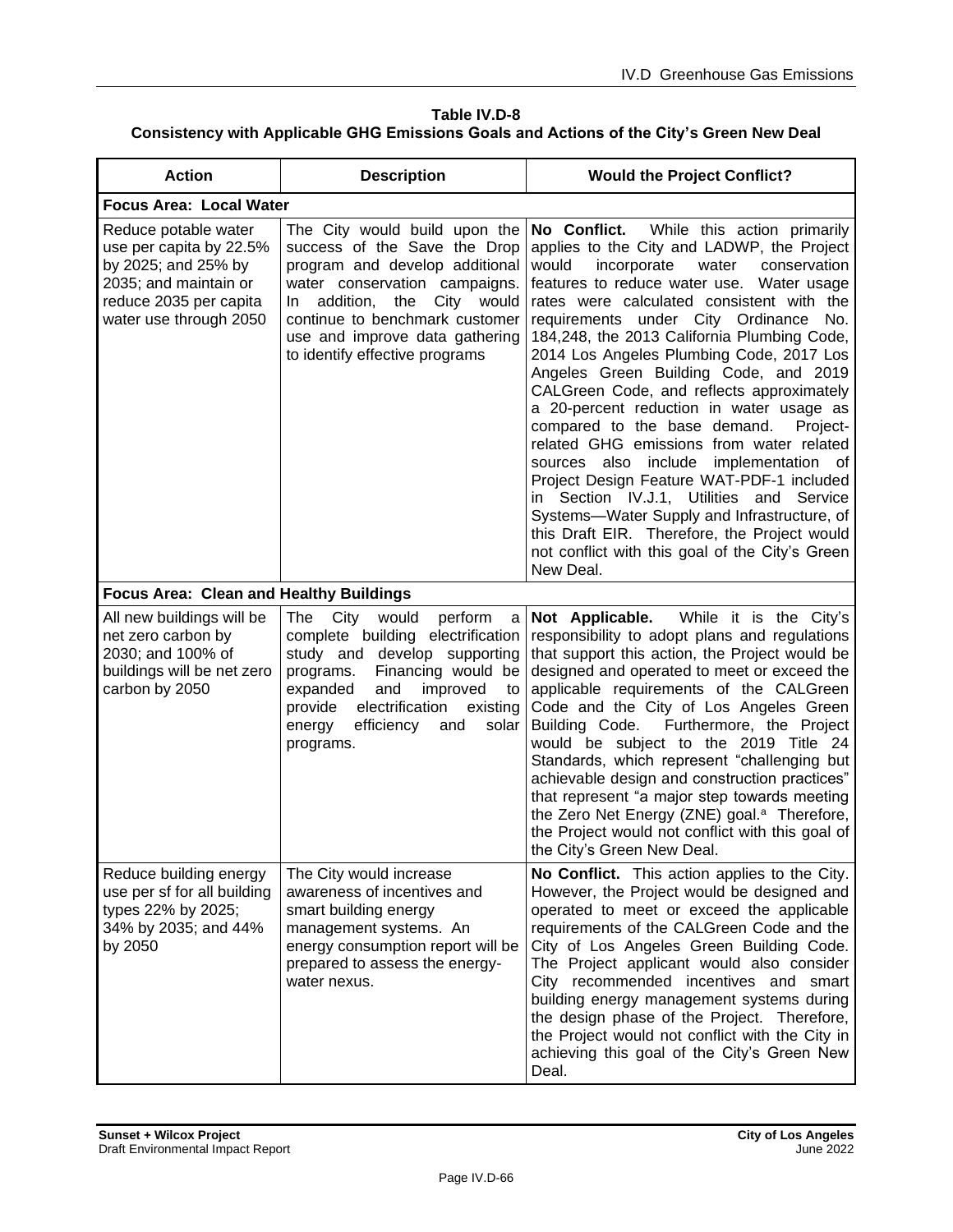**Table IV.D-8**
**Consistency with Applicable GHG Emissions Goals and Actions of the City's Green New Deal**

| Action | Description | Would the Project Conflict? |
|---|---|---|
| **Focus Area: Local Water** | | |
| Reduce potable water use per capita by 22.5% by 2025; and 25% by 2035; and maintain or reduce 2035 per capita water use through 2050 | The City would build upon the success of the Save the Drop program and develop additional water conservation campaigns. In addition, the City would continue to benchmark customer use and improve data gathering to identify effective programs | **No Conflict.** While this action primarily applies to the City and LADWP, the Project would incorporate water conservation features to reduce water use. Water usage rates were calculated consistent with the requirements under City Ordinance No. 184,248, the 2013 California Plumbing Code, 2014 Los Angeles Plumbing Code, 2017 Los Angeles Green Building Code, and 2019 CALGreen Code, and reflects approximately a 20-percent reduction in water usage as compared to the base demand. Project-related GHG emissions from water related sources also include implementation of Project Design Feature WAT-PDF-1 included in Section IV.J.1, Utilities and Service Systems—Water Supply and Infrastructure, of this Draft EIR. Therefore, the Project would not conflict with this goal of the City's Green New Deal. |
| **Focus Area: Clean and Healthy Buildings** | | |
| All new buildings will be net zero carbon by 2030; and 100% of buildings will be net zero carbon by 2050 | The City would perform a complete building electrification study and develop supporting programs. Financing would be expanded and improved to provide electrification existing energy efficiency and solar programs. | **Not Applicable.** While it is the City's responsibility to adopt plans and regulations that support this action, the Project would be designed and operated to meet or exceed the applicable requirements of the CALGreen Code and the City of Los Angeles Green Building Code. Furthermore, the Project would be subject to the 2019 Title 24 Standards, which represent "challenging but achievable design and construction practices" that represent "a major step towards meeting the Zero Net Energy (ZNE) goal.[a] Therefore, the Project would not conflict with this goal of the City's Green New Deal. |
| Reduce building energy use per sf for all building types 22% by 2025; 34% by 2035; and 44% by 2050 | The City would increase awareness of incentives and smart building energy management systems. An energy consumption report will be prepared to assess the energy-water nexus. | **No Conflict.** This action applies to the City. However, the Project would be designed and operated to meet or exceed the applicable requirements of the CALGreen Code and the City of Los Angeles Green Building Code. The Project applicant would also consider City recommended incentives and smart building energy management systems during the design phase of the Project. Therefore, the Project would not conflict with the City in achieving this goal of the City's Green New Deal. |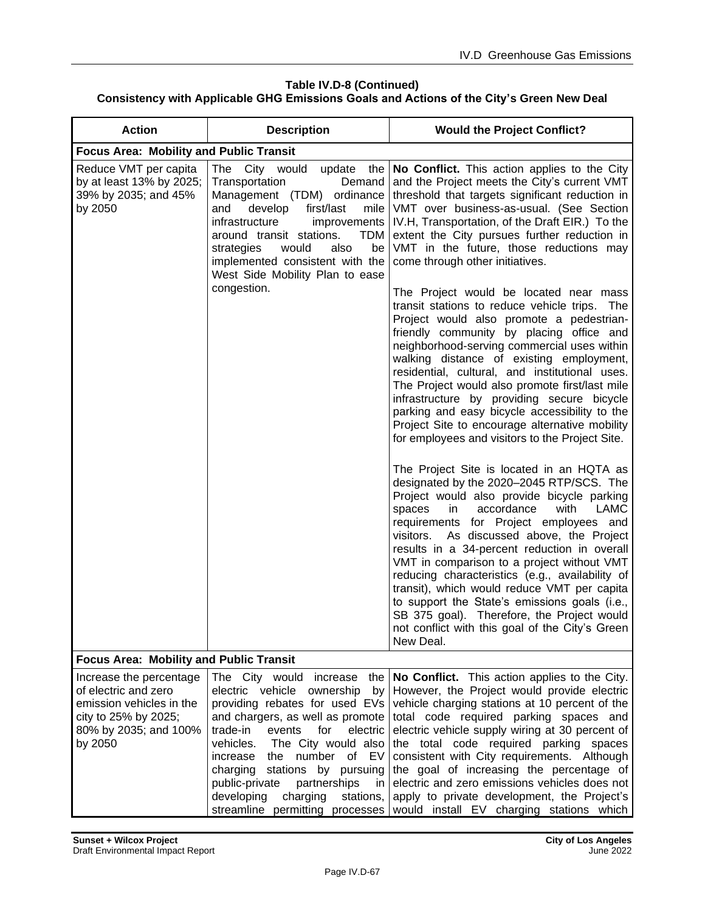**Table IV.D-8 (Continued)**
**Consistency with Applicable GHG Emissions Goals and Actions of the City's Green New Deal**

| Action | Description | Would the Project Conflict? |
|---|---|---|
| **Focus Area: Mobility and Public Transit** | | |
| Reduce VMT per capita by at least 13% by 2025; 39% by 2035; and 45% by 2050 | The City would update the Transportation Demand Management (TDM) ordinance and develop first/last mile infrastructure improvements around transit stations. TDM strategies would also be implemented consistent with the West Side Mobility Plan to ease congestion. | **No Conflict.** This action applies to the City and the Project meets the City's current VMT threshold that targets significant reduction in VMT over business-as-usual. (See Section IV.H, Transportation, of the Draft EIR.) To the extent the City pursues further reduction in VMT in the future, those reductions may come through other initiatives.<br><br>The Project would be located near mass transit stations to reduce vehicle trips. The Project would also promote a pedestrian-friendly community by placing office and neighborhood-serving commercial uses within walking distance of existing employment, residential, cultural, and institutional uses. The Project would also promote first/last mile infrastructure by providing secure bicycle parking and easy bicycle accessibility to the Project Site to encourage alternative mobility for employees and visitors to the Project Site.<br><br>The Project Site is located in an HQTA as designated by the 2020–2045 RTP/SCS. The Project would also provide bicycle parking spaces in accordance with LAMC requirements for Project employees and visitors. As discussed above, the Project results in a 34-percent reduction in overall VMT in comparison to a project without VMT reducing characteristics (e.g., availability of transit), which would reduce VMT per capita to support the State's emissions goals (i.e., SB 375 goal). Therefore, the Project would not conflict with this goal of the City's Green New Deal. |
| **Focus Area: Mobility and Public Transit** | | |
| Increase the percentage of electric and zero emission vehicles in the city to 25% by 2025; 80% by 2035; and 100% by 2050 | The City would increase the electric vehicle ownership by providing rebates for used EVs and chargers, as well as promote trade-in events for electric vehicles. The City would also increase the number of EV charging stations by pursuing public-private partnerships in developing charging stations, streamline permitting processes | **No Conflict.** This action applies to the City. However, the Project would provide electric vehicle charging stations at 10 percent of the total code required parking spaces and electric vehicle supply wiring at 30 percent of the total code required parking spaces consistent with City requirements. Although the goal of increasing the percentage of electric and zero emissions vehicles does not apply to private development, the Project's would install EV charging stations which |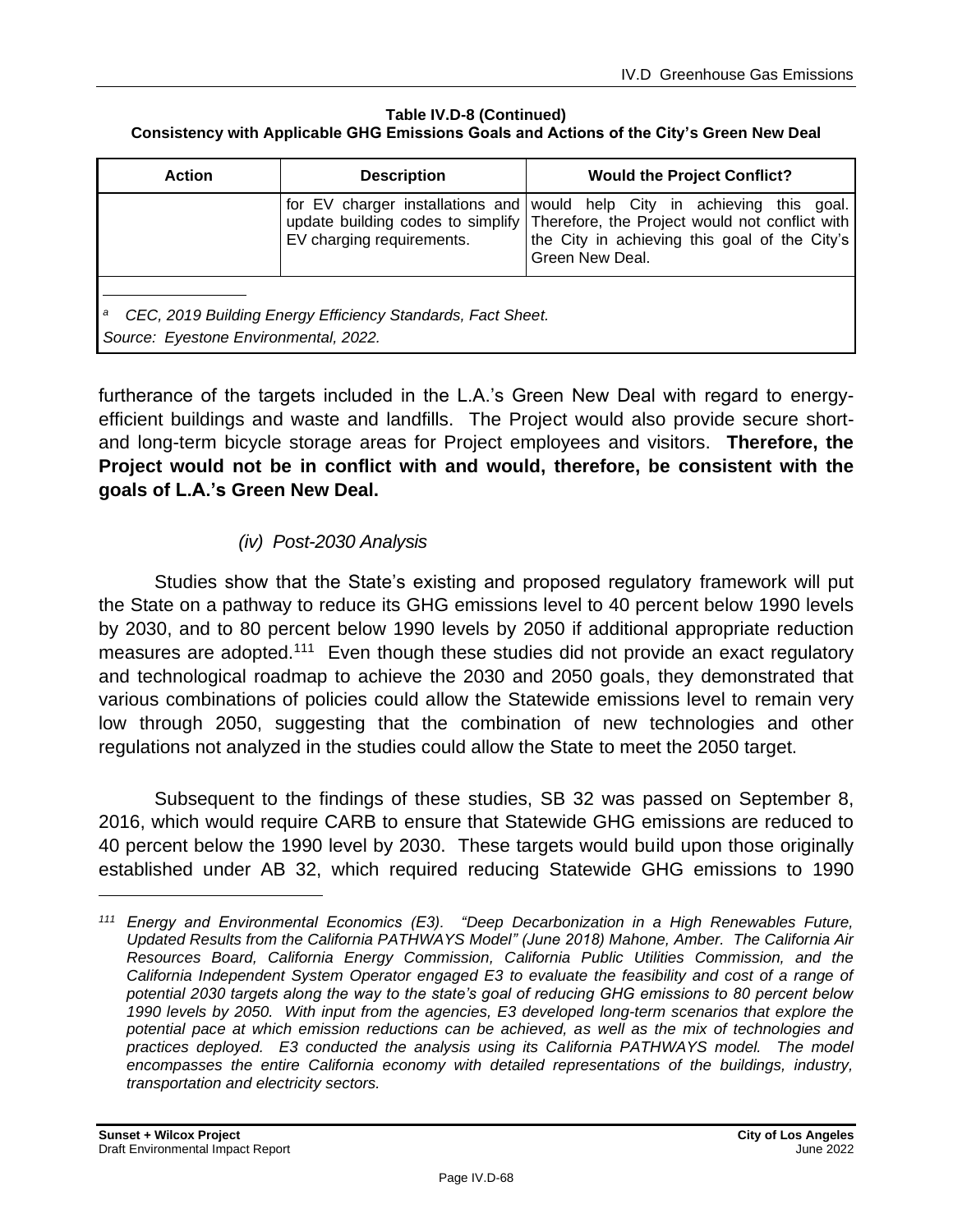**Table IV.D-8 (Continued)**
**Consistency with Applicable GHG Emissions Goals and Actions of the City's Green New Deal**

| Action | Description | Would the Project Conflict? |
|---|---|---|
| | for EV charger installations and update building codes to simplify EV charging requirements. | would help City in achieving this goal. Therefore, the Project would not conflict with the City in achieving this goal of the City's Green New Deal. |

[a] *CEC, 2019 Building Energy Efficiency Standards, Fact Sheet.*
*Source: Eyestone Environmental, 2022.*

furtherance of the targets included in the L.A.'s Green New Deal with regard to energy-efficient buildings and waste and landfills. The Project would also provide secure short- and long-term bicycle storage areas for Project employees and visitors. **Therefore, the Project would not be in conflict with and would, therefore, be consistent with the goals of L.A.'s Green New Deal.**

*(iv) Post-2030 Analysis*

Studies show that the State's existing and proposed regulatory framework will put the State on a pathway to reduce its GHG emissions level to 40 percent below 1990 levels by 2030, and to 80 percent below 1990 levels by 2050 if additional appropriate reduction measures are adopted.[111] Even though these studies did not provide an exact regulatory and technological roadmap to achieve the 2030 and 2050 goals, they demonstrated that various combinations of policies could allow the Statewide emissions level to remain very low through 2050, suggesting that the combination of new technologies and other regulations not analyzed in the studies could allow the State to meet the 2050 target.

Subsequent to the findings of these studies, SB 32 was passed on September 8, 2016, which would require CARB to ensure that Statewide GHG emissions are reduced to 40 percent below the 1990 level by 2030. These targets would build upon those originally established under AB 32, which required reducing Statewide GHG emissions to 1990

[111] *Energy and Environmental Economics (E3). "Deep Decarbonization in a High Renewables Future, Updated Results from the California PATHWAYS Model" (June 2018) Mahone, Amber. The California Air Resources Board, California Energy Commission, California Public Utilities Commission, and the California Independent System Operator engaged E3 to evaluate the feasibility and cost of a range of potential 2030 targets along the way to the state's goal of reducing GHG emissions to 80 percent below 1990 levels by 2050. With input from the agencies, E3 developed long-term scenarios that explore the potential pace at which emission reductions can be achieved, as well as the mix of technologies and practices deployed. E3 conducted the analysis using its California PATHWAYS model. The model encompasses the entire California economy with detailed representations of the buildings, industry, transportation and electricity sectors.*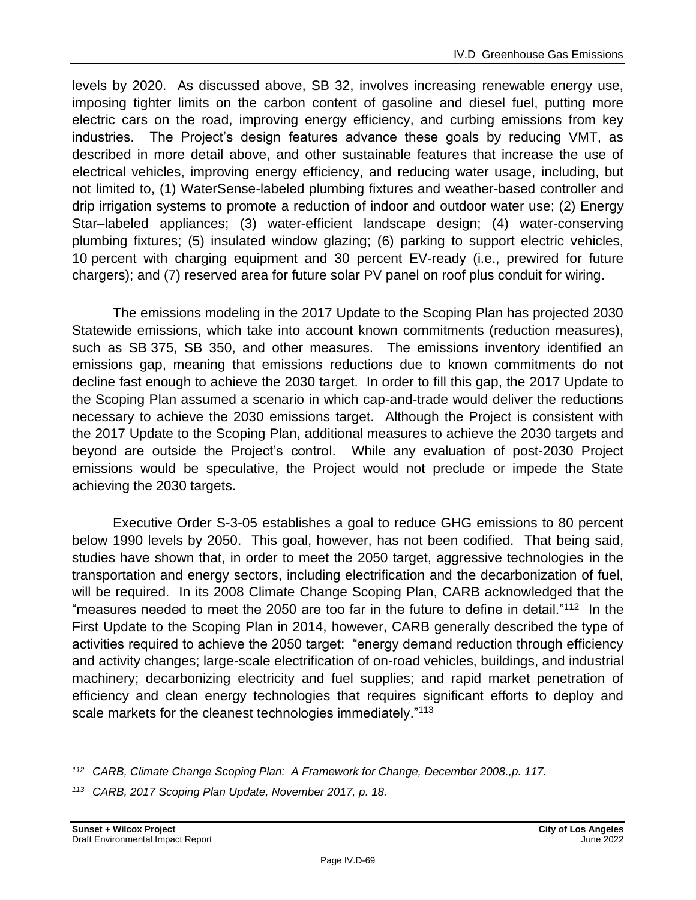levels by 2020. As discussed above, SB 32, involves increasing renewable energy use, imposing tighter limits on the carbon content of gasoline and diesel fuel, putting more electric cars on the road, improving energy efficiency, and curbing emissions from key industries. The Project's design features advance these goals by reducing VMT, as described in more detail above, and other sustainable features that increase the use of electrical vehicles, improving energy efficiency, and reducing water usage, including, but not limited to, (1) WaterSense-labeled plumbing fixtures and weather-based controller and drip irrigation systems to promote a reduction of indoor and outdoor water use; (2) Energy Star–labeled appliances; (3) water-efficient landscape design; (4) water-conserving plumbing fixtures; (5) insulated window glazing; (6) parking to support electric vehicles, 10 percent with charging equipment and 30 percent EV-ready (i.e., prewired for future chargers); and (7) reserved area for future solar PV panel on roof plus conduit for wiring.

The emissions modeling in the 2017 Update to the Scoping Plan has projected 2030 Statewide emissions, which take into account known commitments (reduction measures), such as SB 375, SB 350, and other measures. The emissions inventory identified an emissions gap, meaning that emissions reductions due to known commitments do not decline fast enough to achieve the 2030 target. In order to fill this gap, the 2017 Update to the Scoping Plan assumed a scenario in which cap-and-trade would deliver the reductions necessary to achieve the 2030 emissions target. Although the Project is consistent with the 2017 Update to the Scoping Plan, additional measures to achieve the 2030 targets and beyond are outside the Project's control. While any evaluation of post-2030 Project emissions would be speculative, the Project would not preclude or impede the State achieving the 2030 targets.

Executive Order S-3-05 establishes a goal to reduce GHG emissions to 80 percent below 1990 levels by 2050. This goal, however, has not been codified. That being said, studies have shown that, in order to meet the 2050 target, aggressive technologies in the transportation and energy sectors, including electrification and the decarbonization of fuel, will be required. In its 2008 Climate Change Scoping Plan, CARB acknowledged that the "measures needed to meet the 2050 are too far in the future to define in detail."[112] In the First Update to the Scoping Plan in 2014, however, CARB generally described the type of activities required to achieve the 2050 target: "energy demand reduction through efficiency and activity changes; large-scale electrification of on-road vehicles, buildings, and industrial machinery; decarbonizing electricity and fuel supplies; and rapid market penetration of efficiency and clean energy technologies that requires significant efforts to deploy and scale markets for the cleanest technologies immediately."[113]

---

[112] *CARB, Climate Change Scoping Plan: A Framework for Change, December 2008.,p. 117.*

[113] *CARB, 2017 Scoping Plan Update, November 2017, p. 18.*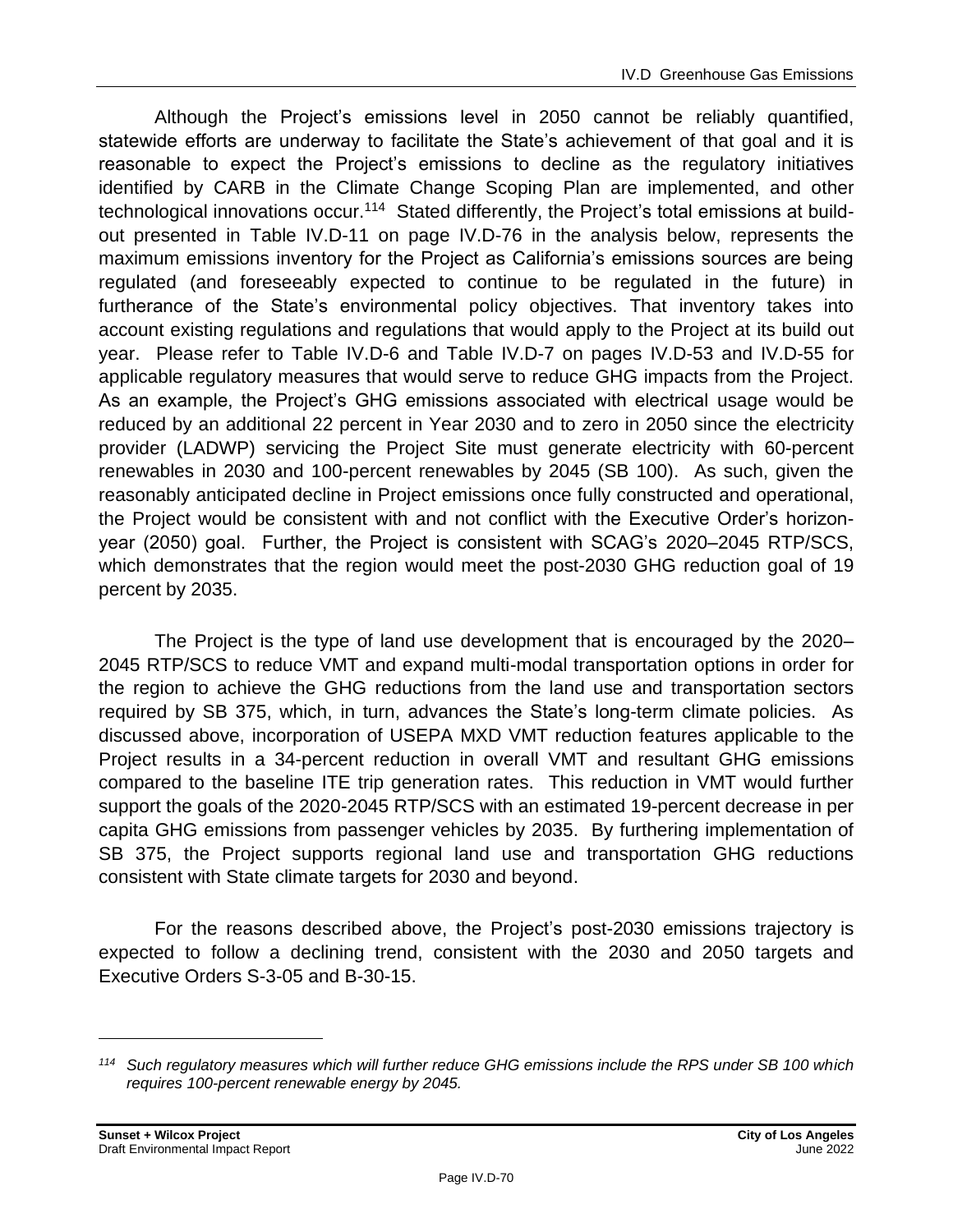Although the Project's emissions level in 2050 cannot be reliably quantified, statewide efforts are underway to facilitate the State's achievement of that goal and it is reasonable to expect the Project's emissions to decline as the regulatory initiatives identified by CARB in the Climate Change Scoping Plan are implemented, and other technological innovations occur.[114] Stated differently, the Project's total emissions at build-out presented in Table IV.D-11 on page IV.D-76 in the analysis below, represents the maximum emissions inventory for the Project as California's emissions sources are being regulated (and foreseeably expected to continue to be regulated in the future) in furtherance of the State's environmental policy objectives. That inventory takes into account existing regulations and regulations that would apply to the Project at its build out year. Please refer to Table IV.D-6 and Table IV.D-7 on pages IV.D-53 and IV.D-55 for applicable regulatory measures that would serve to reduce GHG impacts from the Project. As an example, the Project's GHG emissions associated with electrical usage would be reduced by an additional 22 percent in Year 2030 and to zero in 2050 since the electricity provider (LADWP) servicing the Project Site must generate electricity with 60-percent renewables in 2030 and 100-percent renewables by 2045 (SB 100). As such, given the reasonably anticipated decline in Project emissions once fully constructed and operational, the Project would be consistent with and not conflict with the Executive Order's horizon-year (2050) goal. Further, the Project is consistent with SCAG's 2020–2045 RTP/SCS, which demonstrates that the region would meet the post-2030 GHG reduction goal of 19 percent by 2035.

The Project is the type of land use development that is encouraged by the 2020–2045 RTP/SCS to reduce VMT and expand multi-modal transportation options in order for the region to achieve the GHG reductions from the land use and transportation sectors required by SB 375, which, in turn, advances the State's long-term climate policies. As discussed above, incorporation of USEPA MXD VMT reduction features applicable to the Project results in a 34-percent reduction in overall VMT and resultant GHG emissions compared to the baseline ITE trip generation rates. This reduction in VMT would further support the goals of the 2020-2045 RTP/SCS with an estimated 19-percent decrease in per capita GHG emissions from passenger vehicles by 2035. By furthering implementation of SB 375, the Project supports regional land use and transportation GHG reductions consistent with State climate targets for 2030 and beyond.

For the reasons described above, the Project's post-2030 emissions trajectory is expected to follow a declining trend, consistent with the 2030 and 2050 targets and Executive Orders S-3-05 and B-30-15.

---

[114] *Such regulatory measures which will further reduce GHG emissions include the RPS under SB 100 which requires 100-percent renewable energy by 2045.*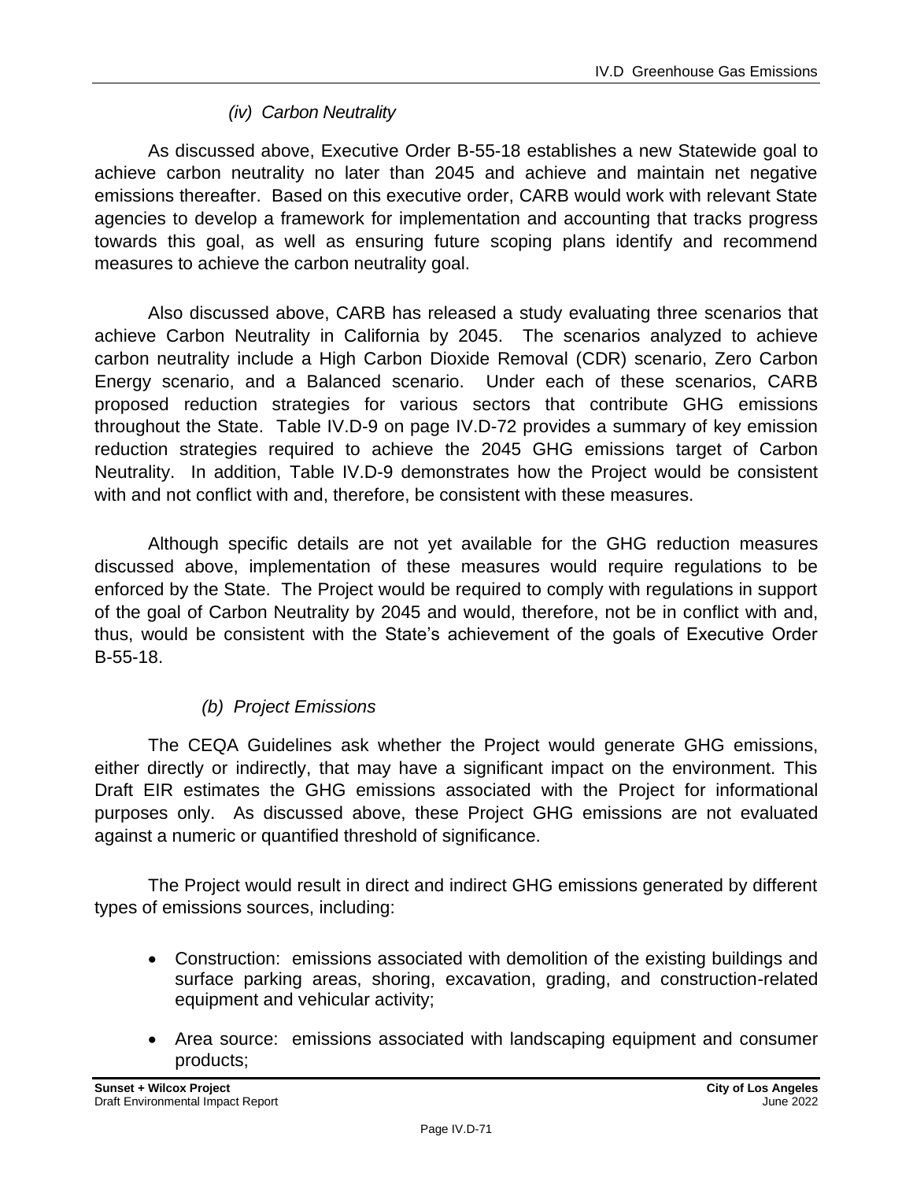#### *(iv) Carbon Neutrality*

As discussed above, Executive Order B-55-18 establishes a new Statewide goal to achieve carbon neutrality no later than 2045 and achieve and maintain net negative emissions thereafter. Based on this executive order, CARB would work with relevant State agencies to develop a framework for implementation and accounting that tracks progress towards this goal, as well as ensuring future scoping plans identify and recommend measures to achieve the carbon neutrality goal.

Also discussed above, CARB has released a study evaluating three scenarios that achieve Carbon Neutrality in California by 2045. The scenarios analyzed to achieve carbon neutrality include a High Carbon Dioxide Removal (CDR) scenario, Zero Carbon Energy scenario, and a Balanced scenario. Under each of these scenarios, CARB proposed reduction strategies for various sectors that contribute GHG emissions throughout the State. Table IV.D-9 on page IV.D-72 provides a summary of key emission reduction strategies required to achieve the 2045 GHG emissions target of Carbon Neutrality. In addition, Table IV.D-9 demonstrates how the Project would be consistent with and not conflict with and, therefore, be consistent with these measures.

Although specific details are not yet available for the GHG reduction measures discussed above, implementation of these measures would require regulations to be enforced by the State. The Project would be required to comply with regulations in support of the goal of Carbon Neutrality by 2045 and would, therefore, not be in conflict with and, thus, would be consistent with the State's achievement of the goals of Executive Order B-55-18.

### *(b) Project Emissions*

The CEQA Guidelines ask whether the Project would generate GHG emissions, either directly or indirectly, that may have a significant impact on the environment. This Draft EIR estimates the GHG emissions associated with the Project for informational purposes only. As discussed above, these Project GHG emissions are not evaluated against a numeric or quantified threshold of significance.

The Project would result in direct and indirect GHG emissions generated by different types of emissions sources, including:

- Construction: emissions associated with demolition of the existing buildings and surface parking areas, shoring, excavation, grading, and construction-related equipment and vehicular activity;
- Area source: emissions associated with landscaping equipment and consumer products;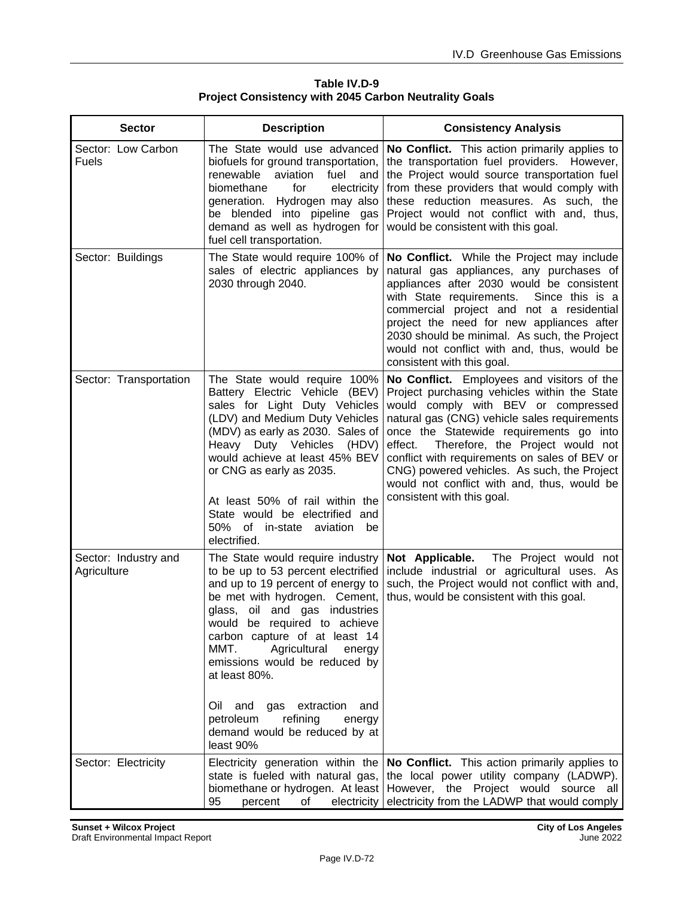**Table IV.D-9**
**Project Consistency with 2045 Carbon Neutrality Goals**

| Sector | Description | Consistency Analysis |
|---|---|---|
| Sector: Low Carbon Fuels | The State would use advanced biofuels for ground transportation, renewable aviation fuel and biomethane for electricity generation. Hydrogen may also be blended into pipeline gas demand as well as hydrogen for fuel cell transportation. | **No Conflict.** This action primarily applies to the transportation fuel providers. However, the Project would source transportation fuel from these providers that would comply with these reduction measures. As such, the Project would not conflict with and, thus, would be consistent with this goal. |
| Sector: Buildings | The State would require 100% of sales of electric appliances by 2030 through 2040. | **No Conflict.** While the Project may include natural gas appliances, any purchases of appliances after 2030 would be consistent with State requirements. Since this is a commercial project and not a residential project the need for new appliances after 2030 should be minimal. As such, the Project would not conflict with and, thus, would be consistent with this goal. |
| Sector: Transportation | The State would require 100% Battery Electric Vehicle (BEV) sales for Light Duty Vehicles (LDV) and Medium Duty Vehicles (MDV) as early as 2030. Sales of Heavy Duty Vehicles (HDV) would achieve at least 45% BEV or CNG as early as 2035.<br><br>At least 50% of rail within the State would be electrified and 50% of in-state aviation be electrified. | **No Conflict.** Employees and visitors of the Project purchasing vehicles within the State would comply with BEV or compressed natural gas (CNG) vehicle sales requirements once the Statewide requirements go into effect. Therefore, the Project would not conflict with requirements on sales of BEV or CNG) powered vehicles. As such, the Project would not conflict with and, thus, would be consistent with this goal. |
| Sector: Industry and Agriculture | The State would require industry to be up to 53 percent electrified and up to 19 percent of energy to be met with hydrogen. Cement, glass, oil and gas industries would be required to achieve carbon capture of at least 14 MMT. Agricultural energy emissions would be reduced by at least 80%.<br><br>Oil and gas extraction and petroleum refining energy demand would be reduced by at least 90% | **Not Applicable.** The Project would not include industrial or agricultural uses. As such, the Project would not conflict with and, thus, would be consistent with this goal. |
| Sector: Electricity | Electricity generation within the state is fueled with natural gas, biomethane or hydrogen. At least 95 percent of electricity | **No Conflict.** This action primarily applies to the local power utility company (LADWP). However, the Project would source all electricity from the LADWP that would comply |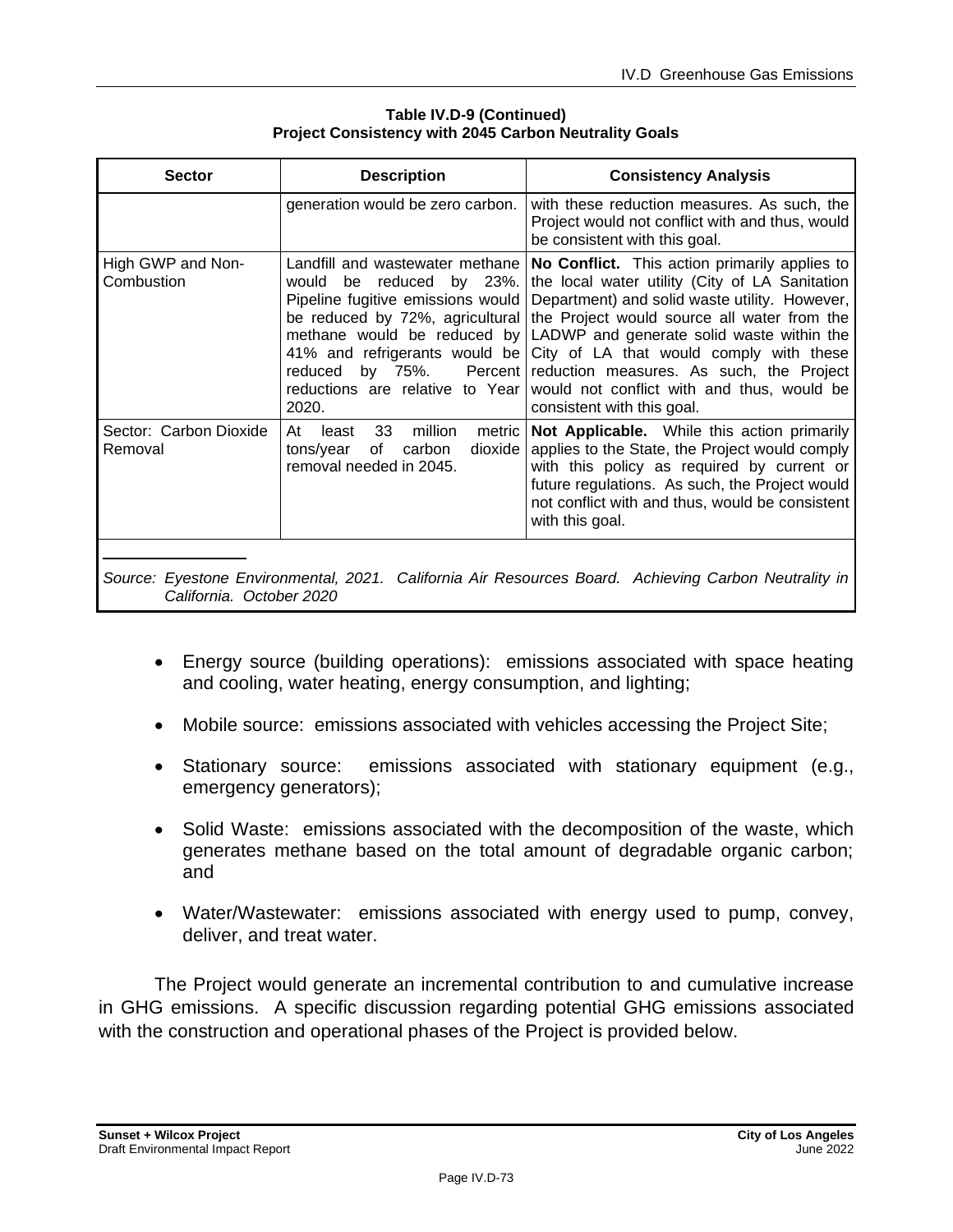**Table IV.D-9 (Continued)**
**Project Consistency with 2045 Carbon Neutrality Goals**

| Sector | Description | Consistency Analysis |
|---|---|---|
| | generation would be zero carbon. | with these reduction measures. As such, the Project would not conflict with and thus, would be consistent with this goal. |
| High GWP and Non-Combustion | Landfill and wastewater methane would be reduced by 23%. Pipeline fugitive emissions would be reduced by 72%, agricultural methane would be reduced by 41% and refrigerants would be reduced by 75%. Percent reductions are relative to Year 2020. | **No Conflict.** This action primarily applies to the local water utility (City of LA Sanitation Department) and solid waste utility. However, the Project would source all water from the LADWP and generate solid waste within the City of LA that would comply with these reduction measures. As such, the Project would not conflict with and thus, would be consistent with this goal. |
| Sector: Carbon Dioxide Removal | At least 33 million metric tons/year of carbon dioxide removal needed in 2045. | **Not Applicable.** While this action primarily applies to the State, the Project would comply with this policy as required by current or future regulations. As such, the Project would not conflict with and thus, would be consistent with this goal. |

*Source: Eyestone Environmental, 2021. California Air Resources Board. Achieving Carbon Neutrality in California. October 2020*

- Energy source (building operations): emissions associated with space heating and cooling, water heating, energy consumption, and lighting;
- Mobile source: emissions associated with vehicles accessing the Project Site;
- Stationary source: emissions associated with stationary equipment (e.g., emergency generators);
- Solid Waste: emissions associated with the decomposition of the waste, which generates methane based on the total amount of degradable organic carbon; and
- Water/Wastewater: emissions associated with energy used to pump, convey, deliver, and treat water.

The Project would generate an incremental contribution to and cumulative increase in GHG emissions. A specific discussion regarding potential GHG emissions associated with the construction and operational phases of the Project is provided below.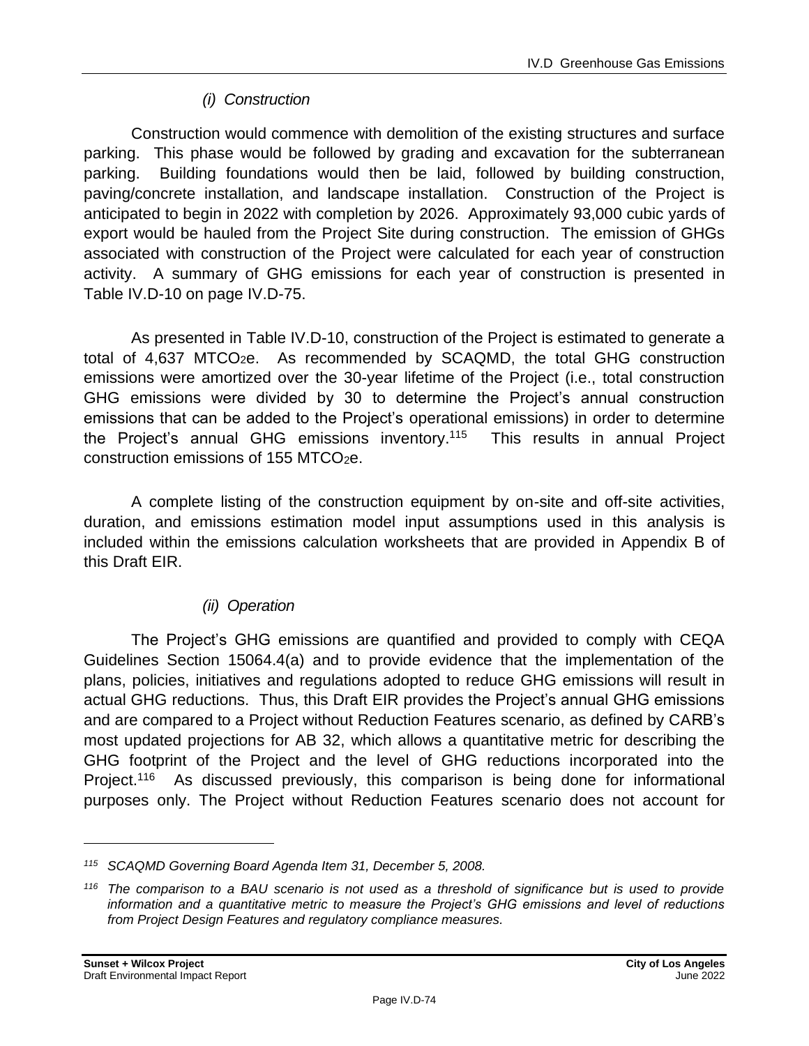*(i) Construction*

Construction would commence with demolition of the existing structures and surface parking. This phase would be followed by grading and excavation for the subterranean parking. Building foundations would then be laid, followed by building construction, paving/concrete installation, and landscape installation. Construction of the Project is anticipated to begin in 2022 with completion by 2026. Approximately 93,000 cubic yards of export would be hauled from the Project Site during construction. The emission of GHGs associated with construction of the Project were calculated for each year of construction activity. A summary of GHG emissions for each year of construction is presented in Table IV.D-10 on page IV.D-75.

As presented in Table IV.D-10, construction of the Project is estimated to generate a total of 4,637 $MTCO_2e$. As recommended by SCAQMD, the total GHG construction emissions were amortized over the 30-year lifetime of the Project (i.e., total construction GHG emissions were divided by 30 to determine the Project's annual construction emissions that can be added to the Project's operational emissions) in order to determine the Project's annual GHG emissions inventory.[115] This results in annual Project construction emissions of 155 $MTCO_2e$.

A complete listing of the construction equipment by on-site and off-site activities, duration, and emissions estimation model input assumptions used in this analysis is included within the emissions calculation worksheets that are provided in Appendix B of this Draft EIR.

*(ii) Operation*

The Project's GHG emissions are quantified and provided to comply with CEQA Guidelines Section 15064.4(a) and to provide evidence that the implementation of the plans, policies, initiatives and regulations adopted to reduce GHG emissions will result in actual GHG reductions. Thus, this Draft EIR provides the Project's annual GHG emissions and are compared to a Project without Reduction Features scenario, as defined by CARB's most updated projections for AB 32, which allows a quantitative metric for describing the GHG footprint of the Project and the level of GHG reductions incorporated into the Project.[116] As discussed previously, this comparison is being done for informational purposes only. The Project without Reduction Features scenario does not account for

---

[115] *SCAQMD Governing Board Agenda Item 31, December 5, 2008.*

[116] *The comparison to a BAU scenario is not used as a threshold of significance but is used to provide information and a quantitative metric to measure the Project's GHG emissions and level of reductions from Project Design Features and regulatory compliance measures.*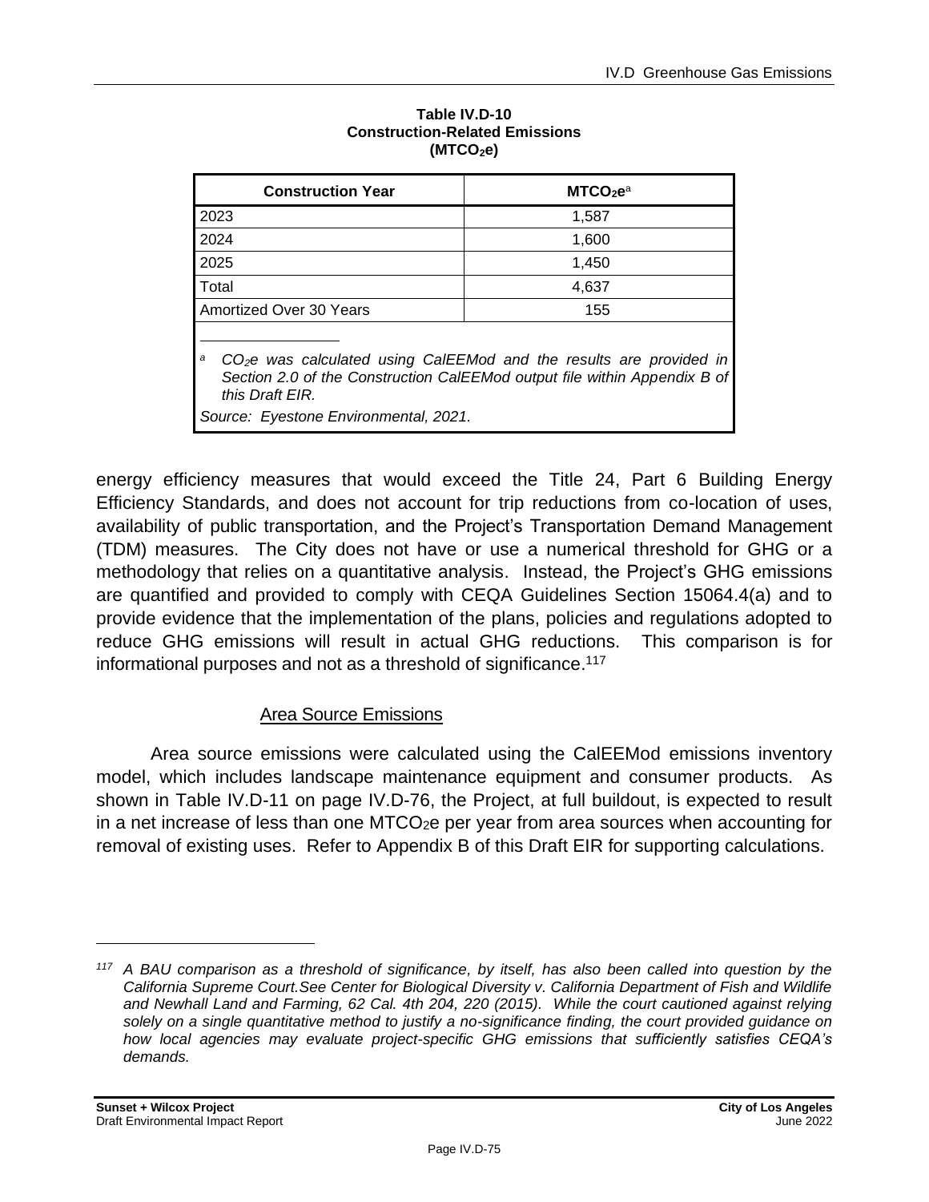**Table IV.D-10**
**Construction-Related Emissions**
**($MTCO_2e$)**

| Construction Year | $MTCO_2e$[a] |
|---|---|
| 2023 | 1,587 |
| 2024 | 1,600 |
| 2025 | 1,450 |
| Total | 4,637 |
| Amortized Over 30 Years | 155 |

[a] *$CO_2e$ was calculated using CalEEMod and the results are provided in Section 2.0 of the Construction CalEEMod output file within Appendix B of this Draft EIR.*

*Source: Eyestone Environmental, 2021.*

energy efficiency measures that would exceed the Title 24, Part 6 Building Energy Efficiency Standards, and does not account for trip reductions from co-location of uses, availability of public transportation, and the Project's Transportation Demand Management (TDM) measures. The City does not have or use a numerical threshold for GHG or a methodology that relies on a quantitative analysis. Instead, the Project's GHG emissions are quantified and provided to comply with CEQA Guidelines Section 15064.4(a) and to provide evidence that the implementation of the plans, policies and regulations adopted to reduce GHG emissions will result in actual GHG reductions. This comparison is for informational purposes and not as a threshold of significance.[117]

Area Source Emissions

Area source emissions were calculated using the CalEEMod emissions inventory model, which includes landscape maintenance equipment and consumer products. As shown in Table IV.D-11 on page IV.D-76, the Project, at full buildout, is expected to result in a net increase of less than one $MTCO_2e$ per year from area sources when accounting for removal of existing uses. Refer to Appendix B of this Draft EIR for supporting calculations.

---

[117] *A BAU comparison as a threshold of significance, by itself, has also been called into question by the California Supreme Court.See Center for Biological Diversity v. California Department of Fish and Wildlife and Newhall Land and Farming, 62 Cal. 4th 204, 220 (2015). While the court cautioned against relying solely on a single quantitative method to justify a no-significance finding, the court provided guidance on how local agencies may evaluate project-specific GHG emissions that sufficiently satisfies CEQA's demands.*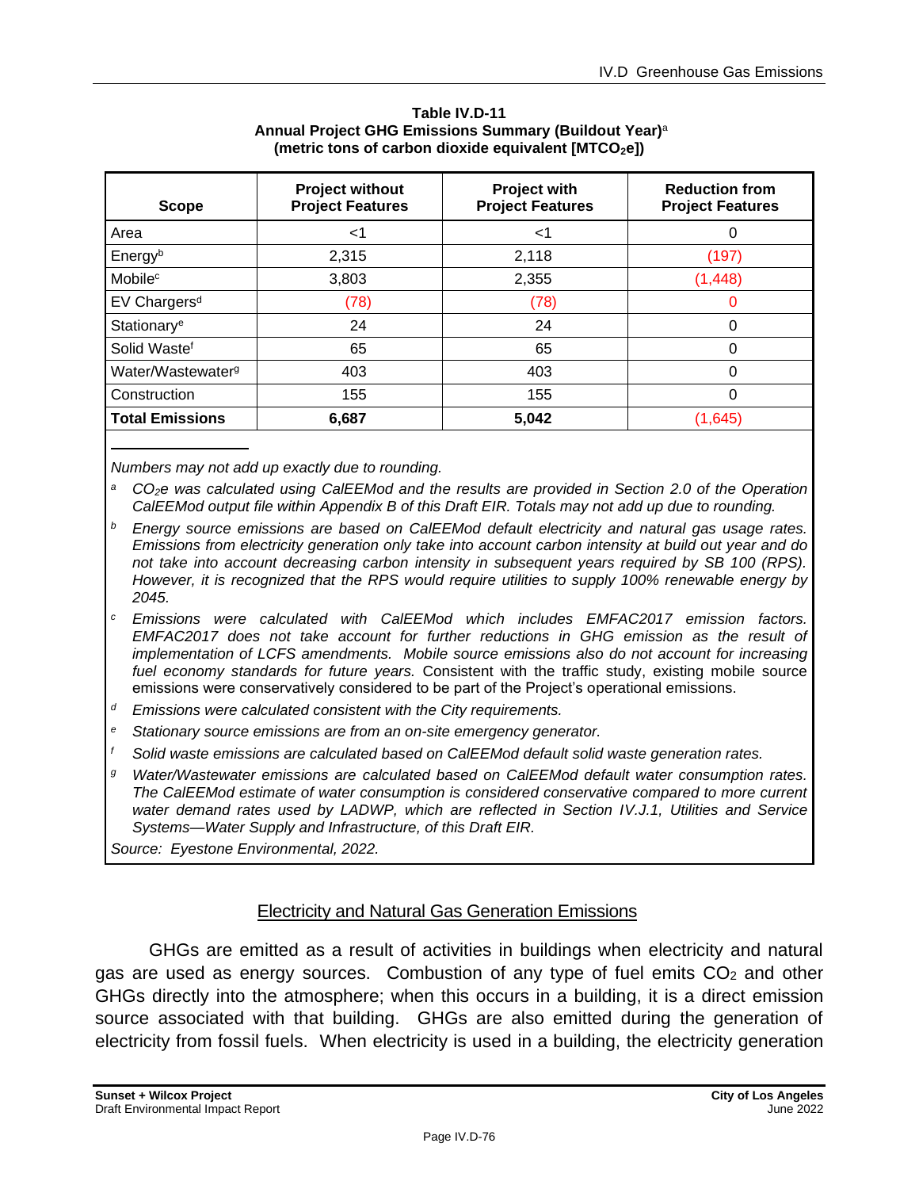**Table IV.D-11**
**Annual Project GHG Emissions Summary (Buildout Year)[a]**
**(metric tons of carbon dioxide equivalent [MTCO$_2$e])**

| Scope | Project without Project Features | Project with Project Features | Reduction from Project Features |
|---|---|---|---|
| Area | <1 | <1 | 0 |
| Energy[b] | 2,315 | 2,118 | (197) |
| Mobile[c] | 3,803 | 2,355 | (1,448) |
| EV Chargers[d] | (78) | (78) | 0 |
| Stationary[e] | 24 | 24 | 0 |
| Solid Waste[f] | 65 | 65 | 0 |
| Water/Wastewater[g] | 403 | 403 | 0 |
| Construction | 155 | 155 | 0 |
| **Total Emissions** | **6,687** | **5,042** | (1,645) |

*Numbers may not add up exactly due to rounding.*

[a] *$CO_2$e was calculated using CalEEMod and the results are provided in Section 2.0 of the Operation CalEEMod output file within Appendix B of this Draft EIR. Totals may not add up due to rounding.*

[b] *Energy source emissions are based on CalEEMod default electricity and natural gas usage rates. Emissions from electricity generation only take into account carbon intensity at build out year and do not take into account decreasing carbon intensity in subsequent years required by SB 100 (RPS). However, it is recognized that the RPS would require utilities to supply 100% renewable energy by 2045.*

[c] *Emissions were calculated with CalEEMod which includes EMFAC2017 emission factors. EMFAC2017 does not take account for further reductions in GHG emission as the result of implementation of LCFS amendments. Mobile source emissions also do not account for increasing fuel economy standards for future years.* Consistent with the traffic study, existing mobile source emissions were conservatively considered to be part of the Project's operational emissions.

[d] *Emissions were calculated consistent with the City requirements.*

[e] *Stationary source emissions are from an on-site emergency generator.*

[f] *Solid waste emissions are calculated based on CalEEMod default solid waste generation rates.*

[g] *Water/Wastewater emissions are calculated based on CalEEMod default water consumption rates. The CalEEMod estimate of water consumption is considered conservative compared to more current water demand rates used by LADWP, which are reflected in Section IV.J.1, Utilities and Service Systems—Water Supply and Infrastructure, of this Draft EIR.*

*Source: Eyestone Environmental, 2022.*

<u>Electricity and Natural Gas Generation Emissions</u>

GHGs are emitted as a result of activities in buildings when electricity and natural gas are used as energy sources. Combustion of any type of fuel emits $CO_2$ and other GHGs directly into the atmosphere; when this occurs in a building, it is a direct emission source associated with that building. GHGs are also emitted during the generation of electricity from fossil fuels. When electricity is used in a building, the electricity generation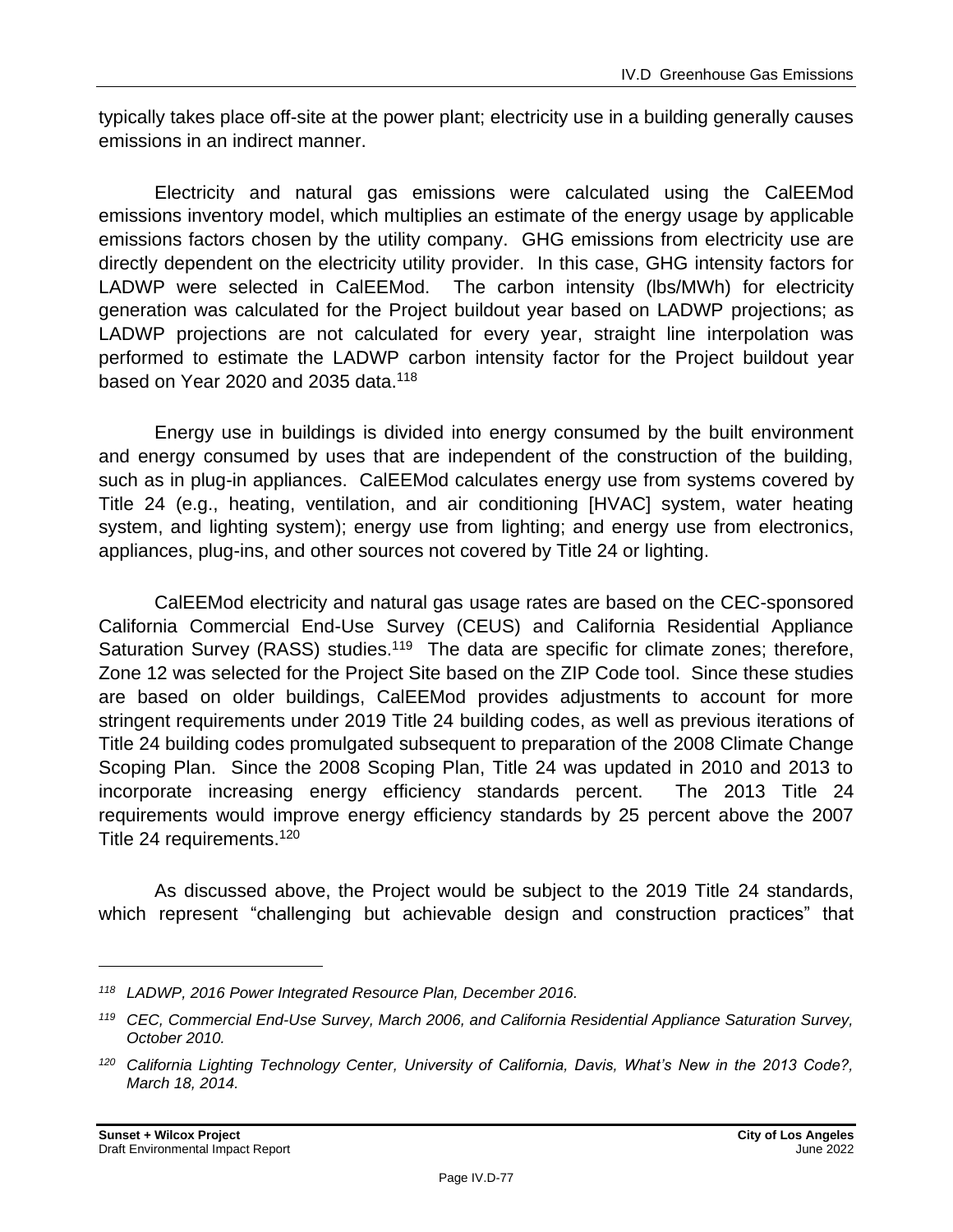typically takes place off-site at the power plant; electricity use in a building generally causes emissions in an indirect manner.

Electricity and natural gas emissions were calculated using the CalEEMod emissions inventory model, which multiplies an estimate of the energy usage by applicable emissions factors chosen by the utility company. GHG emissions from electricity use are directly dependent on the electricity utility provider. In this case, GHG intensity factors for LADWP were selected in CalEEMod. The carbon intensity (lbs/MWh) for electricity generation was calculated for the Project buildout year based on LADWP projections; as LADWP projections are not calculated for every year, straight line interpolation was performed to estimate the LADWP carbon intensity factor for the Project buildout year based on Year 2020 and 2035 data.[118]

Energy use in buildings is divided into energy consumed by the built environment and energy consumed by uses that are independent of the construction of the building, such as in plug-in appliances. CalEEMod calculates energy use from systems covered by Title 24 (e.g., heating, ventilation, and air conditioning [HVAC] system, water heating system, and lighting system); energy use from lighting; and energy use from electronics, appliances, plug-ins, and other sources not covered by Title 24 or lighting.

CalEEMod electricity and natural gas usage rates are based on the CEC-sponsored California Commercial End-Use Survey (CEUS) and California Residential Appliance Saturation Survey (RASS) studies.[119] The data are specific for climate zones; therefore, Zone 12 was selected for the Project Site based on the ZIP Code tool. Since these studies are based on older buildings, CalEEMod provides adjustments to account for more stringent requirements under 2019 Title 24 building codes, as well as previous iterations of Title 24 building codes promulgated subsequent to preparation of the 2008 Climate Change Scoping Plan. Since the 2008 Scoping Plan, Title 24 was updated in 2010 and 2013 to incorporate increasing energy efficiency standards percent. The 2013 Title 24 requirements would improve energy efficiency standards by 25 percent above the 2007 Title 24 requirements.[120]

As discussed above, the Project would be subject to the 2019 Title 24 standards, which represent "challenging but achievable design and construction practices" that

---

*[118] LADWP, 2016 Power Integrated Resource Plan, December 2016.*

*[119] CEC, Commercial End-Use Survey, March 2006, and California Residential Appliance Saturation Survey, October 2010.*

*[120] California Lighting Technology Center, University of California, Davis, What's New in the 2013 Code?, March 18, 2014.*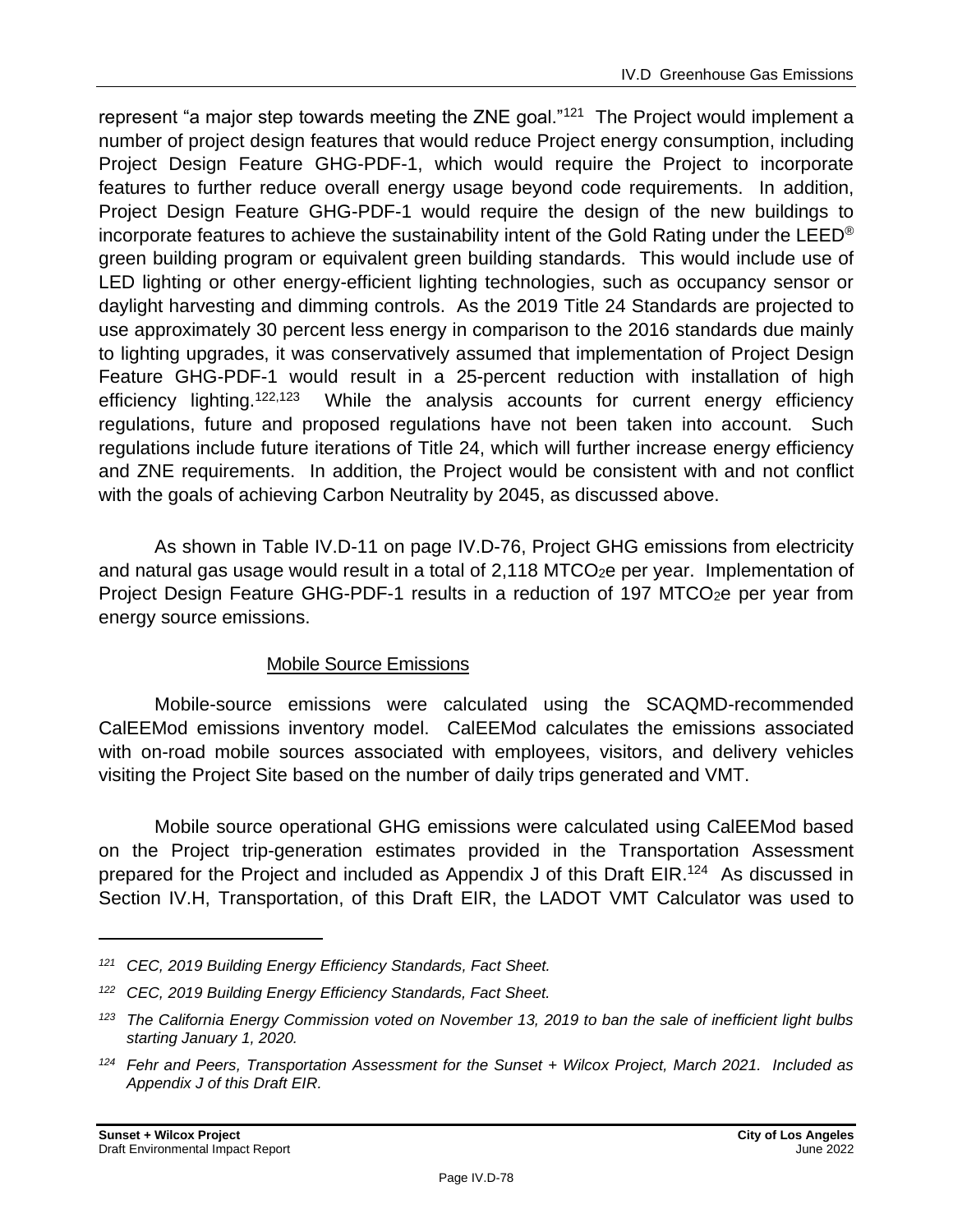represent "a major step towards meeting the ZNE goal."[121] The Project would implement a number of project design features that would reduce Project energy consumption, including Project Design Feature GHG-PDF-1, which would require the Project to incorporate features to further reduce overall energy usage beyond code requirements. In addition, Project Design Feature GHG-PDF-1 would require the design of the new buildings to incorporate features to achieve the sustainability intent of the Gold Rating under the LEED® green building program or equivalent green building standards. This would include use of LED lighting or other energy-efficient lighting technologies, such as occupancy sensor or daylight harvesting and dimming controls. As the 2019 Title 24 Standards are projected to use approximately 30 percent less energy in comparison to the 2016 standards due mainly to lighting upgrades, it was conservatively assumed that implementation of Project Design Feature GHG-PDF-1 would result in a 25-percent reduction with installation of high efficiency lighting.[122,123] While the analysis accounts for current energy efficiency regulations, future and proposed regulations have not been taken into account. Such regulations include future iterations of Title 24, which will further increase energy efficiency and ZNE requirements. In addition, the Project would be consistent with and not conflict with the goals of achieving Carbon Neutrality by 2045, as discussed above.

As shown in Table IV.D-11 on page IV.D-76, Project GHG emissions from electricity and natural gas usage would result in a total of 2,118 $MTCO_2e$ per year. Implementation of Project Design Feature GHG-PDF-1 results in a reduction of 197 $MTCO_2e$ per year from energy source emissions.

Mobile Source Emissions

Mobile-source emissions were calculated using the SCAQMD-recommended CalEEMod emissions inventory model. CalEEMod calculates the emissions associated with on-road mobile sources associated with employees, visitors, and delivery vehicles visiting the Project Site based on the number of daily trips generated and VMT.

Mobile source operational GHG emissions were calculated using CalEEMod based on the Project trip-generation estimates provided in the Transportation Assessment prepared for the Project and included as Appendix J of this Draft EIR.[124] As discussed in Section IV.H, Transportation, of this Draft EIR, the LADOT VMT Calculator was used to

---

*[121] CEC, 2019 Building Energy Efficiency Standards, Fact Sheet.*

*[122] CEC, 2019 Building Energy Efficiency Standards, Fact Sheet.*

*[123] The California Energy Commission voted on November 13, 2019 to ban the sale of inefficient light bulbs starting January 1, 2020.*

*[124] Fehr and Peers, Transportation Assessment for the Sunset + Wilcox Project, March 2021. Included as Appendix J of this Draft EIR.*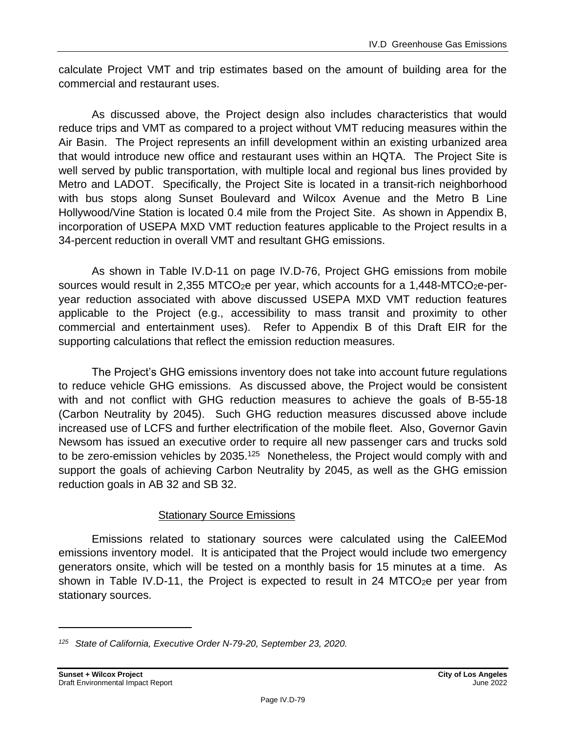calculate Project VMT and trip estimates based on the amount of building area for the commercial and restaurant uses.

As discussed above, the Project design also includes characteristics that would reduce trips and VMT as compared to a project without VMT reducing measures within the Air Basin. The Project represents an infill development within an existing urbanized area that would introduce new office and restaurant uses within an HQTA. The Project Site is well served by public transportation, with multiple local and regional bus lines provided by Metro and LADOT. Specifically, the Project Site is located in a transit-rich neighborhood with bus stops along Sunset Boulevard and Wilcox Avenue and the Metro B Line Hollywood/Vine Station is located 0.4 mile from the Project Site. As shown in Appendix B, incorporation of USEPA MXD VMT reduction features applicable to the Project results in a 34-percent reduction in overall VMT and resultant GHG emissions.

As shown in Table IV.D-11 on page IV.D-76, Project GHG emissions from mobile sources would result in 2,355 $MTCO_2e$ per year, which accounts for a 1,448-$MTCO_2e$-per-year reduction associated with above discussed USEPA MXD VMT reduction features applicable to the Project (e.g., accessibility to mass transit and proximity to other commercial and entertainment uses). Refer to Appendix B of this Draft EIR for the supporting calculations that reflect the emission reduction measures.

The Project's GHG emissions inventory does not take into account future regulations to reduce vehicle GHG emissions. As discussed above, the Project would be consistent with and not conflict with GHG reduction measures to achieve the goals of B-55-18 (Carbon Neutrality by 2045). Such GHG reduction measures discussed above include increased use of LCFS and further electrification of the mobile fleet. Also, Governor Gavin Newsom has issued an executive order to require all new passenger cars and trucks sold to be zero-emission vehicles by 2035.[125] Nonetheless, the Project would comply with and support the goals of achieving Carbon Neutrality by 2045, as well as the GHG emission reduction goals in AB 32 and SB 32.

<u>Stationary Source Emissions</u>

Emissions related to stationary sources were calculated using the CalEEMod emissions inventory model. It is anticipated that the Project would include two emergency generators onsite, which will be tested on a monthly basis for 15 minutes at a time. As shown in Table IV.D-11, the Project is expected to result in 24 $MTCO_2e$ per year from stationary sources.

---

[125] *State of California, Executive Order N-79-20, September 23, 2020.*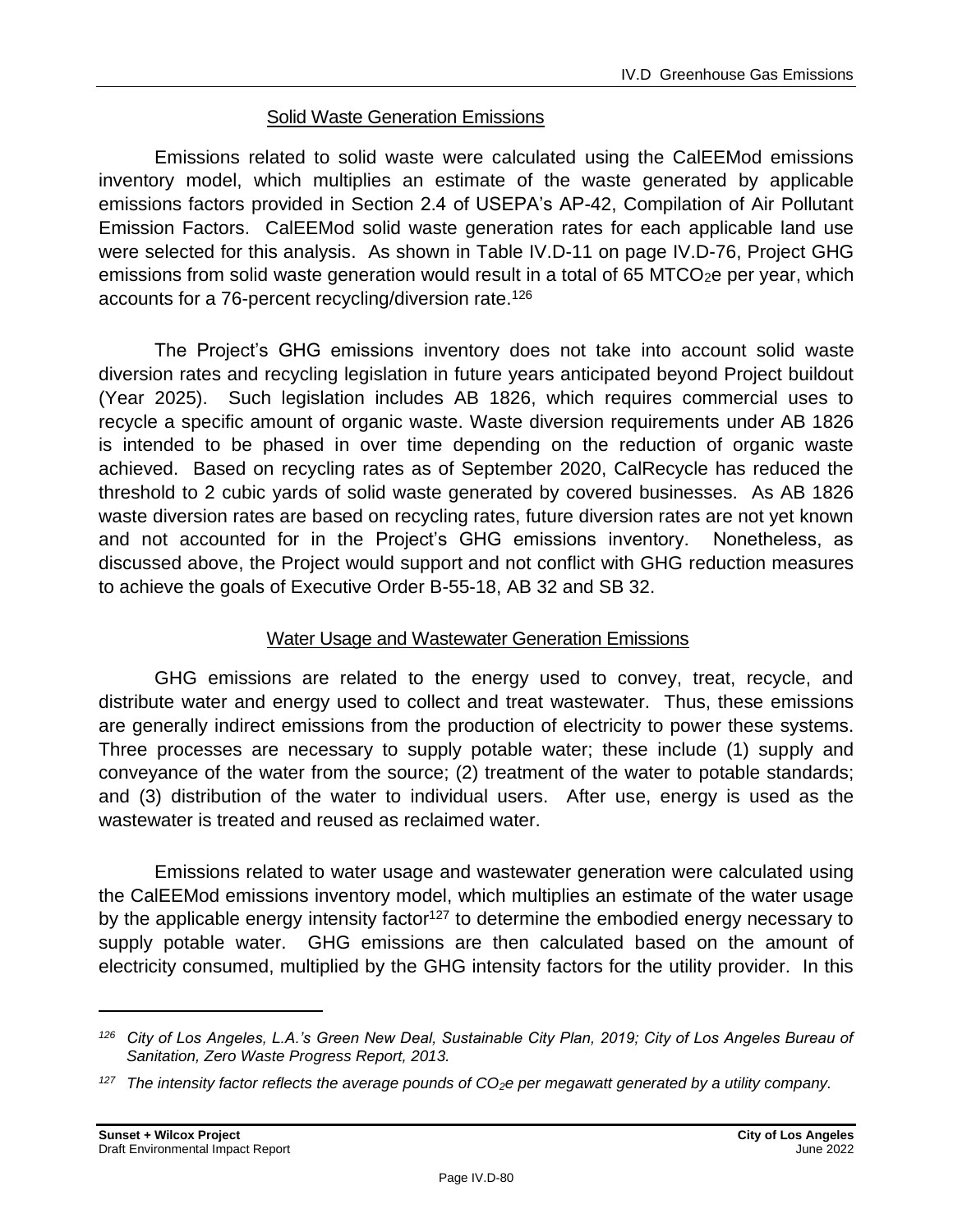### Solid Waste Generation Emissions

Emissions related to solid waste were calculated using the CalEEMod emissions inventory model, which multiplies an estimate of the waste generated by applicable emissions factors provided in Section 2.4 of USEPA's AP-42, Compilation of Air Pollutant Emission Factors. CalEEMod solid waste generation rates for each applicable land use were selected for this analysis. As shown in Table IV.D-11 on page IV.D-76, Project GHG emissions from solid waste generation would result in a total of 65 $MTCO_2e$ per year, which accounts for a 76-percent recycling/diversion rate.[126]

The Project's GHG emissions inventory does not take into account solid waste diversion rates and recycling legislation in future years anticipated beyond Project buildout (Year 2025). Such legislation includes AB 1826, which requires commercial uses to recycle a specific amount of organic waste. Waste diversion requirements under AB 1826 is intended to be phased in over time depending on the reduction of organic waste achieved. Based on recycling rates as of September 2020, CalRecycle has reduced the threshold to 2 cubic yards of solid waste generated by covered businesses. As AB 1826 waste diversion rates are based on recycling rates, future diversion rates are not yet known and not accounted for in the Project's GHG emissions inventory. Nonetheless, as discussed above, the Project would support and not conflict with GHG reduction measures to achieve the goals of Executive Order B-55-18, AB 32 and SB 32.

### Water Usage and Wastewater Generation Emissions

GHG emissions are related to the energy used to convey, treat, recycle, and distribute water and energy used to collect and treat wastewater. Thus, these emissions are generally indirect emissions from the production of electricity to power these systems. Three processes are necessary to supply potable water; these include (1) supply and conveyance of the water from the source; (2) treatment of the water to potable standards; and (3) distribution of the water to individual users. After use, energy is used as the wastewater is treated and reused as reclaimed water.

Emissions related to water usage and wastewater generation were calculated using the CalEEMod emissions inventory model, which multiplies an estimate of the water usage by the applicable energy intensity factor[127] to determine the embodied energy necessary to supply potable water. GHG emissions are then calculated based on the amount of electricity consumed, multiplied by the GHG intensity factors for the utility provider. In this

---

[126] *City of Los Angeles, L.A.'s Green New Deal, Sustainable City Plan, 2019; City of Los Angeles Bureau of Sanitation, Zero Waste Progress Report, 2013.*

[127] *The intensity factor reflects the average pounds of $CO_2e$ per megawatt generated by a utility company.*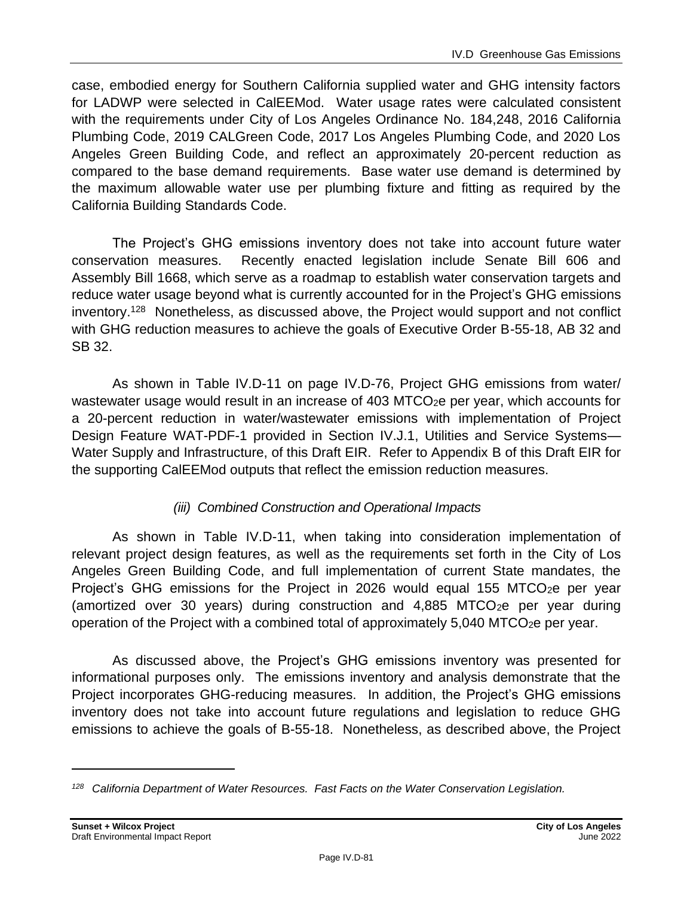case, embodied energy for Southern California supplied water and GHG intensity factors for LADWP were selected in CalEEMod. Water usage rates were calculated consistent with the requirements under City of Los Angeles Ordinance No. 184,248, 2016 California Plumbing Code, 2019 CALGreen Code, 2017 Los Angeles Plumbing Code, and 2020 Los Angeles Green Building Code, and reflect an approximately 20-percent reduction as compared to the base demand requirements. Base water use demand is determined by the maximum allowable water use per plumbing fixture and fitting as required by the California Building Standards Code.

The Project's GHG emissions inventory does not take into account future water conservation measures. Recently enacted legislation include Senate Bill 606 and Assembly Bill 1668, which serve as a roadmap to establish water conservation targets and reduce water usage beyond what is currently accounted for in the Project's GHG emissions inventory.[128] Nonetheless, as discussed above, the Project would support and not conflict with GHG reduction measures to achieve the goals of Executive Order B-55-18, AB 32 and SB 32.

As shown in Table IV.D-11 on page IV.D-76, Project GHG emissions from water/ wastewater usage would result in an increase of 403 $MTCO_2e$ per year, which accounts for a 20-percent reduction in water/wastewater emissions with implementation of Project Design Feature WAT-PDF-1 provided in Section IV.J.1, Utilities and Service Systems—Water Supply and Infrastructure, of this Draft EIR. Refer to Appendix B of this Draft EIR for the supporting CalEEMod outputs that reflect the emission reduction measures.

*(iii) Combined Construction and Operational Impacts*

As shown in Table IV.D-11, when taking into consideration implementation of relevant project design features, as well as the requirements set forth in the City of Los Angeles Green Building Code, and full implementation of current State mandates, the Project's GHG emissions for the Project in 2026 would equal 155 $MTCO_2e$ per year (amortized over 30 years) during construction and 4,885 $MTCO_2e$ per year during operation of the Project with a combined total of approximately 5,040 $MTCO_2e$ per year.

As discussed above, the Project's GHG emissions inventory was presented for informational purposes only. The emissions inventory and analysis demonstrate that the Project incorporates GHG-reducing measures. In addition, the Project's GHG emissions inventory does not take into account future regulations and legislation to reduce GHG emissions to achieve the goals of B-55-18. Nonetheless, as described above, the Project

---

[128] *California Department of Water Resources. Fast Facts on the Water Conservation Legislation.*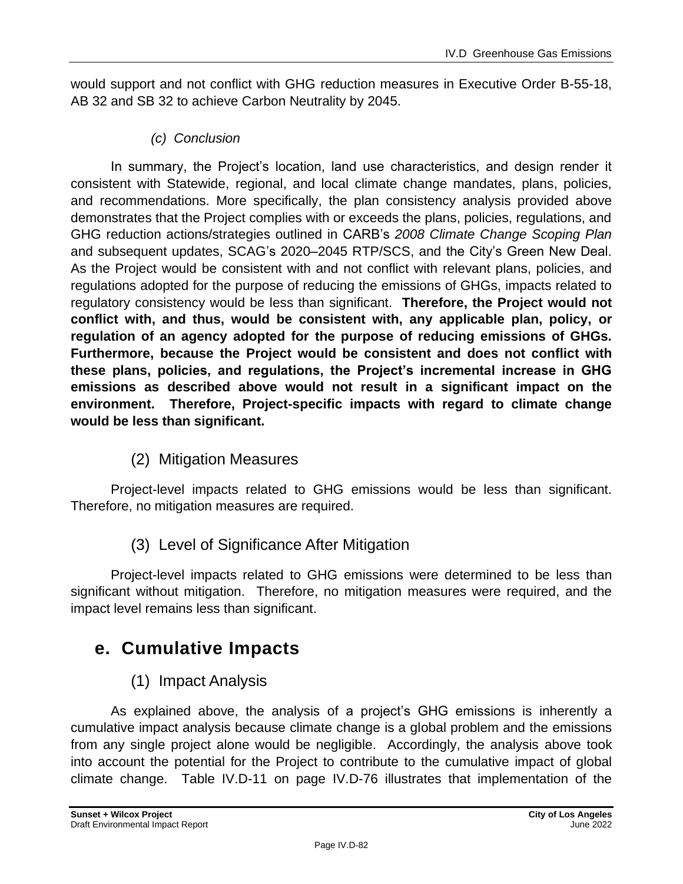would support and not conflict with GHG reduction measures in Executive Order B-55-18, AB 32 and SB 32 to achieve Carbon Neutrality by 2045.

*(c) Conclusion*

In summary, the Project's location, land use characteristics, and design render it consistent with Statewide, regional, and local climate change mandates, plans, policies, and recommendations. More specifically, the plan consistency analysis provided above demonstrates that the Project complies with or exceeds the plans, policies, regulations, and GHG reduction actions/strategies outlined in CARB's *2008 Climate Change Scoping Plan* and subsequent updates, SCAG's 2020–2045 RTP/SCS, and the City's Green New Deal. As the Project would be consistent with and not conflict with relevant plans, policies, and regulations adopted for the purpose of reducing the emissions of GHGs, impacts related to regulatory consistency would be less than significant. **Therefore, the Project would not conflict with, and thus, would be consistent with, any applicable plan, policy, or regulation of an agency adopted for the purpose of reducing emissions of GHGs. Furthermore, because the Project would be consistent and does not conflict with these plans, policies, and regulations, the Project's incremental increase in GHG emissions as described above would not result in a significant impact on the environment. Therefore, Project-specific impacts with regard to climate change would be less than significant.**

### (2) Mitigation Measures

Project-level impacts related to GHG emissions would be less than significant. Therefore, no mitigation measures are required.

### (3) Level of Significance After Mitigation

Project-level impacts related to GHG emissions were determined to be less than significant without mitigation. Therefore, no mitigation measures were required, and the impact level remains less than significant.

## e. Cumulative Impacts

### (1) Impact Analysis

As explained above, the analysis of a project's GHG emissions is inherently a cumulative impact analysis because climate change is a global problem and the emissions from any single project alone would be negligible. Accordingly, the analysis above took into account the potential for the Project to contribute to the cumulative impact of global climate change. Table IV.D-11 on page IV.D-76 illustrates that implementation of the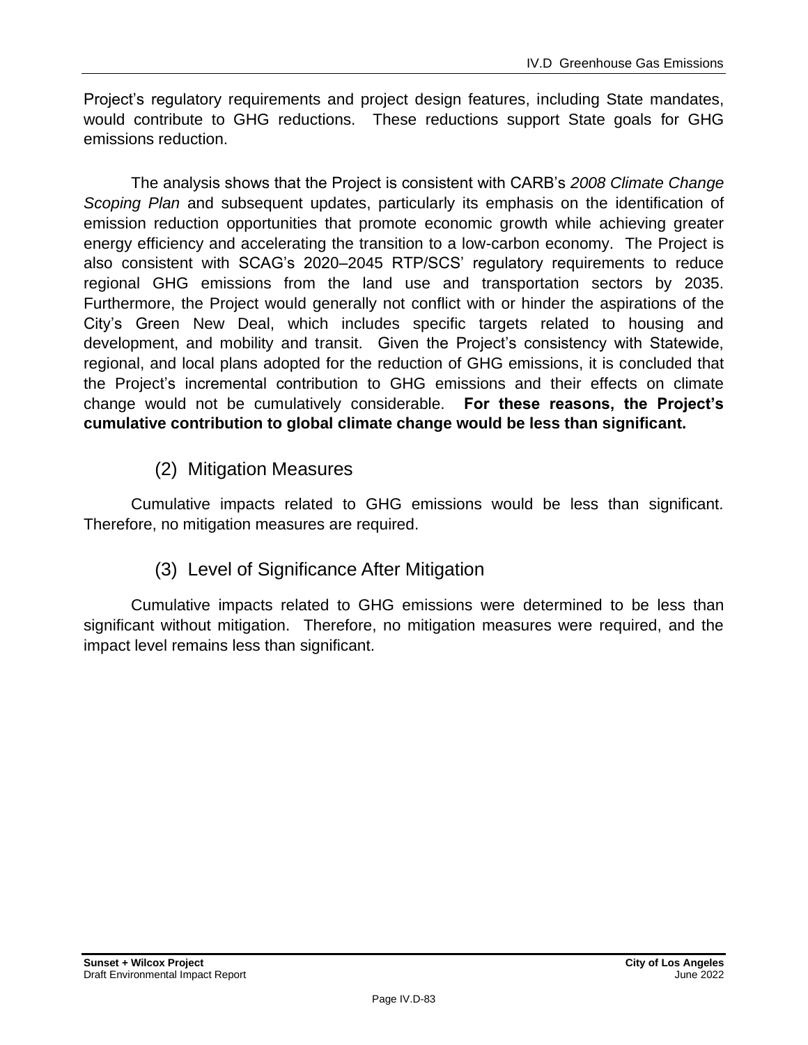Project's regulatory requirements and project design features, including State mandates, would contribute to GHG reductions. These reductions support State goals for GHG emissions reduction.

The analysis shows that the Project is consistent with CARB's *2008 Climate Change Scoping Plan* and subsequent updates, particularly its emphasis on the identification of emission reduction opportunities that promote economic growth while achieving greater energy efficiency and accelerating the transition to a low-carbon economy. The Project is also consistent with SCAG's 2020–2045 RTP/SCS' regulatory requirements to reduce regional GHG emissions from the land use and transportation sectors by 2035. Furthermore, the Project would generally not conflict with or hinder the aspirations of the City's Green New Deal, which includes specific targets related to housing and development, and mobility and transit. Given the Project's consistency with Statewide, regional, and local plans adopted for the reduction of GHG emissions, it is concluded that the Project's incremental contribution to GHG emissions and their effects on climate change would not be cumulatively considerable. **For these reasons, the Project's cumulative contribution to global climate change would be less than significant.**

### (2) Mitigation Measures

Cumulative impacts related to GHG emissions would be less than significant. Therefore, no mitigation measures are required.

### (3) Level of Significance After Mitigation

Cumulative impacts related to GHG emissions were determined to be less than significant without mitigation. Therefore, no mitigation measures were required, and the impact level remains less than significant.